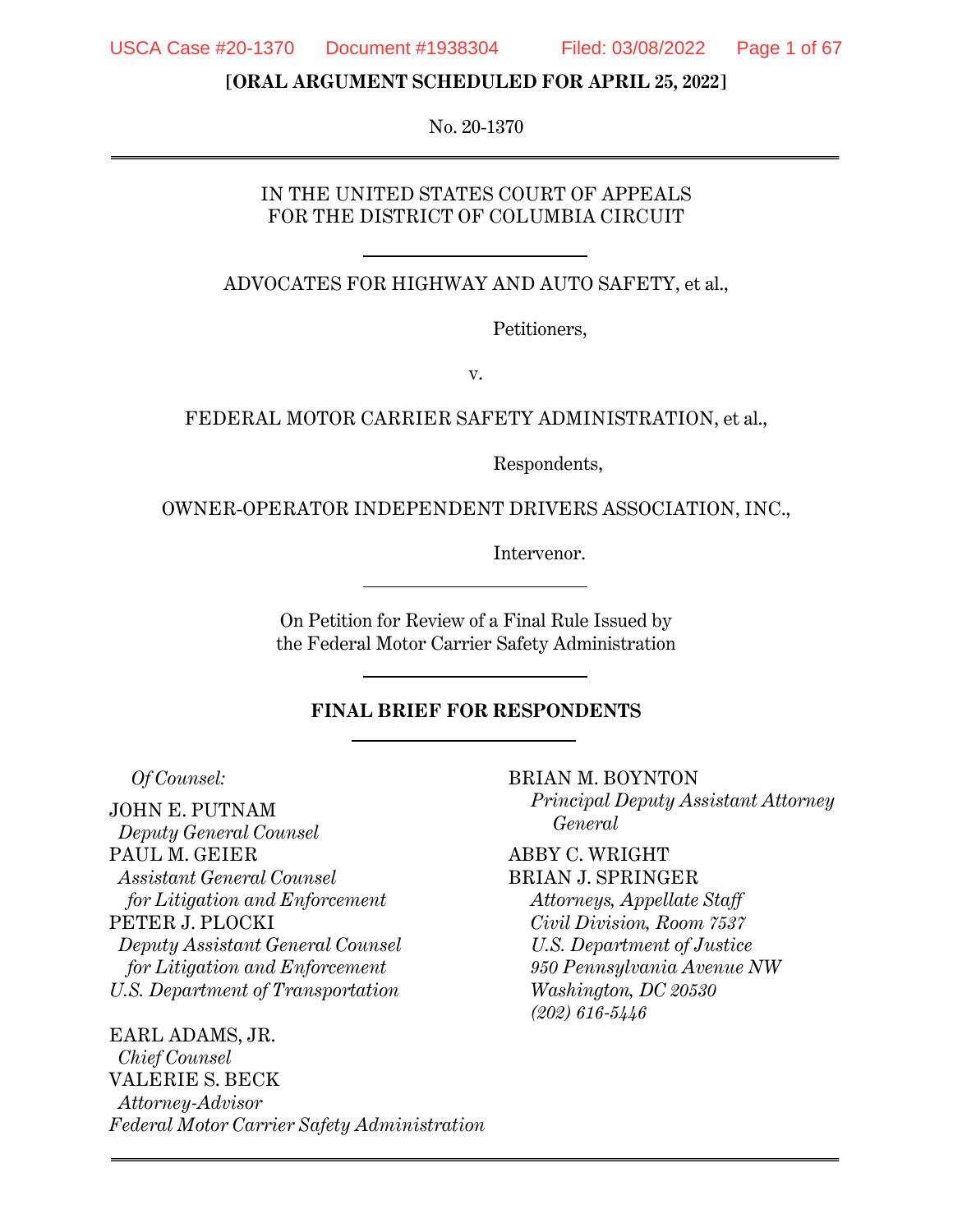**[ORAL ARGUMENT SCHEDULED FOR APRIL 25, 2022]**

No. 20-1370

---

IN THE UNITED STATES COURT OF APPEALS
FOR THE DISTRICT OF COLUMBIA CIRCUIT

---

ADVOCATES FOR HIGHWAY AND AUTO SAFETY, et al.,

Petitioners,

v.

FEDERAL MOTOR CARRIER SAFETY ADMINISTRATION, et al.,

Respondents,

OWNER-OPERATOR INDEPENDENT DRIVERS ASSOCIATION, INC.,

Intervenor.

---

On Petition for Review of a Final Rule Issued by
the Federal Motor Carrier Safety Administration

---

**FINAL BRIEF FOR RESPONDENTS**

---

*Of Counsel:*

JOHN E. PUTNAM
*Deputy General Counsel*
PAUL M. GEIER
*Assistant General Counsel for Litigation and Enforcement*
PETER J. PLOCKI
*Deputy Assistant General Counsel for Litigation and Enforcement*
*U.S. Department of Transportation*

EARL ADAMS, JR.
*Chief Counsel*
VALERIE S. BECK
*Attorney-Advisor*
*Federal Motor Carrier Safety Administration*

BRIAN M. BOYNTON
*Principal Deputy Assistant Attorney General*

ABBY C. WRIGHT
BRIAN J. SPRINGER
*Attorneys, Appellate Staff*
*Civil Division, Room 7537*
*U.S. Department of Justice*
*950 Pennsylvania Avenue NW*
*Washington, DC 20530*
*(202) 616-5446*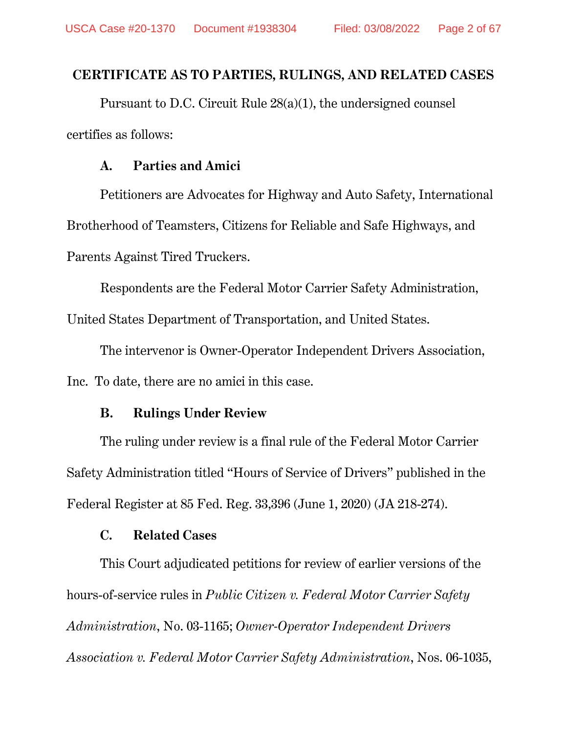## CERTIFICATE AS TO PARTIES, RULINGS, AND RELATED CASES

Pursuant to D.C. Circuit Rule 28(a)(1), the undersigned counsel certifies as follows:

### A. Parties and Amici

Petitioners are Advocates for Highway and Auto Safety, International Brotherhood of Teamsters, Citizens for Reliable and Safe Highways, and Parents Against Tired Truckers.

Respondents are the Federal Motor Carrier Safety Administration, United States Department of Transportation, and United States.

The intervenor is Owner-Operator Independent Drivers Association, Inc. To date, there are no amici in this case.

### B. Rulings Under Review

The ruling under review is a final rule of the Federal Motor Carrier Safety Administration titled "Hours of Service of Drivers" published in the Federal Register at 85 Fed. Reg. 33,396 (June 1, 2020) (JA 218-274).

### C. Related Cases

This Court adjudicated petitions for review of earlier versions of the hours-of-service rules in *Public Citizen v. Federal Motor Carrier Safety Administration*, No. 03-1165; *Owner-Operator Independent Drivers Association v. Federal Motor Carrier Safety Administration*, Nos. 06-1035,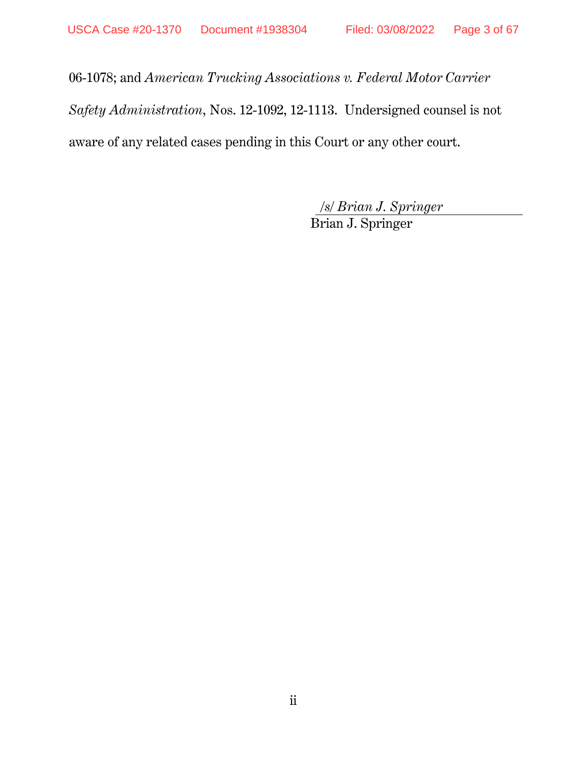06-1078; and *American Trucking Associations v. Federal Motor Carrier Safety Administration*, Nos. 12-1092, 12-1113. Undersigned counsel is not aware of any related cases pending in this Court or any other court.

/s/ *Brian J. Springer*
Brian J. Springer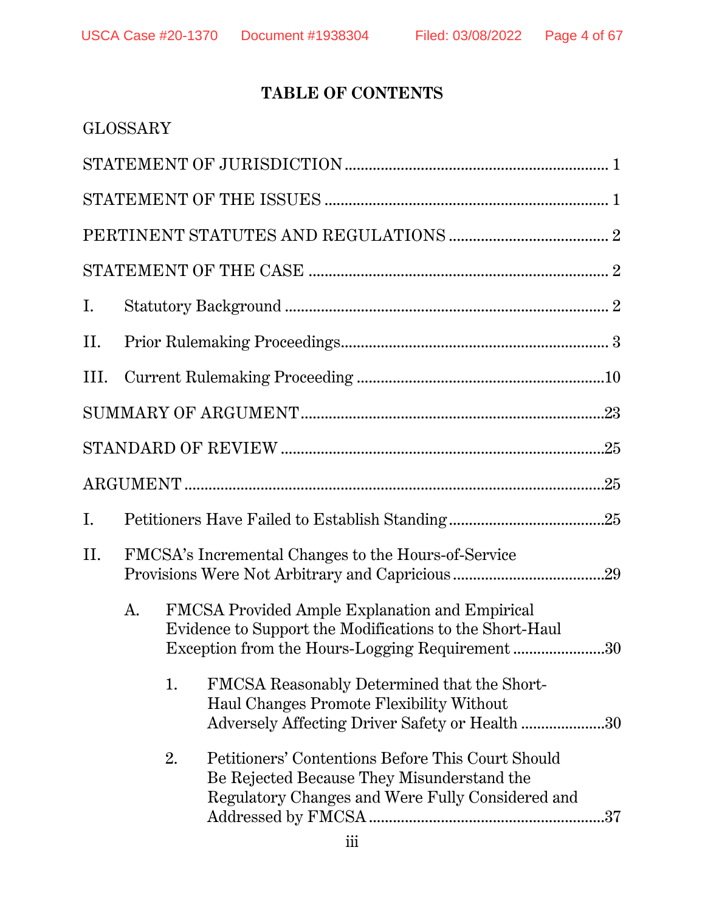## TABLE OF CONTENTS

GLOSSARY

STATEMENT OF JURISDICTION ........................................................................ 1

STATEMENT OF THE ISSUES ........................................................................ 1

PERTINENT STATUTES AND REGULATIONS ........................................ 2

STATEMENT OF THE CASE ........................................................................ 2

I. Statutory Background ........................................................................ 2

II. Prior Rulemaking Proceedings........................................................... 3

III. Current Rulemaking Proceeding .......................................................10

SUMMARY OF ARGUMENT........................................................................23

STANDARD OF REVIEW ...........................................................................25

ARGUMENT ..................................................................................................25

I. Petitioners Have Failed to Establish Standing ..................................25

II. FMCSA's Incremental Changes to the Hours-of-Service Provisions Were Not Arbitrary and Capricious ....................................29

A. FMCSA Provided Ample Explanation and Empirical Evidence to Support the Modifications to the Short-Haul Exception from the Hours-Logging Requirement .......................30

1. FMCSA Reasonably Determined that the Short-Haul Changes Promote Flexibility Without Adversely Affecting Driver Safety or Health .....................30

2. Petitioners' Contentions Before This Court Should Be Rejected Because They Misunderstand the Regulatory Changes and Were Fully Considered and Addressed by FMCSA ..........................................................37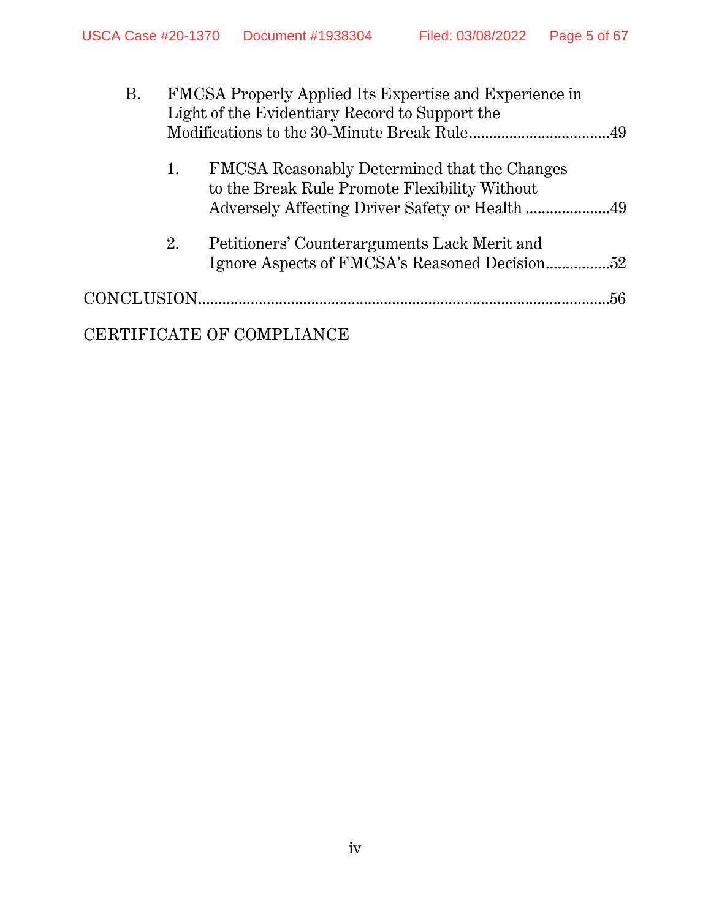B. FMCSA Properly Applied Its Expertise and Experience in Light of the Evidentiary Record to Support the Modifications to the 30-Minute Break Rule....................................49

1. FMCSA Reasonably Determined that the Changes to the Break Rule Promote Flexibility Without Adversely Affecting Driver Safety or Health .....................49

2. Petitioners' Counterarguments Lack Merit and Ignore Aspects of FMCSA's Reasoned Decision................52

CONCLUSION........................................................................................................56

CERTIFICATE OF COMPLIANCE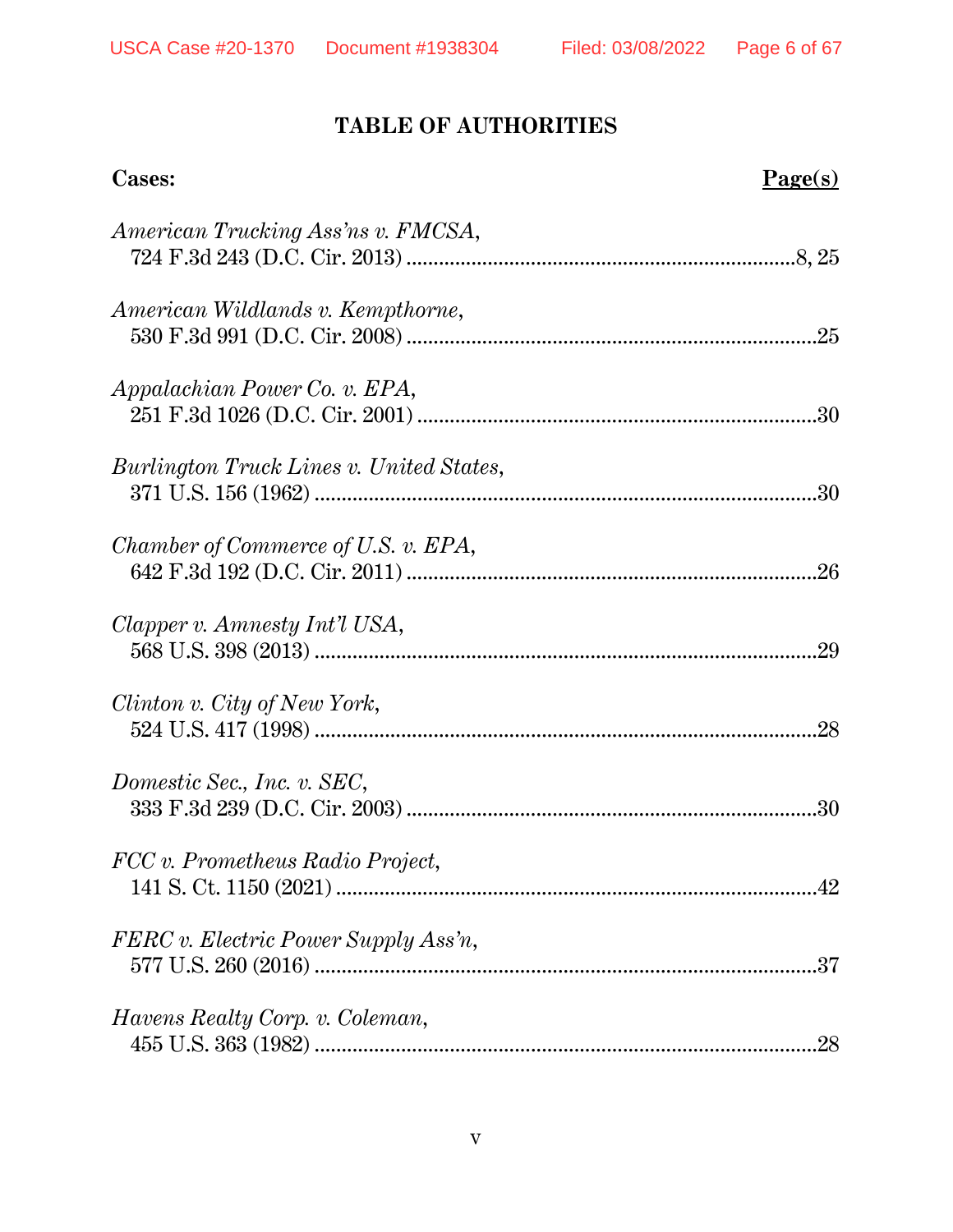# TABLE OF AUTHORITIES

**Cases:** **Page(s)**

*American Trucking Ass'ns v. FMCSA*,
724 F.3d 243 (D.C. Cir. 2013) ........................................................................8, 25

*American Wildlands v. Kempthorne*,
530 F.3d 991 (D.C. Cir. 2008) ...........................................................................25

*Appalachian Power Co. v. EPA*,
251 F.3d 1026 (D.C. Cir. 2001) .........................................................................30

*Burlington Truck Lines v. United States*,
371 U.S. 156 (1962) ...........................................................................................30

*Chamber of Commerce of U.S. v. EPA*,
642 F.3d 192 (D.C. Cir. 2011) ...........................................................................26

*Clapper v. Amnesty Int'l USA*,
568 U.S. 398 (2013) ...........................................................................................29

*Clinton v. City of New York*,
524 U.S. 417 (1998) ...........................................................................................28

*Domestic Sec., Inc. v. SEC*,
333 F.3d 239 (D.C. Cir. 2003) ...........................................................................30

*FCC v. Prometheus Radio Project*,
141 S. Ct. 1150 (2021) .......................................................................................42

*FERC v. Electric Power Supply Ass'n*,
577 U.S. 260 (2016) ...........................................................................................37

*Havens Realty Corp. v. Coleman*,
455 U.S. 363 (1982) ...........................................................................................28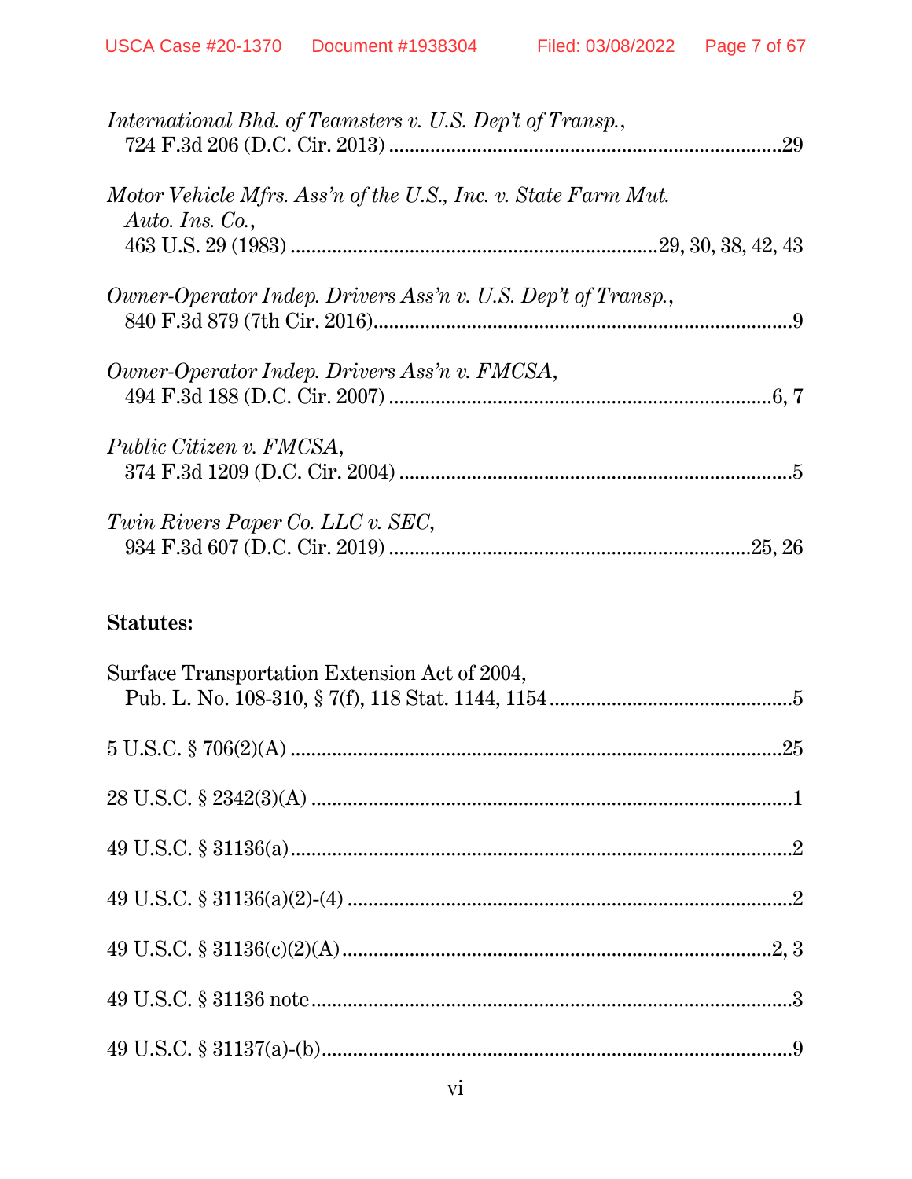*International Bhd. of Teamsters v. U.S. Dep't of Transp.*,
724 F.3d 206 (D.C. Cir. 2013) ............................................................................29

*Motor Vehicle Mfrs. Ass'n of the U.S., Inc. v. State Farm Mut. Auto. Ins. Co.*,
463 U.S. 29 (1983) ....................................................................29, 30, 38, 42, 43

*Owner-Operator Indep. Drivers Ass'n v. U.S. Dep't of Transp.*,
840 F.3d 879 (7th Cir. 2016)..................................................................................9

*Owner-Operator Indep. Drivers Ass'n v. FMCSA*,
494 F.3d 188 (D.C. Cir. 2007) ..........................................................................6, 7

*Public Citizen v. FMCSA*,
374 F.3d 1209 (D.C. Cir. 2004) ..............................................................................5

*Twin Rivers Paper Co. LLC v. SEC*,
934 F.3d 607 (D.C. Cir. 2019) ....................................................................25, 26

**Statutes:**

Surface Transportation Extension Act of 2004,
Pub. L. No. 108-310, § 7(f), 118 Stat. 1144, 1154 ..............................................5

5 U.S.C. § 706(2)(A) ..............................................................................................25

28 U.S.C. § 2342(3)(A) ............................................................................................1

49 U.S.C. § 31136(a)................................................................................................2

49 U.S.C. § 31136(a)(2)-(4) .....................................................................................2

49 U.S.C. § 31136(c)(2)(A)...................................................................................2, 3

49 U.S.C. § 31136 note.............................................................................................3

49 U.S.C. § 31137(a)-(b)..........................................................................................9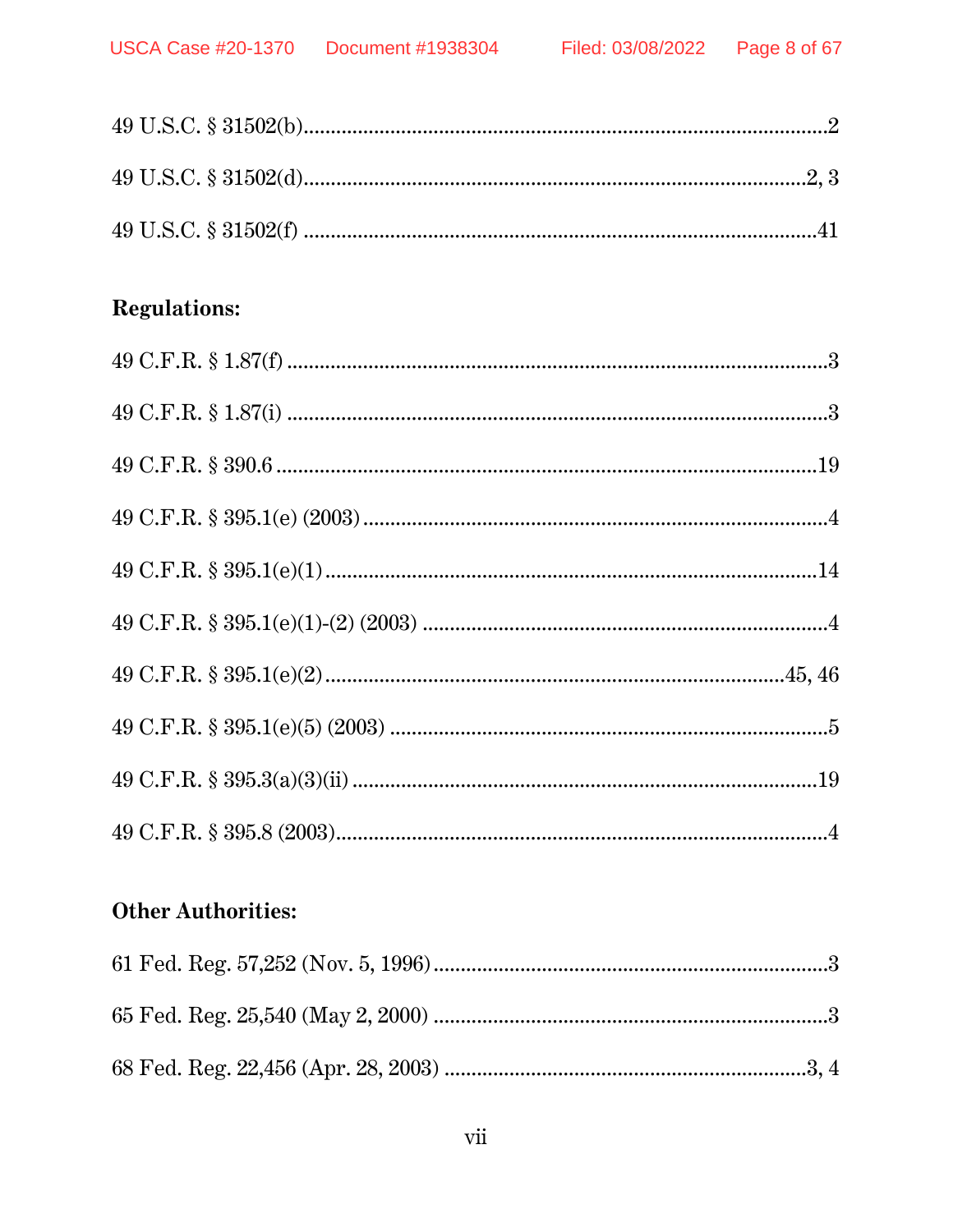49 U.S.C. § 31502(b) ........................................................................................ 2

49 U.S.C. § 31502(d) ........................................................................................ 2, 3

49 U.S.C. § 31502(f) ........................................................................................ 41

**Regulations:**

49 C.F.R. § 1.87(f) ........................................................................................ 3

49 C.F.R. § 1.87(i) ........................................................................................ 3

49 C.F.R. § 390.6 ........................................................................................ 19

49 C.F.R. § 395.1(e) (2003) ........................................................................................ 4

49 C.F.R. § 395.1(e)(1) ........................................................................................ 14

49 C.F.R. § 395.1(e)(1)-(2) (2003) ........................................................................................ 4

49 C.F.R. § 395.1(e)(2) ........................................................................................ 45, 46

49 C.F.R. § 395.1(e)(5) (2003) ........................................................................................ 5

49 C.F.R. § 395.3(a)(3)(ii) ........................................................................................ 19

49 C.F.R. § 395.8 (2003) ........................................................................................ 4

**Other Authorities:**

61 Fed. Reg. 57,252 (Nov. 5, 1996) ........................................................................................ 3

65 Fed. Reg. 25,540 (May 2, 2000) ........................................................................................ 3

68 Fed. Reg. 22,456 (Apr. 28, 2003) ........................................................................................ 3, 4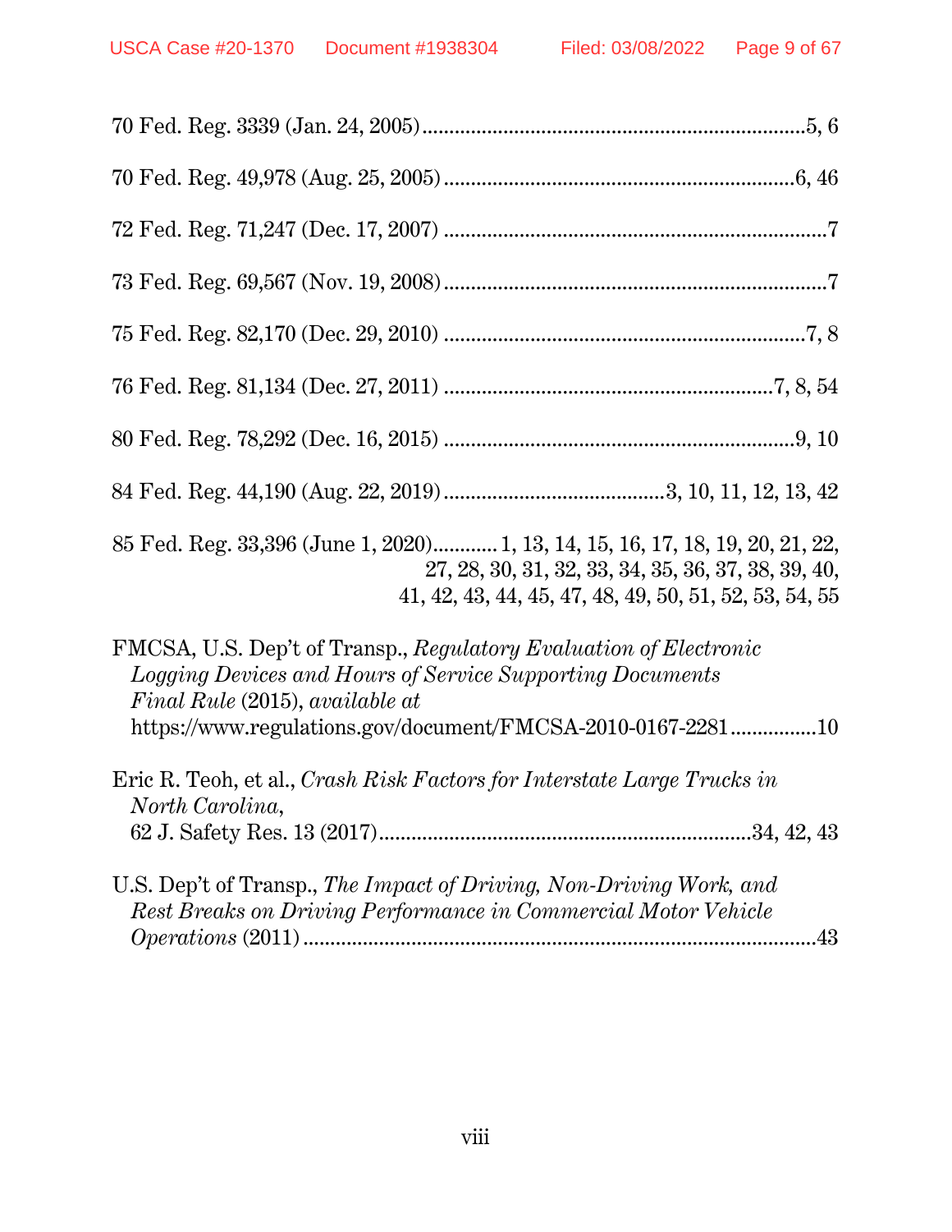70 Fed. Reg. 3339 (Jan. 24, 2005) ........................................................................5, 6

70 Fed. Reg. 49,978 (Aug. 25, 2005) ..................................................................6, 46

72 Fed. Reg. 71,247 (Dec. 17, 2007) .......................................................................7

73 Fed. Reg. 69,567 (Nov. 19, 2008) .......................................................................7

75 Fed. Reg. 82,170 (Dec. 29, 2010) ...................................................................7, 8

76 Fed. Reg. 81,134 (Dec. 27, 2011) .............................................................7, 8, 54

80 Fed. Reg. 78,292 (Dec. 16, 2015) ..................................................................9, 10

84 Fed. Reg. 44,190 (Aug. 22, 2019) .........................................3, 10, 11, 12, 13, 42

85 Fed. Reg. 33,396 (June 1, 2020) ............ 1, 13, 14, 15, 16, 17, 18, 19, 20, 21, 22, 27, 28, 30, 31, 32, 33, 34, 35, 36, 37, 38, 39, 40, 41, 42, 43, 44, 45, 47, 48, 49, 50, 51, 52, 53, 54, 55

FMCSA, U.S. Dep't of Transp., *Regulatory Evaluation of Electronic Logging Devices and Hours of Service Supporting Documents Final Rule* (2015), *available at* https://www.regulations.gov/document/FMCSA-2010-0167-2281 ................10

Eric R. Teoh, et al., *Crash Risk Factors for Interstate Large Trucks in North Carolina*, 62 J. Safety Res. 13 (2017) .....................................................................34, 42, 43

U.S. Dep't of Transp., *The Impact of Driving, Non-Driving Work, and Rest Breaks on Driving Performance in Commercial Motor Vehicle Operations* (2011) ...............................................................................................43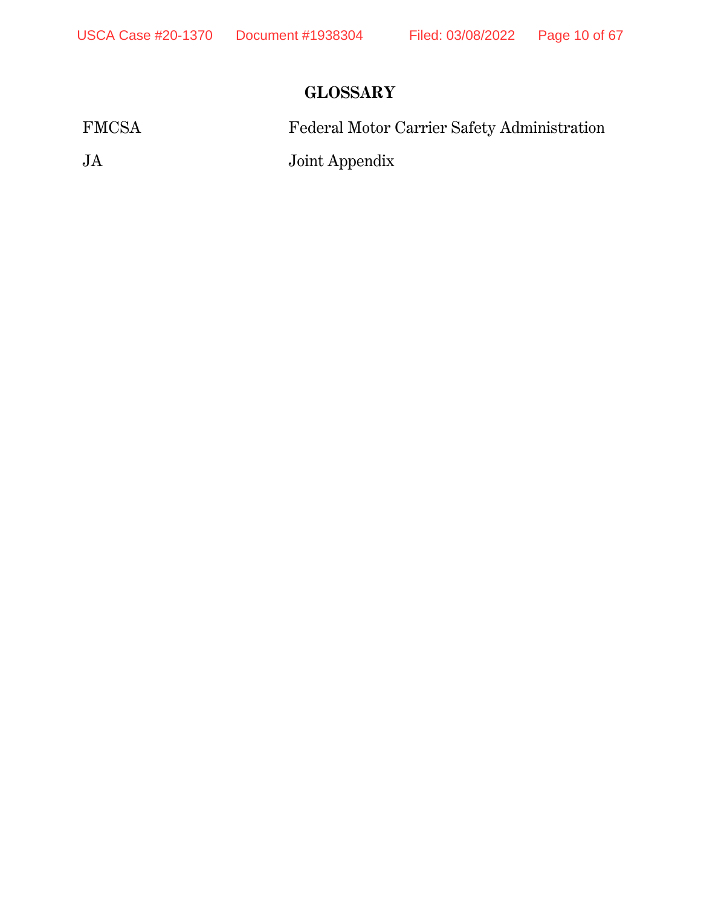# GLOSSARY

| | |
|---|---|
| FMCSA | Federal Motor Carrier Safety Administration |
| JA | Joint Appendix |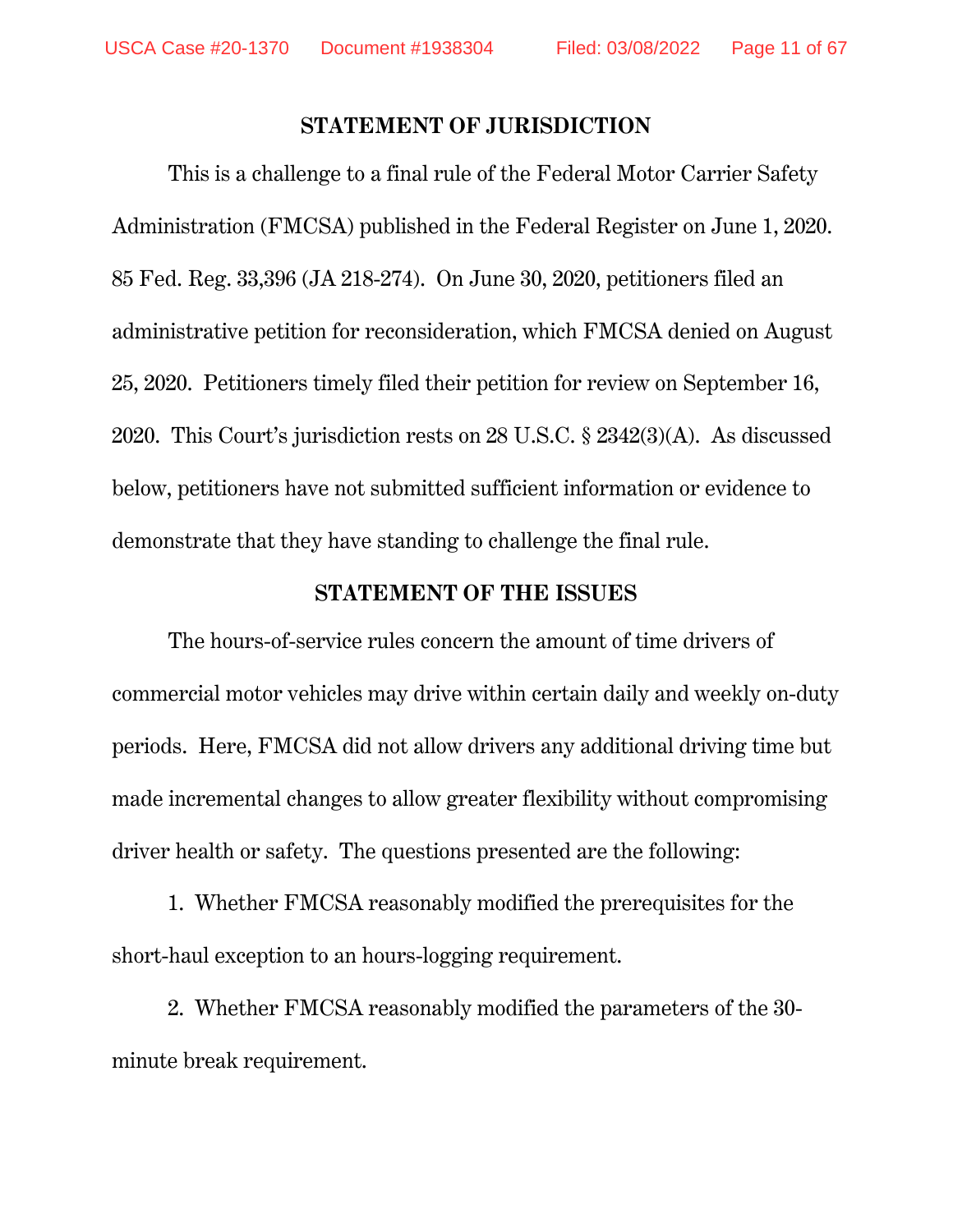## STATEMENT OF JURISDICTION

This is a challenge to a final rule of the Federal Motor Carrier Safety Administration (FMCSA) published in the Federal Register on June 1, 2020. 85 Fed. Reg. 33,396 (JA 218-274). On June 30, 2020, petitioners filed an administrative petition for reconsideration, which FMCSA denied on August 25, 2020. Petitioners timely filed their petition for review on September 16, 2020. This Court's jurisdiction rests on 28 U.S.C. § 2342(3)(A). As discussed below, petitioners have not submitted sufficient information or evidence to demonstrate that they have standing to challenge the final rule.

## STATEMENT OF THE ISSUES

The hours-of-service rules concern the amount of time drivers of commercial motor vehicles may drive within certain daily and weekly on-duty periods. Here, FMCSA did not allow drivers any additional driving time but made incremental changes to allow greater flexibility without compromising driver health or safety. The questions presented are the following:

1. Whether FMCSA reasonably modified the prerequisites for the short-haul exception to an hours-logging requirement.

2. Whether FMCSA reasonably modified the parameters of the 30-minute break requirement.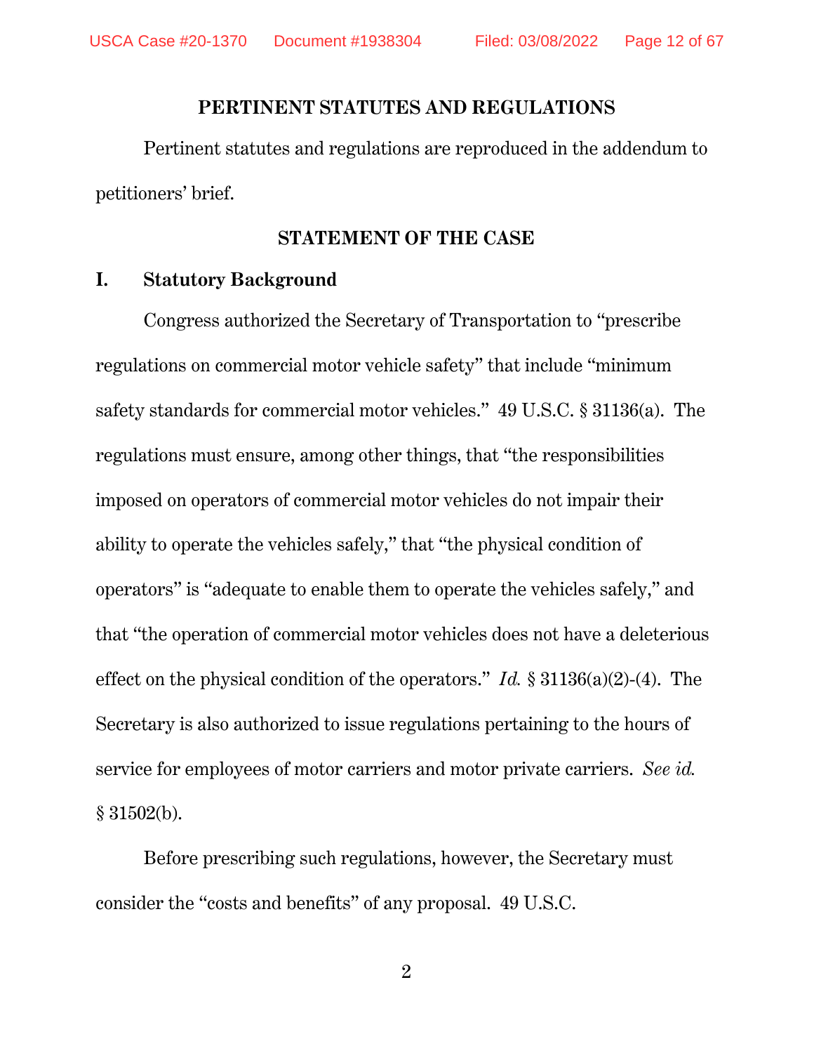## PERTINENT STATUTES AND REGULATIONS

Pertinent statutes and regulations are reproduced in the addendum to petitioners' brief.

## STATEMENT OF THE CASE

### I. Statutory Background

Congress authorized the Secretary of Transportation to "prescribe regulations on commercial motor vehicle safety" that include "minimum safety standards for commercial motor vehicles." 49 U.S.C. § 31136(a). The regulations must ensure, among other things, that "the responsibilities imposed on operators of commercial motor vehicles do not impair their ability to operate the vehicles safely," that "the physical condition of operators" is "adequate to enable them to operate the vehicles safely," and that "the operation of commercial motor vehicles does not have a deleterious effect on the physical condition of the operators." *Id.* § 31136(a)(2)-(4). The Secretary is also authorized to issue regulations pertaining to the hours of service for employees of motor carriers and motor private carriers. *See id.* § 31502(b).

Before prescribing such regulations, however, the Secretary must consider the "costs and benefits" of any proposal. 49 U.S.C.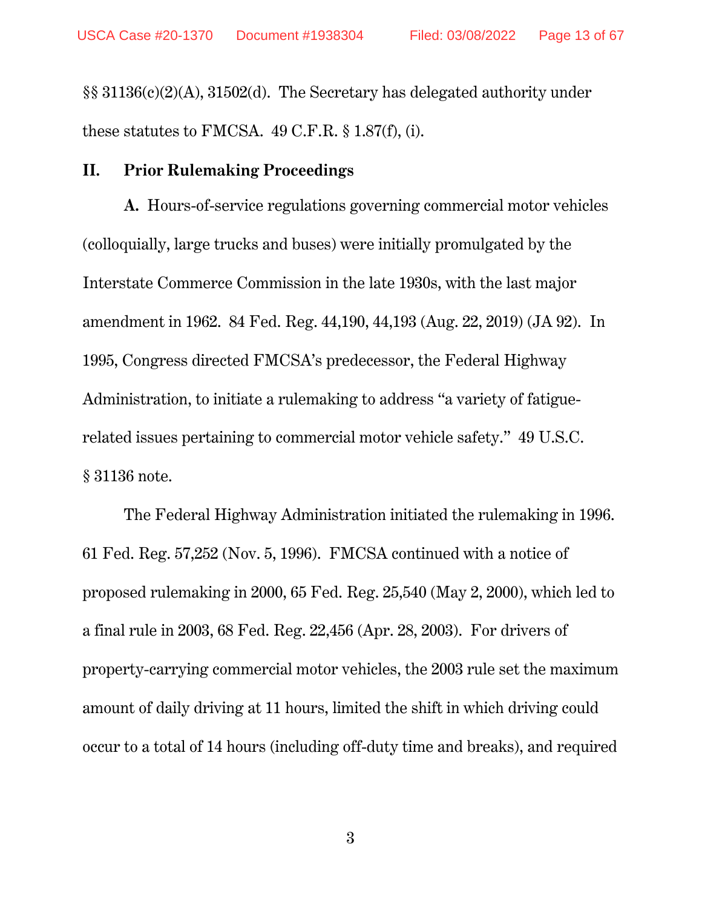§§ 31136(c)(2)(A), 31502(d). The Secretary has delegated authority under these statutes to FMCSA. 49 C.F.R. § 1.87(f), (i).

## II. Prior Rulemaking Proceedings

**A.** Hours-of-service regulations governing commercial motor vehicles (colloquially, large trucks and buses) were initially promulgated by the Interstate Commerce Commission in the late 1930s, with the last major amendment in 1962. 84 Fed. Reg. 44,190, 44,193 (Aug. 22, 2019) (JA 92). In 1995, Congress directed FMCSA's predecessor, the Federal Highway Administration, to initiate a rulemaking to address "a variety of fatigue-related issues pertaining to commercial motor vehicle safety." 49 U.S.C. § 31136 note.

The Federal Highway Administration initiated the rulemaking in 1996. 61 Fed. Reg. 57,252 (Nov. 5, 1996). FMCSA continued with a notice of proposed rulemaking in 2000, 65 Fed. Reg. 25,540 (May 2, 2000), which led to a final rule in 2003, 68 Fed. Reg. 22,456 (Apr. 28, 2003). For drivers of property-carrying commercial motor vehicles, the 2003 rule set the maximum amount of daily driving at 11 hours, limited the shift in which driving could occur to a total of 14 hours (including off-duty time and breaks), and required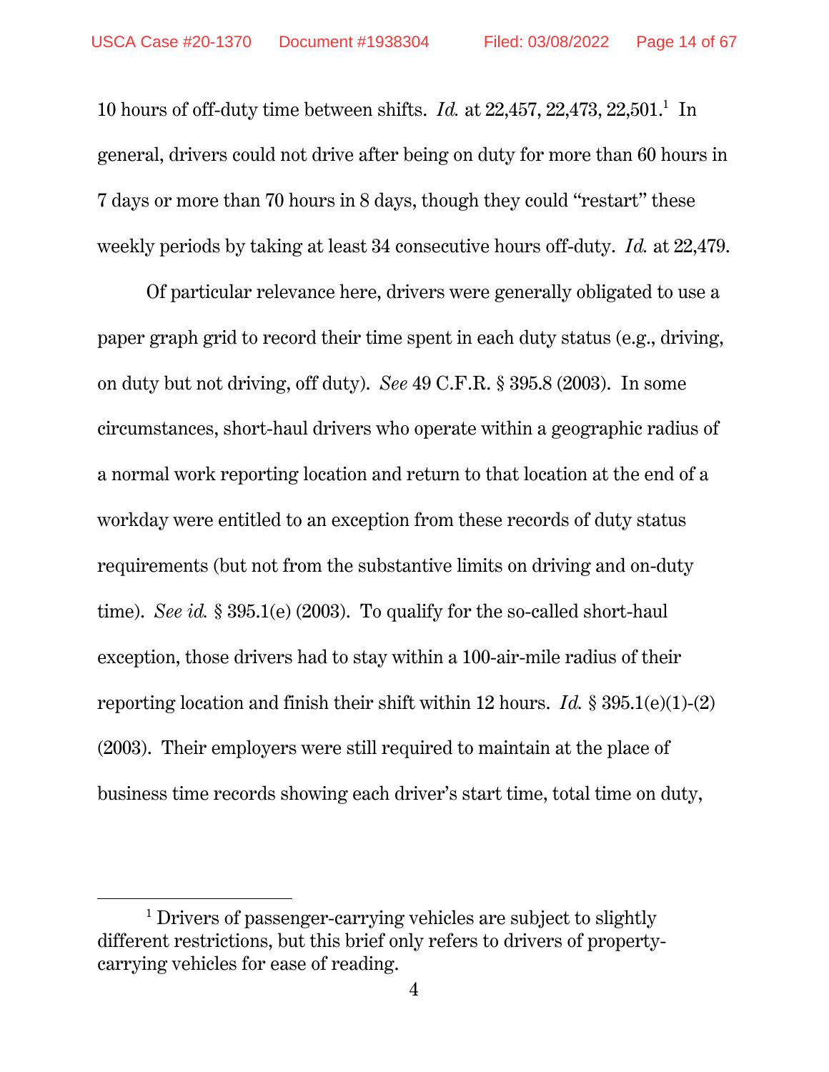10 hours of off-duty time between shifts. *Id.* at 22,457, 22,473, 22,501.[1] In general, drivers could not drive after being on duty for more than 60 hours in 7 days or more than 70 hours in 8 days, though they could "restart" these weekly periods by taking at least 34 consecutive hours off-duty. *Id.* at 22,479.

Of particular relevance here, drivers were generally obligated to use a paper graph grid to record their time spent in each duty status (e.g., driving, on duty but not driving, off duty). *See* 49 C.F.R. § 395.8 (2003). In some circumstances, short-haul drivers who operate within a geographic radius of a normal work reporting location and return to that location at the end of a workday were entitled to an exception from these records of duty status requirements (but not from the substantive limits on driving and on-duty time). *See id.* § 395.1(e) (2003). To qualify for the so-called short-haul exception, those drivers had to stay within a 100-air-mile radius of their reporting location and finish their shift within 12 hours. *Id.* § 395.1(e)(1)-(2) (2003). Their employers were still required to maintain at the place of business time records showing each driver's start time, total time on duty,

---

[1] Drivers of passenger-carrying vehicles are subject to slightly different restrictions, but this brief only refers to drivers of property-carrying vehicles for ease of reading.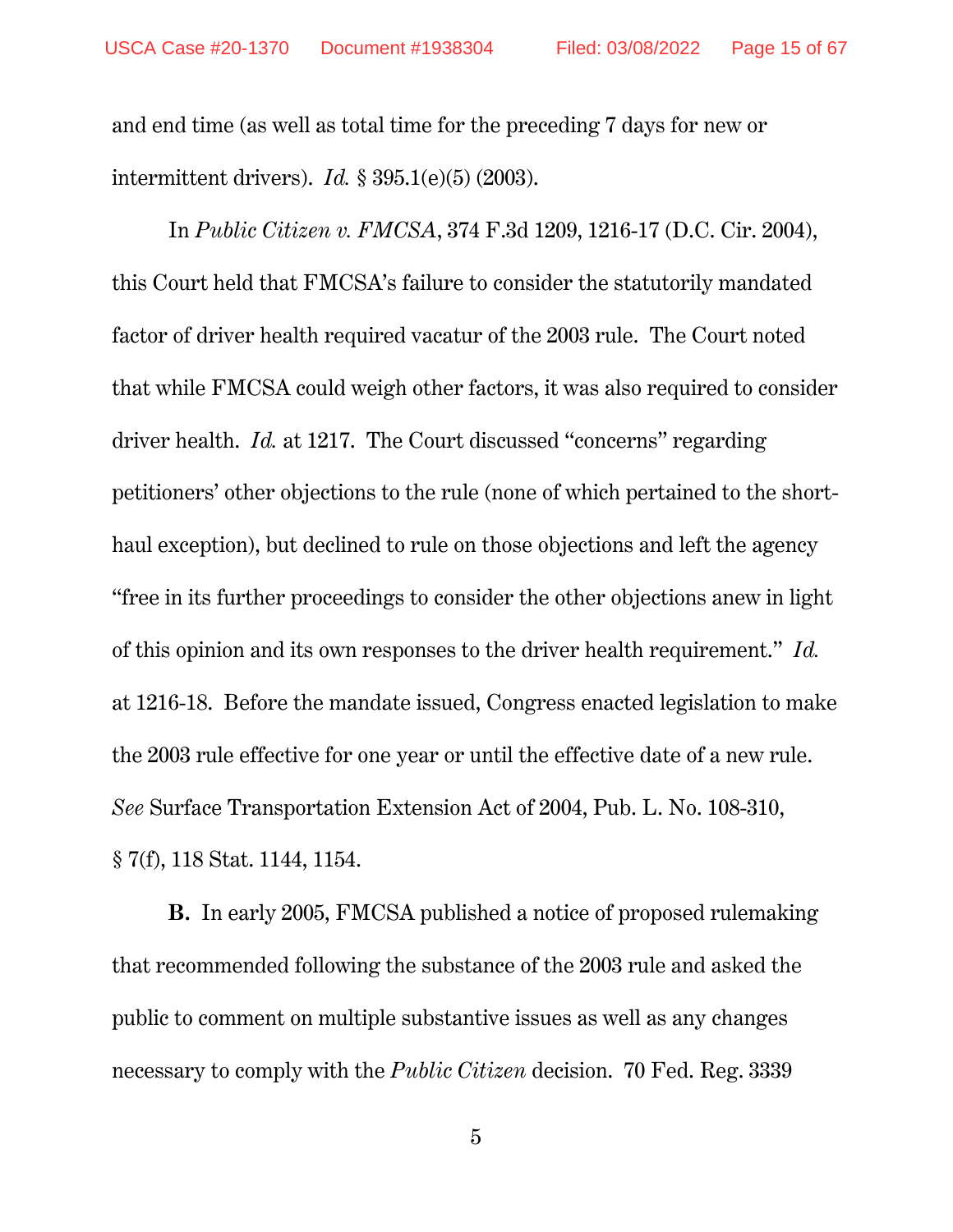and end time (as well as total time for the preceding 7 days for new or intermittent drivers). *Id.* § 395.1(e)(5) (2003).

In *Public Citizen v. FMCSA*, 374 F.3d 1209, 1216-17 (D.C. Cir. 2004), this Court held that FMCSA's failure to consider the statutorily mandated factor of driver health required vacatur of the 2003 rule. The Court noted that while FMCSA could weigh other factors, it was also required to consider driver health. *Id.* at 1217. The Court discussed "concerns" regarding petitioners' other objections to the rule (none of which pertained to the short-haul exception), but declined to rule on those objections and left the agency "free in its further proceedings to consider the other objections anew in light of this opinion and its own responses to the driver health requirement." *Id.* at 1216-18. Before the mandate issued, Congress enacted legislation to make the 2003 rule effective for one year or until the effective date of a new rule. *See* Surface Transportation Extension Act of 2004, Pub. L. No. 108-310, § 7(f), 118 Stat. 1144, 1154.

**B.** In early 2005, FMCSA published a notice of proposed rulemaking that recommended following the substance of the 2003 rule and asked the public to comment on multiple substantive issues as well as any changes necessary to comply with the *Public Citizen* decision. 70 Fed. Reg. 3339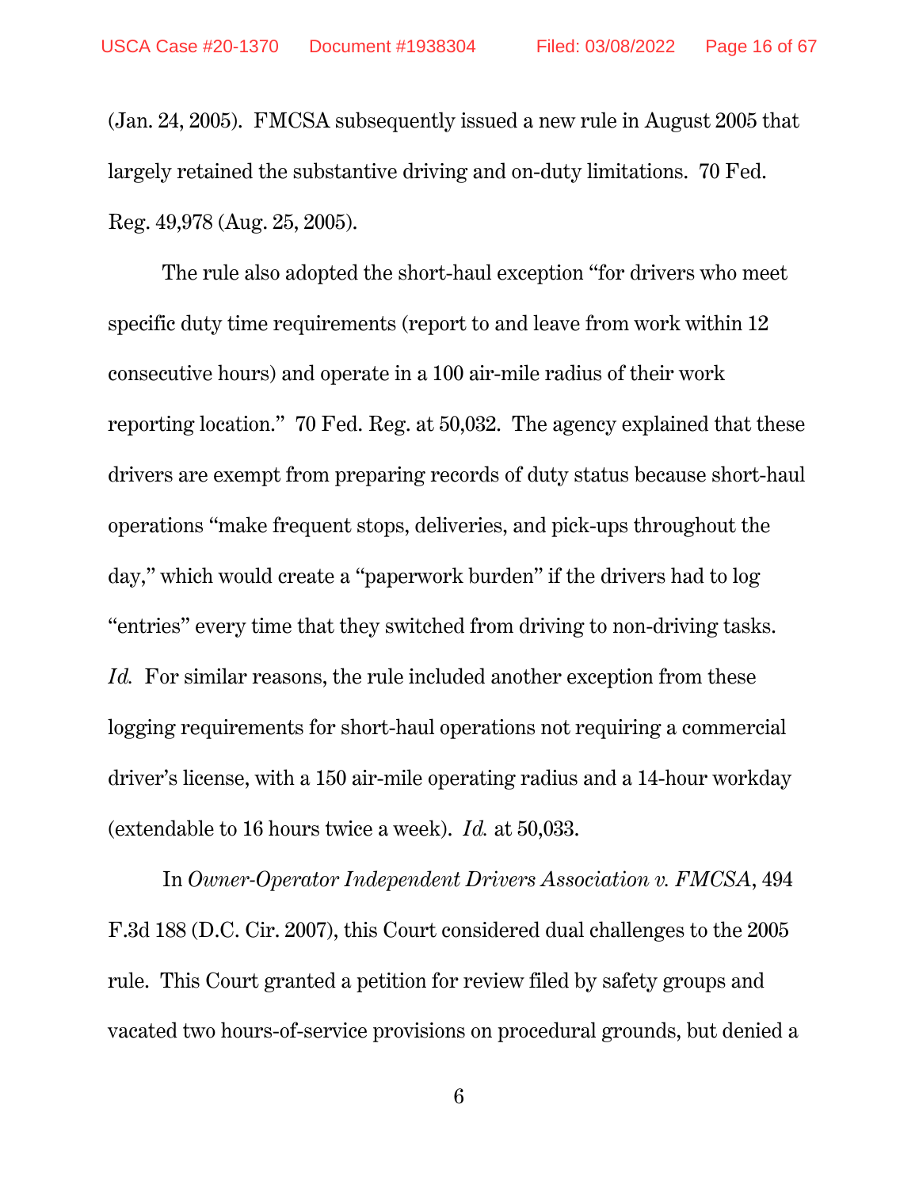(Jan. 24, 2005). FMCSA subsequently issued a new rule in August 2005 that largely retained the substantive driving and on-duty limitations. 70 Fed. Reg. 49,978 (Aug. 25, 2005).

The rule also adopted the short-haul exception "for drivers who meet specific duty time requirements (report to and leave from work within 12 consecutive hours) and operate in a 100 air-mile radius of their work reporting location." 70 Fed. Reg. at 50,032. The agency explained that these drivers are exempt from preparing records of duty status because short-haul operations "make frequent stops, deliveries, and pick-ups throughout the day," which would create a "paperwork burden" if the drivers had to log "entries" every time that they switched from driving to non-driving tasks. *Id.* For similar reasons, the rule included another exception from these logging requirements for short-haul operations not requiring a commercial driver's license, with a 150 air-mile operating radius and a 14-hour workday (extendable to 16 hours twice a week). *Id.* at 50,033.

In *Owner-Operator Independent Drivers Association v. FMCSA*, 494 F.3d 188 (D.C. Cir. 2007), this Court considered dual challenges to the 2005 rule. This Court granted a petition for review filed by safety groups and vacated two hours-of-service provisions on procedural grounds, but denied a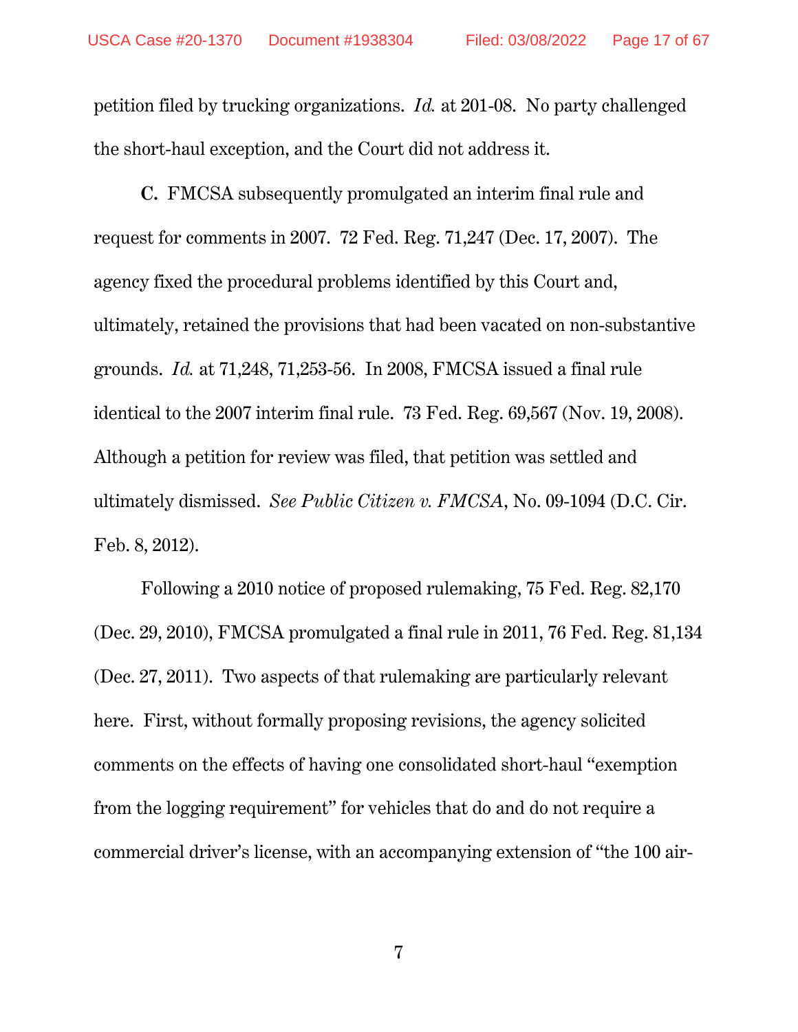petition filed by trucking organizations. *Id.* at 201-08. No party challenged the short-haul exception, and the Court did not address it.

**C.** FMCSA subsequently promulgated an interim final rule and request for comments in 2007. 72 Fed. Reg. 71,247 (Dec. 17, 2007). The agency fixed the procedural problems identified by this Court and, ultimately, retained the provisions that had been vacated on non-substantive grounds. *Id.* at 71,248, 71,253-56. In 2008, FMCSA issued a final rule identical to the 2007 interim final rule. 73 Fed. Reg. 69,567 (Nov. 19, 2008). Although a petition for review was filed, that petition was settled and ultimately dismissed. *See Public Citizen v. FMCSA*, No. 09-1094 (D.C. Cir. Feb. 8, 2012).

Following a 2010 notice of proposed rulemaking, 75 Fed. Reg. 82,170 (Dec. 29, 2010), FMCSA promulgated a final rule in 2011, 76 Fed. Reg. 81,134 (Dec. 27, 2011). Two aspects of that rulemaking are particularly relevant here. First, without formally proposing revisions, the agency solicited comments on the effects of having one consolidated short-haul "exemption from the logging requirement" for vehicles that do and do not require a commercial driver's license, with an accompanying extension of "the 100 air-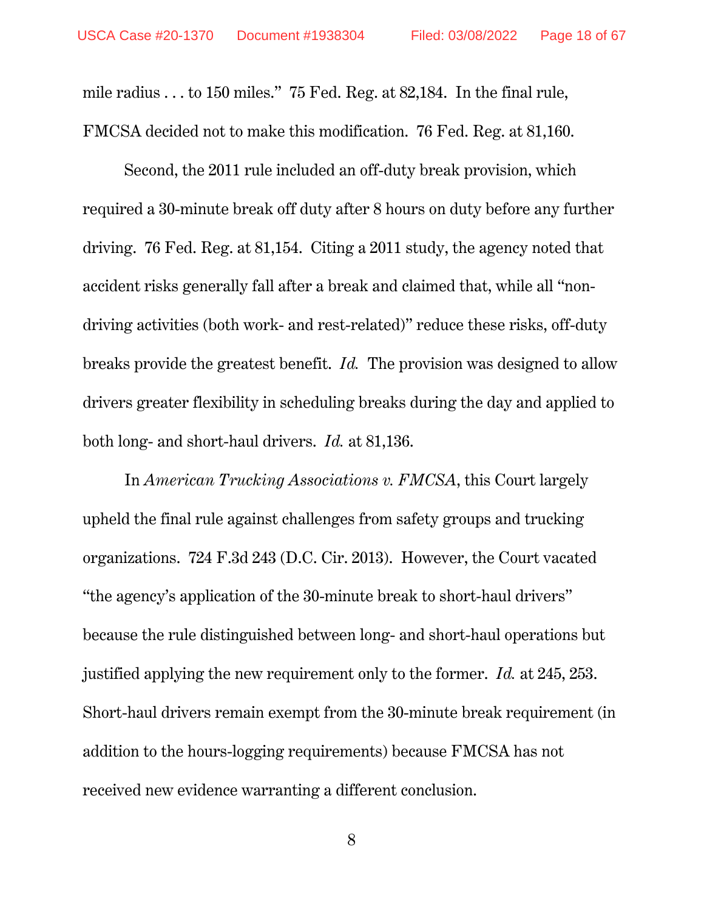mile radius . . . to 150 miles." 75 Fed. Reg. at 82,184. In the final rule, FMCSA decided not to make this modification. 76 Fed. Reg. at 81,160.

Second, the 2011 rule included an off-duty break provision, which required a 30-minute break off duty after 8 hours on duty before any further driving. 76 Fed. Reg. at 81,154. Citing a 2011 study, the agency noted that accident risks generally fall after a break and claimed that, while all "non-driving activities (both work- and rest-related)" reduce these risks, off-duty breaks provide the greatest benefit. *Id.* The provision was designed to allow drivers greater flexibility in scheduling breaks during the day and applied to both long- and short-haul drivers. *Id.* at 81,136.

In *American Trucking Associations v. FMCSA*, this Court largely upheld the final rule against challenges from safety groups and trucking organizations. 724 F.3d 243 (D.C. Cir. 2013). However, the Court vacated "the agency's application of the 30-minute break to short-haul drivers" because the rule distinguished between long- and short-haul operations but justified applying the new requirement only to the former. *Id.* at 245, 253. Short-haul drivers remain exempt from the 30-minute break requirement (in addition to the hours-logging requirements) because FMCSA has not received new evidence warranting a different conclusion.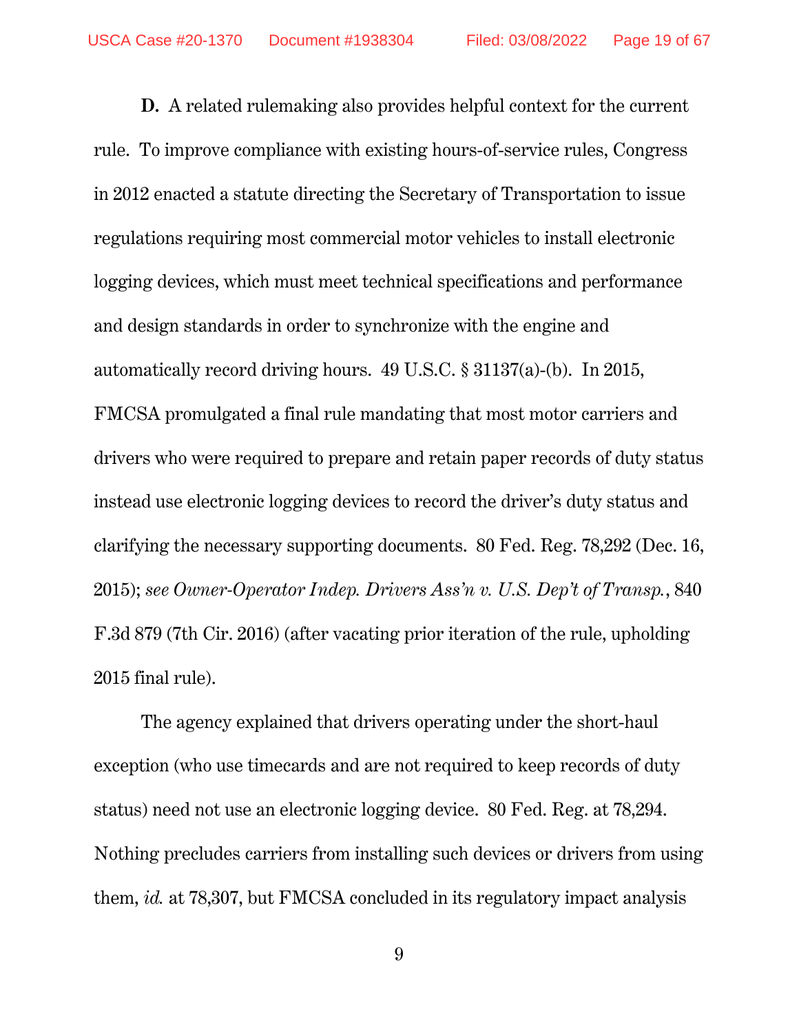**D.** A related rulemaking also provides helpful context for the current rule. To improve compliance with existing hours-of-service rules, Congress in 2012 enacted a statute directing the Secretary of Transportation to issue regulations requiring most commercial motor vehicles to install electronic logging devices, which must meet technical specifications and performance and design standards in order to synchronize with the engine and automatically record driving hours. 49 U.S.C. § 31137(a)-(b). In 2015, FMCSA promulgated a final rule mandating that most motor carriers and drivers who were required to prepare and retain paper records of duty status instead use electronic logging devices to record the driver's duty status and clarifying the necessary supporting documents. 80 Fed. Reg. 78,292 (Dec. 16, 2015); *see Owner-Operator Indep. Drivers Ass'n v. U.S. Dep't of Transp.*, 840 F.3d 879 (7th Cir. 2016) (after vacating prior iteration of the rule, upholding 2015 final rule).

The agency explained that drivers operating under the short-haul exception (who use timecards and are not required to keep records of duty status) need not use an electronic logging device. 80 Fed. Reg. at 78,294. Nothing precludes carriers from installing such devices or drivers from using them, *id.* at 78,307, but FMCSA concluded in its regulatory impact analysis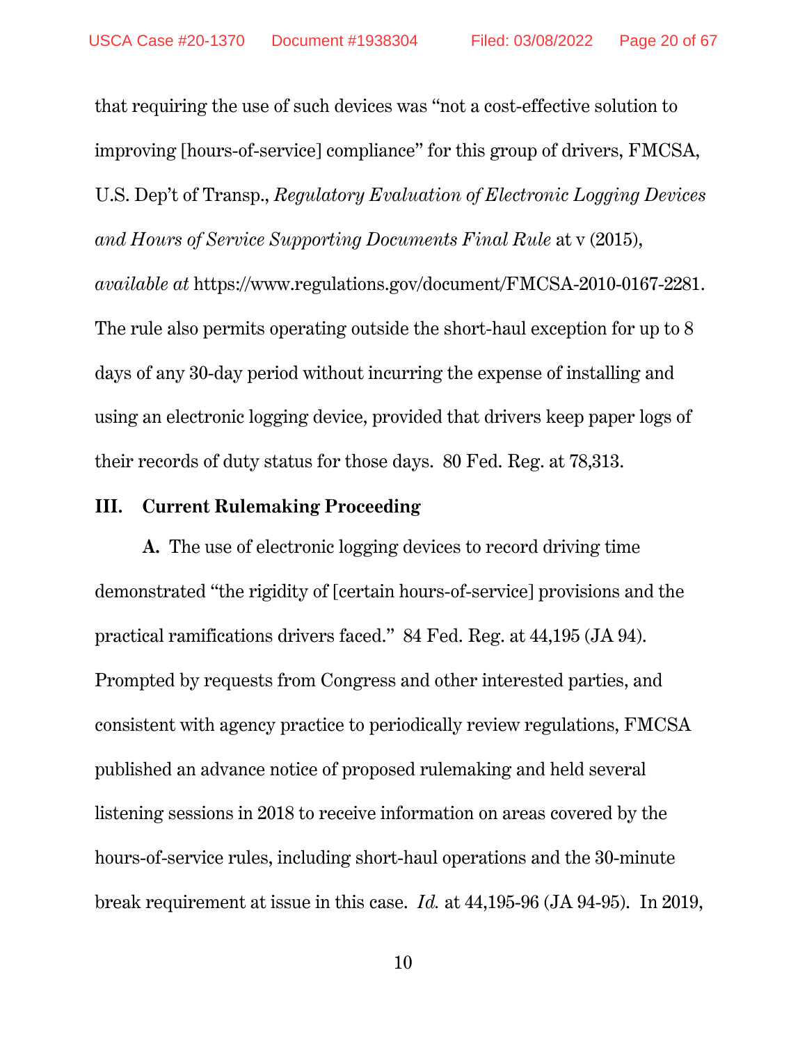that requiring the use of such devices was "not a cost-effective solution to improving [hours-of-service] compliance" for this group of drivers, FMCSA, U.S. Dep't of Transp., *Regulatory Evaluation of Electronic Logging Devices and Hours of Service Supporting Documents Final Rule* at v (2015), *available at* https://www.regulations.gov/document/FMCSA-2010-0167-2281. The rule also permits operating outside the short-haul exception for up to 8 days of any 30-day period without incurring the expense of installing and using an electronic logging device, provided that drivers keep paper logs of their records of duty status for those days. 80 Fed. Reg. at 78,313.

## III. Current Rulemaking Proceeding

**A.** The use of electronic logging devices to record driving time demonstrated "the rigidity of [certain hours-of-service] provisions and the practical ramifications drivers faced." 84 Fed. Reg. at 44,195 (JA 94). Prompted by requests from Congress and other interested parties, and consistent with agency practice to periodically review regulations, FMCSA published an advance notice of proposed rulemaking and held several listening sessions in 2018 to receive information on areas covered by the hours-of-service rules, including short-haul operations and the 30-minute break requirement at issue in this case. *Id.* at 44,195-96 (JA 94-95). In 2019,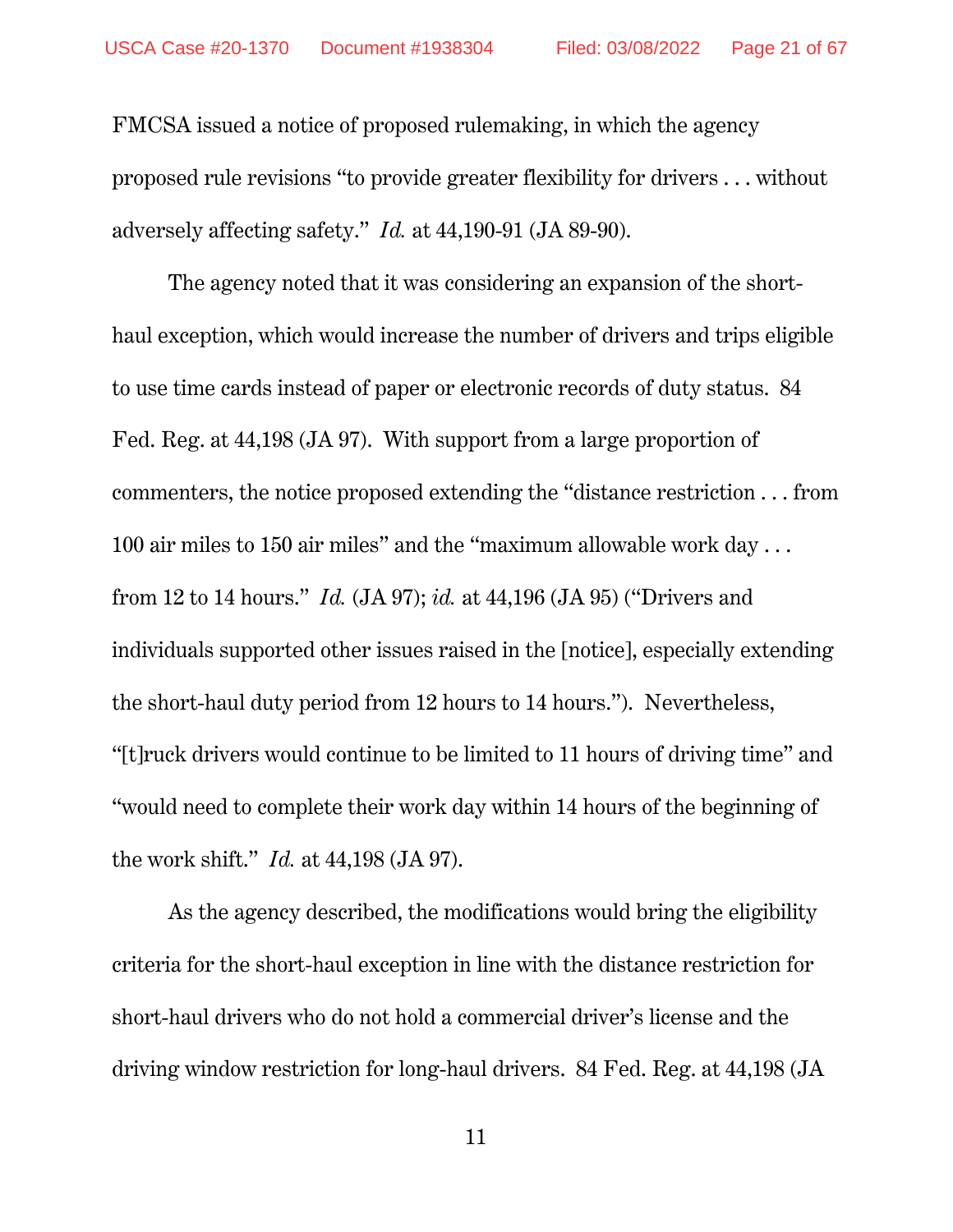FMCSA issued a notice of proposed rulemaking, in which the agency proposed rule revisions "to provide greater flexibility for drivers . . . without adversely affecting safety." *Id.* at 44,190-91 (JA 89-90).

The agency noted that it was considering an expansion of the short-haul exception, which would increase the number of drivers and trips eligible to use time cards instead of paper or electronic records of duty status. 84 Fed. Reg. at 44,198 (JA 97). With support from a large proportion of commenters, the notice proposed extending the "distance restriction . . . from 100 air miles to 150 air miles" and the "maximum allowable work day . . . from 12 to 14 hours." *Id.* (JA 97); *id.* at 44,196 (JA 95) ("Drivers and individuals supported other issues raised in the [notice], especially extending the short-haul duty period from 12 hours to 14 hours."). Nevertheless, "[t]ruck drivers would continue to be limited to 11 hours of driving time" and "would need to complete their work day within 14 hours of the beginning of the work shift." *Id.* at 44,198 (JA 97).

As the agency described, the modifications would bring the eligibility criteria for the short-haul exception in line with the distance restriction for short-haul drivers who do not hold a commercial driver's license and the driving window restriction for long-haul drivers. 84 Fed. Reg. at 44,198 (JA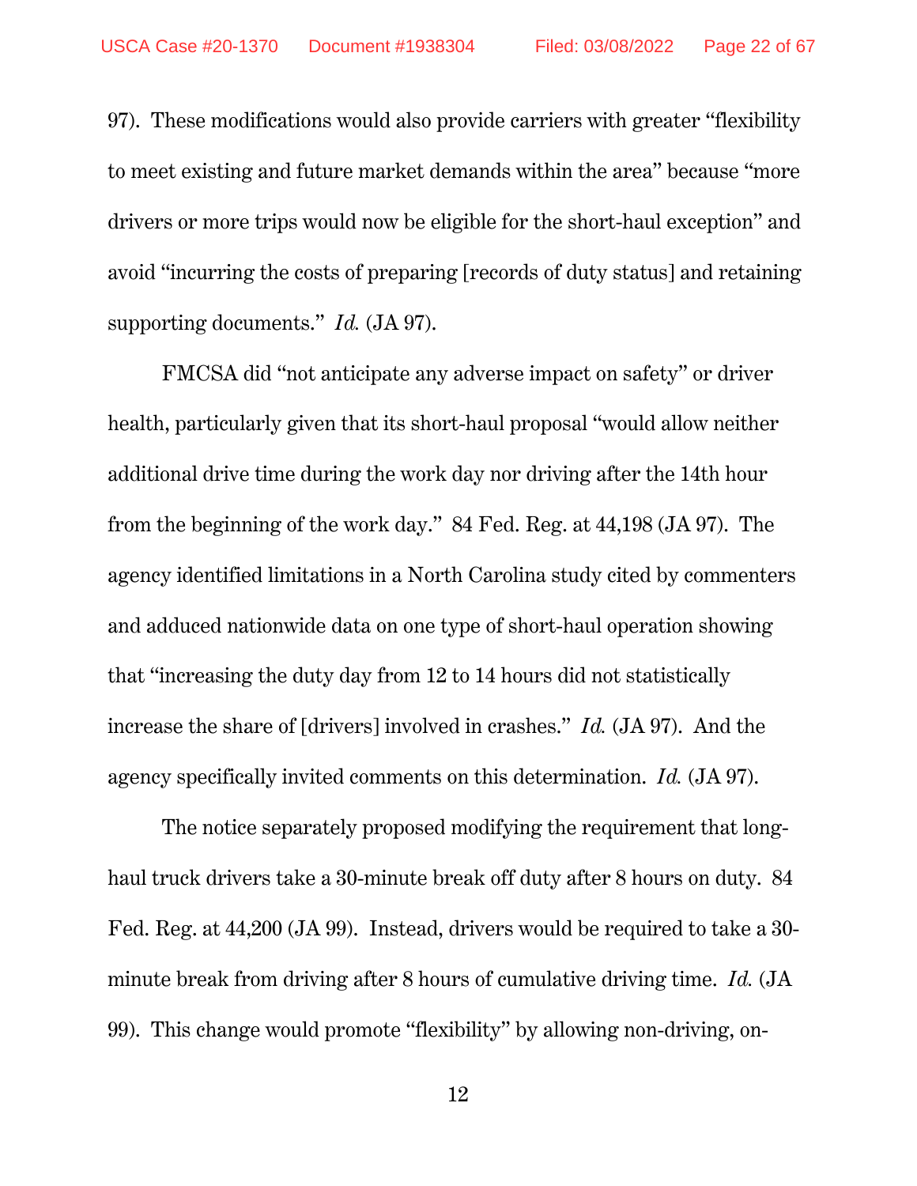97). These modifications would also provide carriers with greater "flexibility to meet existing and future market demands within the area" because "more drivers or more trips would now be eligible for the short-haul exception" and avoid "incurring the costs of preparing [records of duty status] and retaining supporting documents." *Id.* (JA 97).

FMCSA did "not anticipate any adverse impact on safety" or driver health, particularly given that its short-haul proposal "would allow neither additional drive time during the work day nor driving after the 14th hour from the beginning of the work day." 84 Fed. Reg. at 44,198 (JA 97). The agency identified limitations in a North Carolina study cited by commenters and adduced nationwide data on one type of short-haul operation showing that "increasing the duty day from 12 to 14 hours did not statistically increase the share of [drivers] involved in crashes." *Id.* (JA 97). And the agency specifically invited comments on this determination. *Id.* (JA 97).

The notice separately proposed modifying the requirement that long-haul truck drivers take a 30-minute break off duty after 8 hours on duty. 84 Fed. Reg. at 44,200 (JA 99). Instead, drivers would be required to take a 30-minute break from driving after 8 hours of cumulative driving time. *Id.* (JA 99). This change would promote "flexibility" by allowing non-driving, on-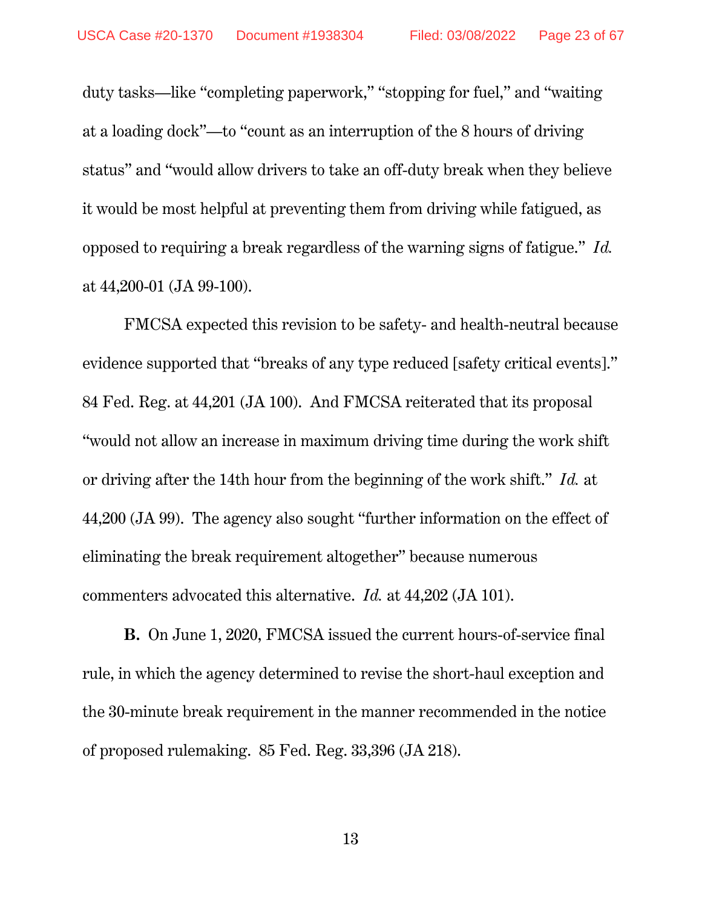duty tasks—like "completing paperwork," "stopping for fuel," and "waiting at a loading dock"—to "count as an interruption of the 8 hours of driving status" and "would allow drivers to take an off-duty break when they believe it would be most helpful at preventing them from driving while fatigued, as opposed to requiring a break regardless of the warning signs of fatigue." *Id.* at 44,200-01 (JA 99-100).

FMCSA expected this revision to be safety- and health-neutral because evidence supported that "breaks of any type reduced [safety critical events]." 84 Fed. Reg. at 44,201 (JA 100). And FMCSA reiterated that its proposal "would not allow an increase in maximum driving time during the work shift or driving after the 14th hour from the beginning of the work shift." *Id.* at 44,200 (JA 99). The agency also sought "further information on the effect of eliminating the break requirement altogether" because numerous commenters advocated this alternative. *Id.* at 44,202 (JA 101).

**B.** On June 1, 2020, FMCSA issued the current hours-of-service final rule, in which the agency determined to revise the short-haul exception and the 30-minute break requirement in the manner recommended in the notice of proposed rulemaking. 85 Fed. Reg. 33,396 (JA 218).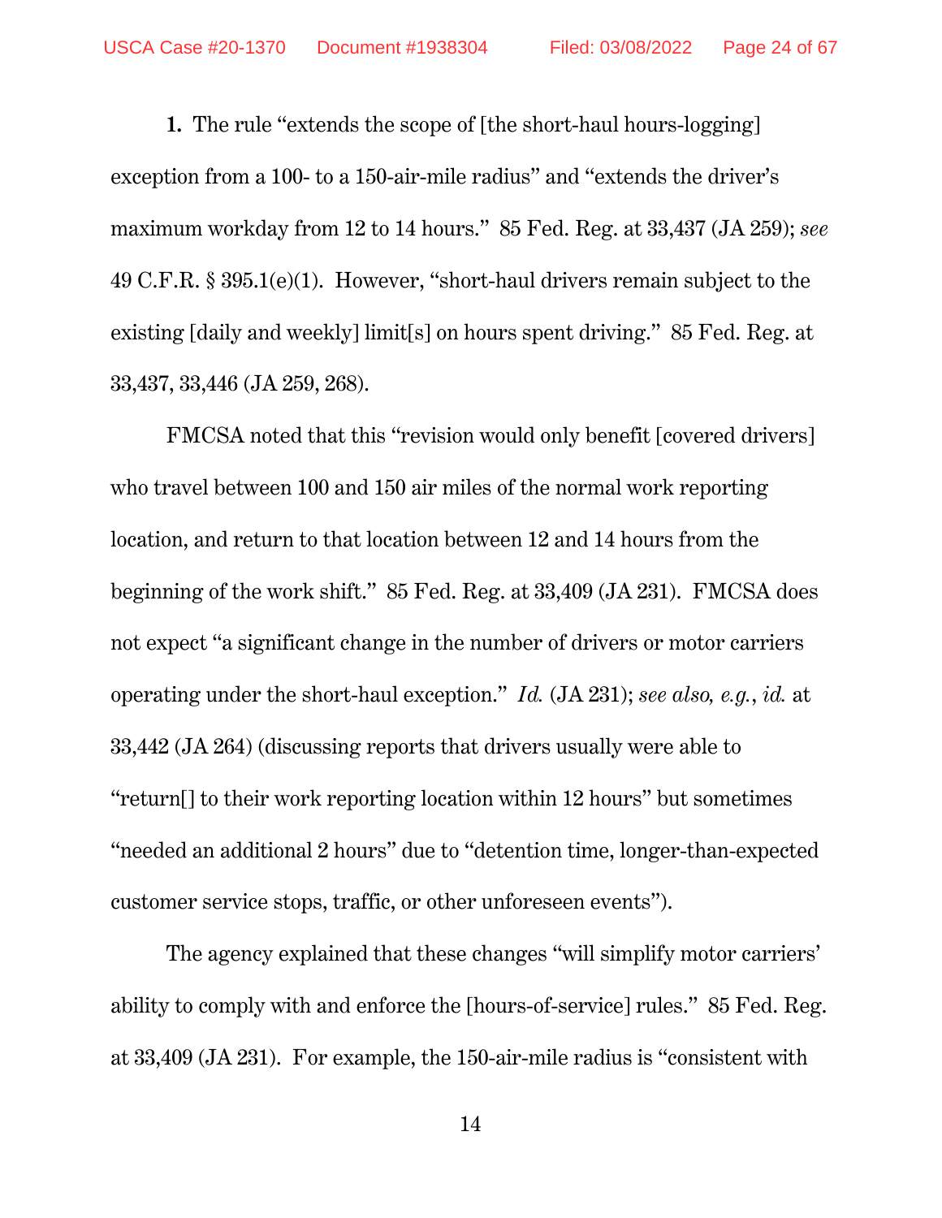**1.** The rule "extends the scope of [the short-haul hours-logging] exception from a 100- to a 150-air-mile radius" and "extends the driver's maximum workday from 12 to 14 hours." 85 Fed. Reg. at 33,437 (JA 259); *see* 49 C.F.R. § 395.1(e)(1). However, "short-haul drivers remain subject to the existing [daily and weekly] limit[s] on hours spent driving." 85 Fed. Reg. at 33,437, 33,446 (JA 259, 268).

FMCSA noted that this "revision would only benefit [covered drivers] who travel between 100 and 150 air miles of the normal work reporting location, and return to that location between 12 and 14 hours from the beginning of the work shift." 85 Fed. Reg. at 33,409 (JA 231). FMCSA does not expect "a significant change in the number of drivers or motor carriers operating under the short-haul exception." *Id.* (JA 231); *see also, e.g.*, *id.* at 33,442 (JA 264) (discussing reports that drivers usually were able to "return[] to their work reporting location within 12 hours" but sometimes "needed an additional 2 hours" due to "detention time, longer-than-expected customer service stops, traffic, or other unforeseen events").

The agency explained that these changes "will simplify motor carriers' ability to comply with and enforce the [hours-of-service] rules." 85 Fed. Reg. at 33,409 (JA 231). For example, the 150-air-mile radius is "consistent with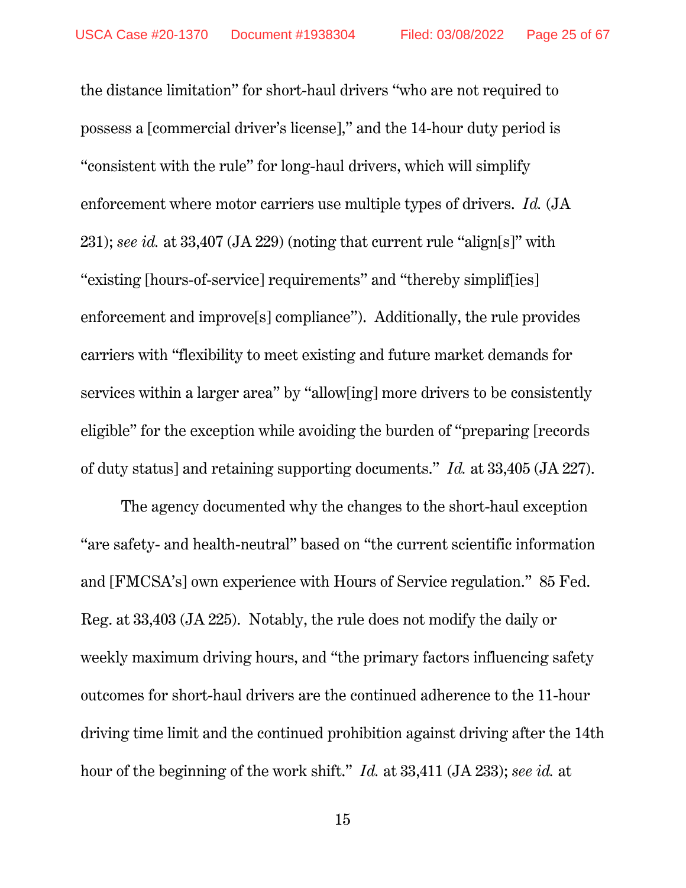the distance limitation" for short-haul drivers "who are not required to possess a [commercial driver's license]," and the 14-hour duty period is "consistent with the rule" for long-haul drivers, which will simplify enforcement where motor carriers use multiple types of drivers. *Id.* (JA 231); *see id.* at 33,407 (JA 229) (noting that current rule "align[s]" with "existing [hours-of-service] requirements" and "thereby simplif[ies] enforcement and improve[s] compliance"). Additionally, the rule provides carriers with "flexibility to meet existing and future market demands for services within a larger area" by "allow[ing] more drivers to be consistently eligible" for the exception while avoiding the burden of "preparing [records of duty status] and retaining supporting documents." *Id.* at 33,405 (JA 227).

The agency documented why the changes to the short-haul exception "are safety- and health-neutral" based on "the current scientific information and [FMCSA's] own experience with Hours of Service regulation." 85 Fed. Reg. at 33,403 (JA 225). Notably, the rule does not modify the daily or weekly maximum driving hours, and "the primary factors influencing safety outcomes for short-haul drivers are the continued adherence to the 11-hour driving time limit and the continued prohibition against driving after the 14th hour of the beginning of the work shift." *Id.* at 33,411 (JA 233); *see id.* at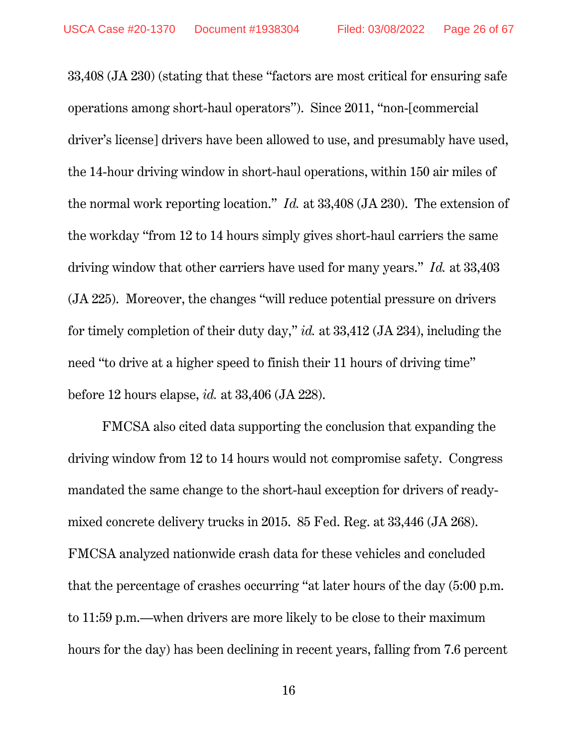33,408 (JA 230) (stating that these "factors are most critical for ensuring safe operations among short-haul operators"). Since 2011, "non-[commercial driver's license] drivers have been allowed to use, and presumably have used, the 14-hour driving window in short-haul operations, within 150 air miles of the normal work reporting location." *Id.* at 33,408 (JA 230). The extension of the workday "from 12 to 14 hours simply gives short-haul carriers the same driving window that other carriers have used for many years." *Id.* at 33,403 (JA 225). Moreover, the changes "will reduce potential pressure on drivers for timely completion of their duty day," *id.* at 33,412 (JA 234), including the need "to drive at a higher speed to finish their 11 hours of driving time" before 12 hours elapse, *id.* at 33,406 (JA 228).

FMCSA also cited data supporting the conclusion that expanding the driving window from 12 to 14 hours would not compromise safety. Congress mandated the same change to the short-haul exception for drivers of ready-mixed concrete delivery trucks in 2015. 85 Fed. Reg. at 33,446 (JA 268). FMCSA analyzed nationwide crash data for these vehicles and concluded that the percentage of crashes occurring "at later hours of the day (5:00 p.m. to 11:59 p.m.—when drivers are more likely to be close to their maximum hours for the day) has been declining in recent years, falling from 7.6 percent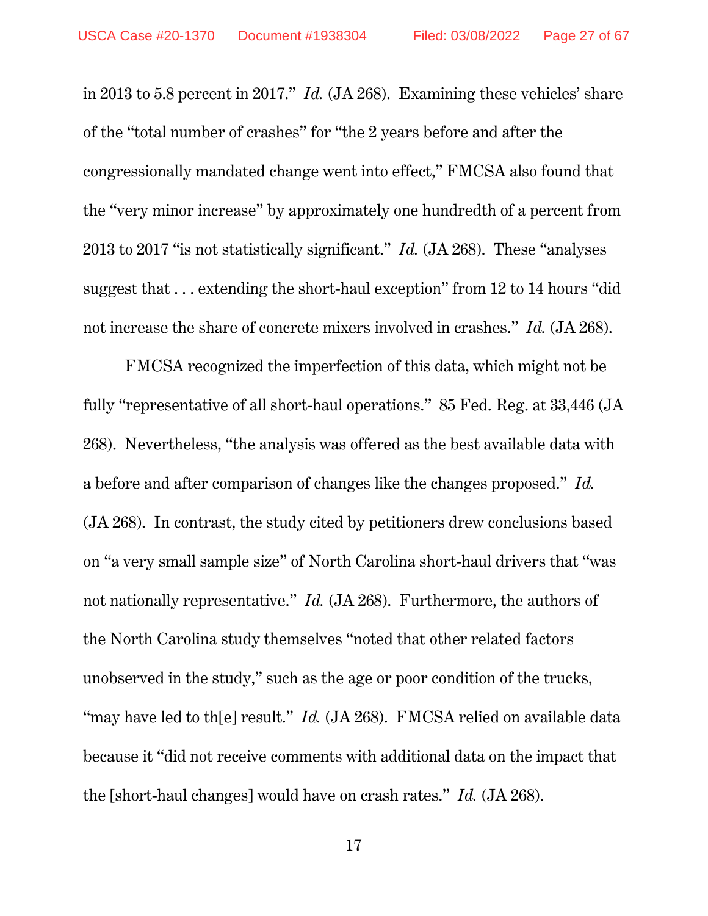in 2013 to 5.8 percent in 2017." *Id.* (JA 268). Examining these vehicles' share of the "total number of crashes" for "the 2 years before and after the congressionally mandated change went into effect," FMCSA also found that the "very minor increase" by approximately one hundredth of a percent from 2013 to 2017 "is not statistically significant." *Id.* (JA 268). These "analyses suggest that . . . extending the short-haul exception" from 12 to 14 hours "did not increase the share of concrete mixers involved in crashes." *Id.* (JA 268).

FMCSA recognized the imperfection of this data, which might not be fully "representative of all short-haul operations." 85 Fed. Reg. at 33,446 (JA 268). Nevertheless, "the analysis was offered as the best available data with a before and after comparison of changes like the changes proposed." *Id.* (JA 268). In contrast, the study cited by petitioners drew conclusions based on "a very small sample size" of North Carolina short-haul drivers that "was not nationally representative." *Id.* (JA 268). Furthermore, the authors of the North Carolina study themselves "noted that other related factors unobserved in the study," such as the age or poor condition of the trucks, "may have led to th[e] result." *Id.* (JA 268). FMCSA relied on available data because it "did not receive comments with additional data on the impact that the [short-haul changes] would have on crash rates." *Id.* (JA 268).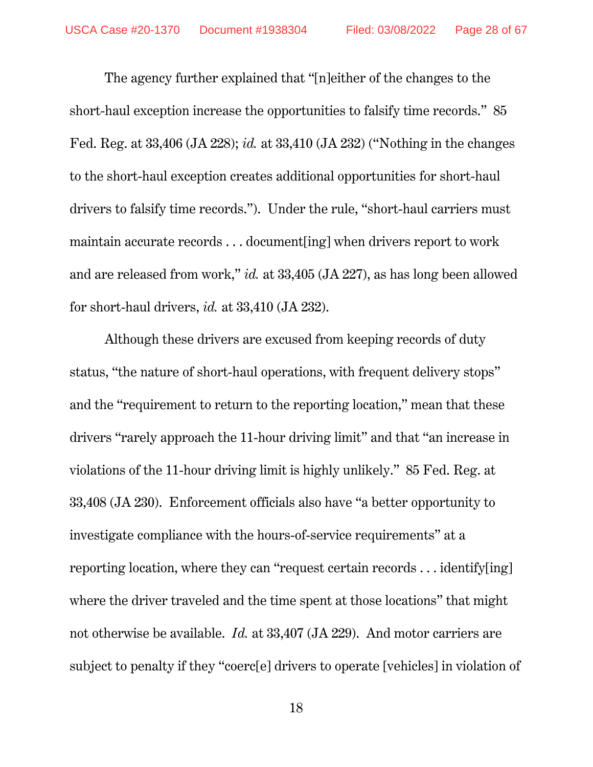The agency further explained that "[n]either of the changes to the short-haul exception increase the opportunities to falsify time records." 85 Fed. Reg. at 33,406 (JA 228); *id.* at 33,410 (JA 232) ("Nothing in the changes to the short-haul exception creates additional opportunities for short-haul drivers to falsify time records."). Under the rule, "short-haul carriers must maintain accurate records . . . document[ing] when drivers report to work and are released from work," *id.* at 33,405 (JA 227), as has long been allowed for short-haul drivers, *id.* at 33,410 (JA 232).

Although these drivers are excused from keeping records of duty status, "the nature of short-haul operations, with frequent delivery stops" and the "requirement to return to the reporting location," mean that these drivers "rarely approach the 11-hour driving limit" and that "an increase in violations of the 11-hour driving limit is highly unlikely." 85 Fed. Reg. at 33,408 (JA 230). Enforcement officials also have "a better opportunity to investigate compliance with the hours-of-service requirements" at a reporting location, where they can "request certain records . . . identify[ing] where the driver traveled and the time spent at those locations" that might not otherwise be available. *Id.* at 33,407 (JA 229). And motor carriers are subject to penalty if they "coerc[e] drivers to operate [vehicles] in violation of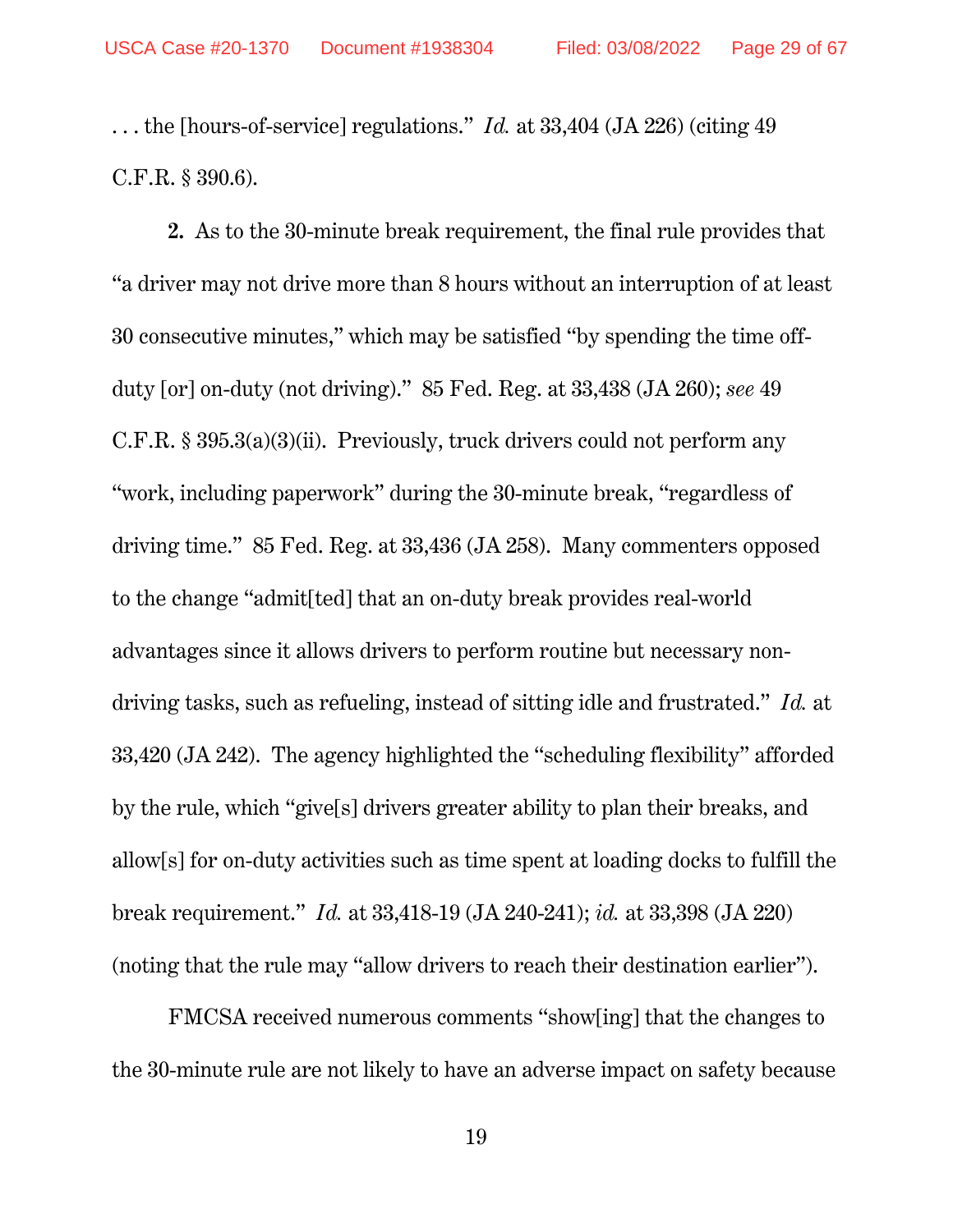. . . the [hours-of-service] regulations." *Id.* at 33,404 (JA 226) (citing 49 C.F.R. § 390.6).

**2.** As to the 30-minute break requirement, the final rule provides that "a driver may not drive more than 8 hours without an interruption of at least 30 consecutive minutes," which may be satisfied "by spending the time off-duty [or] on-duty (not driving)." 85 Fed. Reg. at 33,438 (JA 260); *see* 49 C.F.R. § 395.3(a)(3)(ii). Previously, truck drivers could not perform any "work, including paperwork" during the 30-minute break, "regardless of driving time." 85 Fed. Reg. at 33,436 (JA 258). Many commenters opposed to the change "admit[ted] that an on-duty break provides real-world advantages since it allows drivers to perform routine but necessary non-driving tasks, such as refueling, instead of sitting idle and frustrated." *Id.* at 33,420 (JA 242). The agency highlighted the "scheduling flexibility" afforded by the rule, which "give[s] drivers greater ability to plan their breaks, and allow[s] for on-duty activities such as time spent at loading docks to fulfill the break requirement." *Id.* at 33,418-19 (JA 240-241); *id.* at 33,398 (JA 220) (noting that the rule may "allow drivers to reach their destination earlier").

FMCSA received numerous comments "show[ing] that the changes to the 30-minute rule are not likely to have an adverse impact on safety because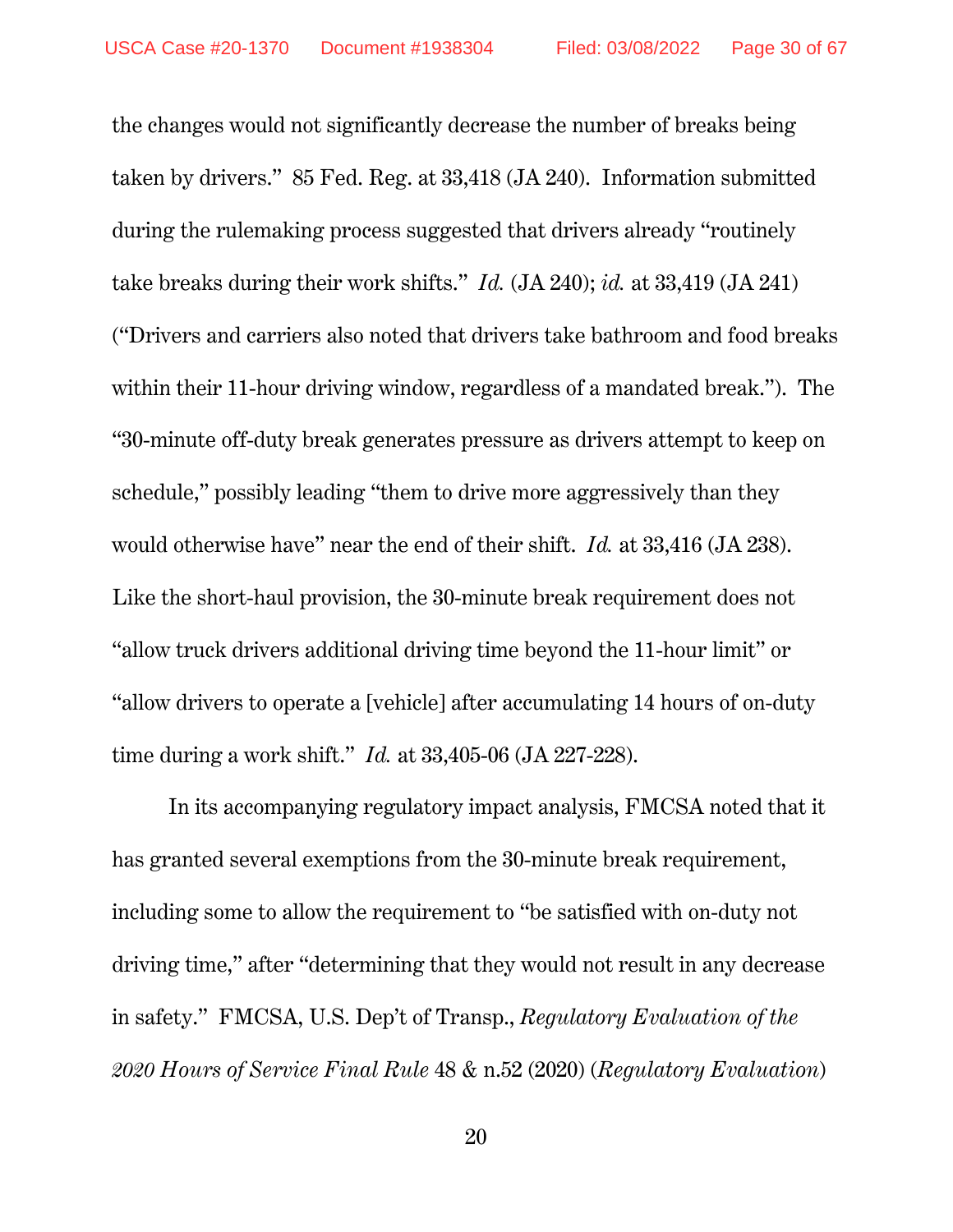the changes would not significantly decrease the number of breaks being taken by drivers." 85 Fed. Reg. at 33,418 (JA 240). Information submitted during the rulemaking process suggested that drivers already "routinely take breaks during their work shifts." *Id.* (JA 240); *id.* at 33,419 (JA 241) ("Drivers and carriers also noted that drivers take bathroom and food breaks within their 11-hour driving window, regardless of a mandated break."). The "30-minute off-duty break generates pressure as drivers attempt to keep on schedule," possibly leading "them to drive more aggressively than they would otherwise have" near the end of their shift. *Id.* at 33,416 (JA 238). Like the short-haul provision, the 30-minute break requirement does not "allow truck drivers additional driving time beyond the 11-hour limit" or "allow drivers to operate a [vehicle] after accumulating 14 hours of on-duty time during a work shift." *Id.* at 33,405-06 (JA 227-228).

In its accompanying regulatory impact analysis, FMCSA noted that it has granted several exemptions from the 30-minute break requirement, including some to allow the requirement to "be satisfied with on-duty not driving time," after "determining that they would not result in any decrease in safety." FMCSA, U.S. Dep't of Transp., *Regulatory Evaluation of the 2020 Hours of Service Final Rule* 48 & n.52 (2020) (*Regulatory Evaluation*)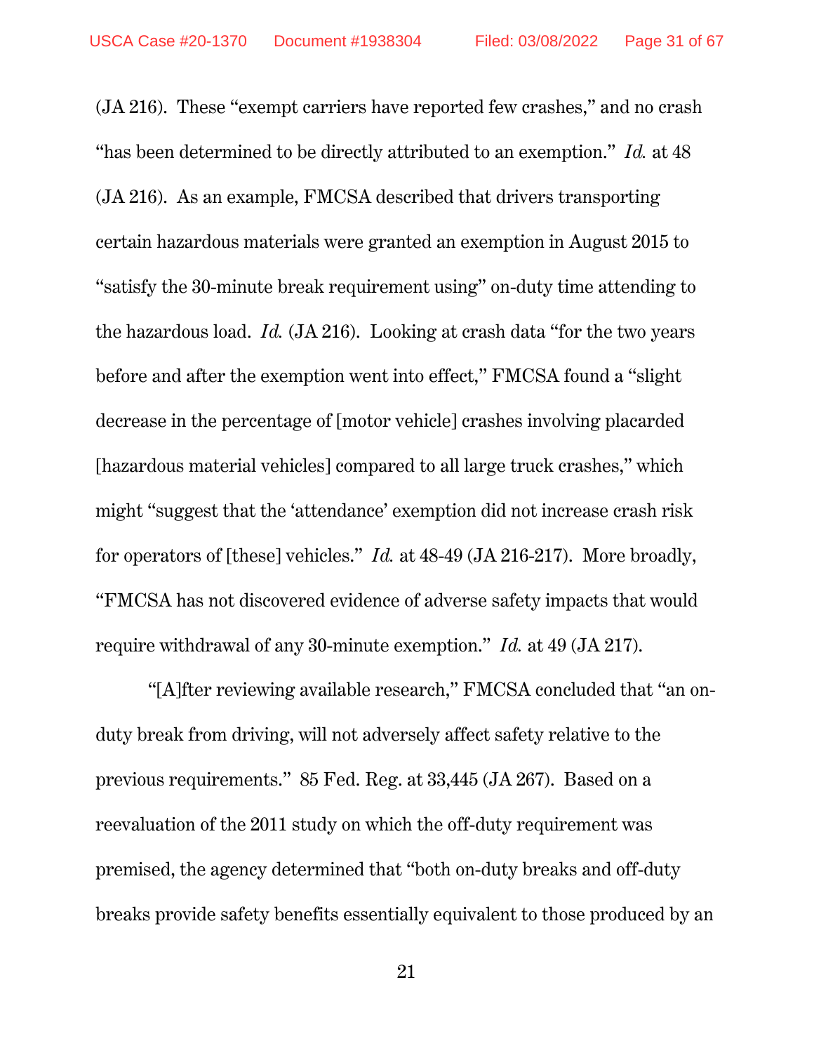(JA 216). These "exempt carriers have reported few crashes," and no crash "has been determined to be directly attributed to an exemption." *Id.* at 48 (JA 216). As an example, FMCSA described that drivers transporting certain hazardous materials were granted an exemption in August 2015 to "satisfy the 30-minute break requirement using" on-duty time attending to the hazardous load. *Id.* (JA 216). Looking at crash data "for the two years before and after the exemption went into effect," FMCSA found a "slight decrease in the percentage of [motor vehicle] crashes involving placarded [hazardous material vehicles] compared to all large truck crashes," which might "suggest that the 'attendance' exemption did not increase crash risk for operators of [these] vehicles." *Id.* at 48-49 (JA 216-217). More broadly, "FMCSA has not discovered evidence of adverse safety impacts that would require withdrawal of any 30-minute exemption." *Id.* at 49 (JA 217).

"[A]fter reviewing available research," FMCSA concluded that "an on-duty break from driving, will not adversely affect safety relative to the previous requirements." 85 Fed. Reg. at 33,445 (JA 267). Based on a reevaluation of the 2011 study on which the off-duty requirement was premised, the agency determined that "both on-duty breaks and off-duty breaks provide safety benefits essentially equivalent to those produced by an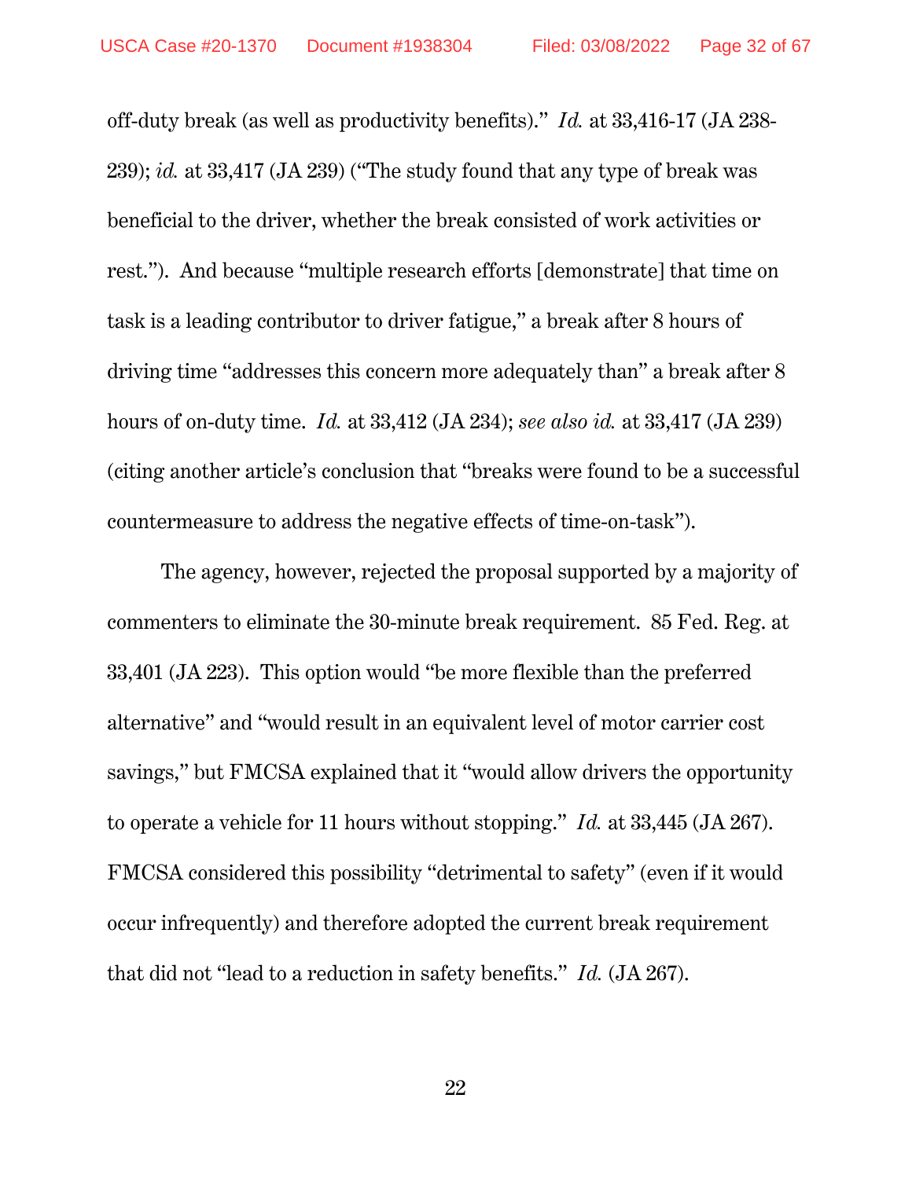off-duty break (as well as productivity benefits)." *Id.* at 33,416-17 (JA 238-239); *id.* at 33,417 (JA 239) ("The study found that any type of break was beneficial to the driver, whether the break consisted of work activities or rest."). And because "multiple research efforts [demonstrate] that time on task is a leading contributor to driver fatigue," a break after 8 hours of driving time "addresses this concern more adequately than" a break after 8 hours of on-duty time. *Id.* at 33,412 (JA 234); *see also id.* at 33,417 (JA 239) (citing another article's conclusion that "breaks were found to be a successful countermeasure to address the negative effects of time-on-task").

The agency, however, rejected the proposal supported by a majority of commenters to eliminate the 30-minute break requirement. 85 Fed. Reg. at 33,401 (JA 223). This option would "be more flexible than the preferred alternative" and "would result in an equivalent level of motor carrier cost savings," but FMCSA explained that it "would allow drivers the opportunity to operate a vehicle for 11 hours without stopping." *Id.* at 33,445 (JA 267). FMCSA considered this possibility "detrimental to safety" (even if it would occur infrequently) and therefore adopted the current break requirement that did not "lead to a reduction in safety benefits." *Id.* (JA 267).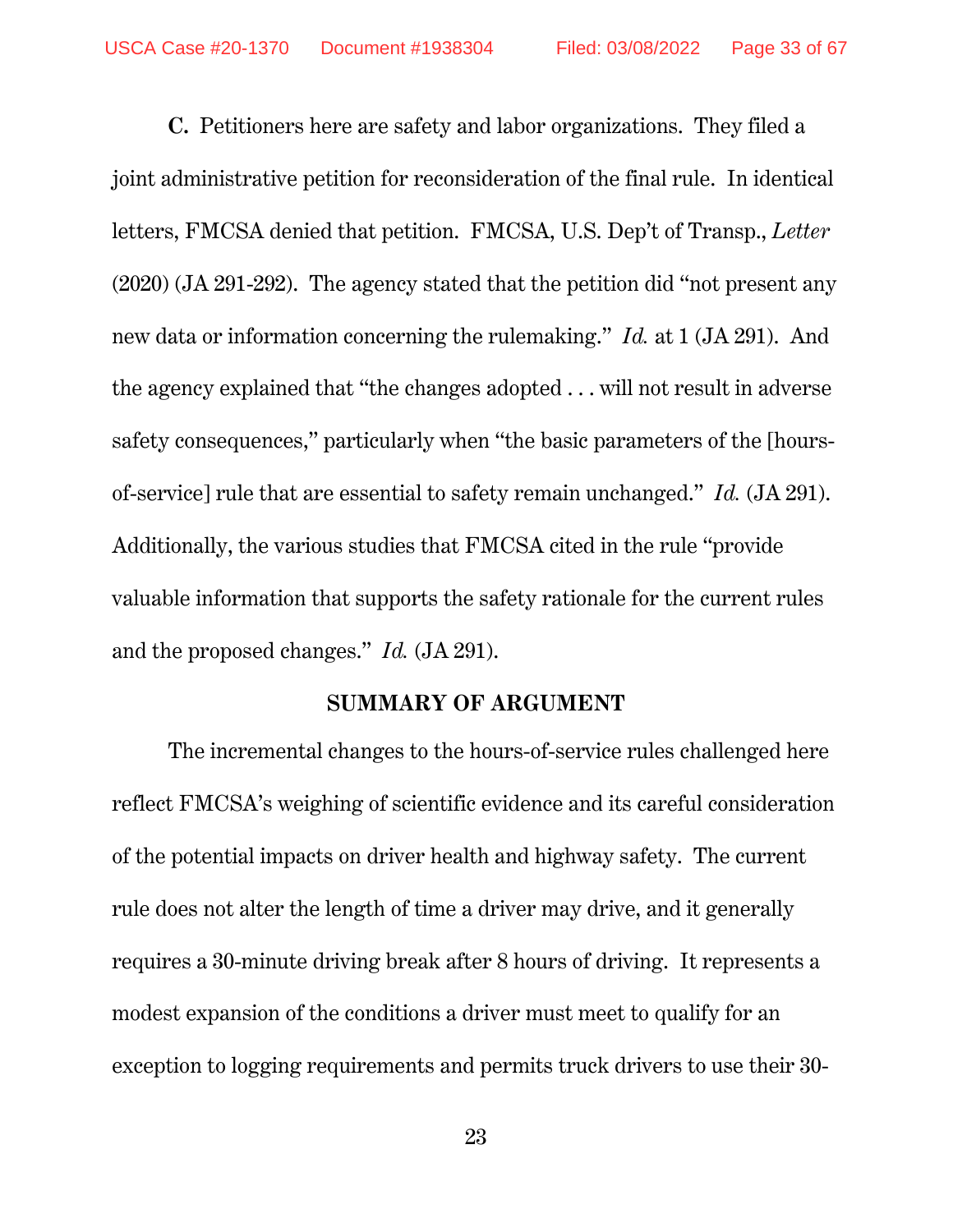**C.** Petitioners here are safety and labor organizations. They filed a joint administrative petition for reconsideration of the final rule. In identical letters, FMCSA denied that petition. FMCSA, U.S. Dep't of Transp., *Letter* (2020) (JA 291-292). The agency stated that the petition did "not present any new data or information concerning the rulemaking." *Id.* at 1 (JA 291). And the agency explained that "the changes adopted . . . will not result in adverse safety consequences," particularly when "the basic parameters of the [hours-of-service] rule that are essential to safety remain unchanged." *Id.* (JA 291). Additionally, the various studies that FMCSA cited in the rule "provide valuable information that supports the safety rationale for the current rules and the proposed changes." *Id.* (JA 291).

## SUMMARY OF ARGUMENT

The incremental changes to the hours-of-service rules challenged here reflect FMCSA's weighing of scientific evidence and its careful consideration of the potential impacts on driver health and highway safety. The current rule does not alter the length of time a driver may drive, and it generally requires a 30-minute driving break after 8 hours of driving. It represents a modest expansion of the conditions a driver must meet to qualify for an exception to logging requirements and permits truck drivers to use their 30-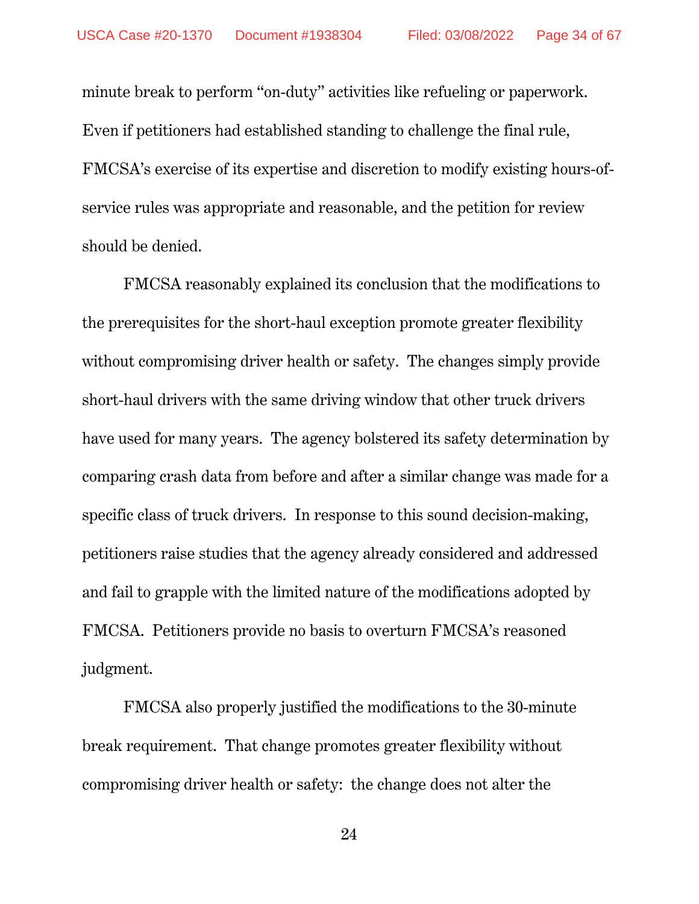minute break to perform "on-duty" activities like refueling or paperwork. Even if petitioners had established standing to challenge the final rule, FMCSA's exercise of its expertise and discretion to modify existing hours-of-service rules was appropriate and reasonable, and the petition for review should be denied.

FMCSA reasonably explained its conclusion that the modifications to the prerequisites for the short-haul exception promote greater flexibility without compromising driver health or safety. The changes simply provide short-haul drivers with the same driving window that other truck drivers have used for many years. The agency bolstered its safety determination by comparing crash data from before and after a similar change was made for a specific class of truck drivers. In response to this sound decision-making, petitioners raise studies that the agency already considered and addressed and fail to grapple with the limited nature of the modifications adopted by FMCSA. Petitioners provide no basis to overturn FMCSA's reasoned judgment.

FMCSA also properly justified the modifications to the 30-minute break requirement. That change promotes greater flexibility without compromising driver health or safety: the change does not alter the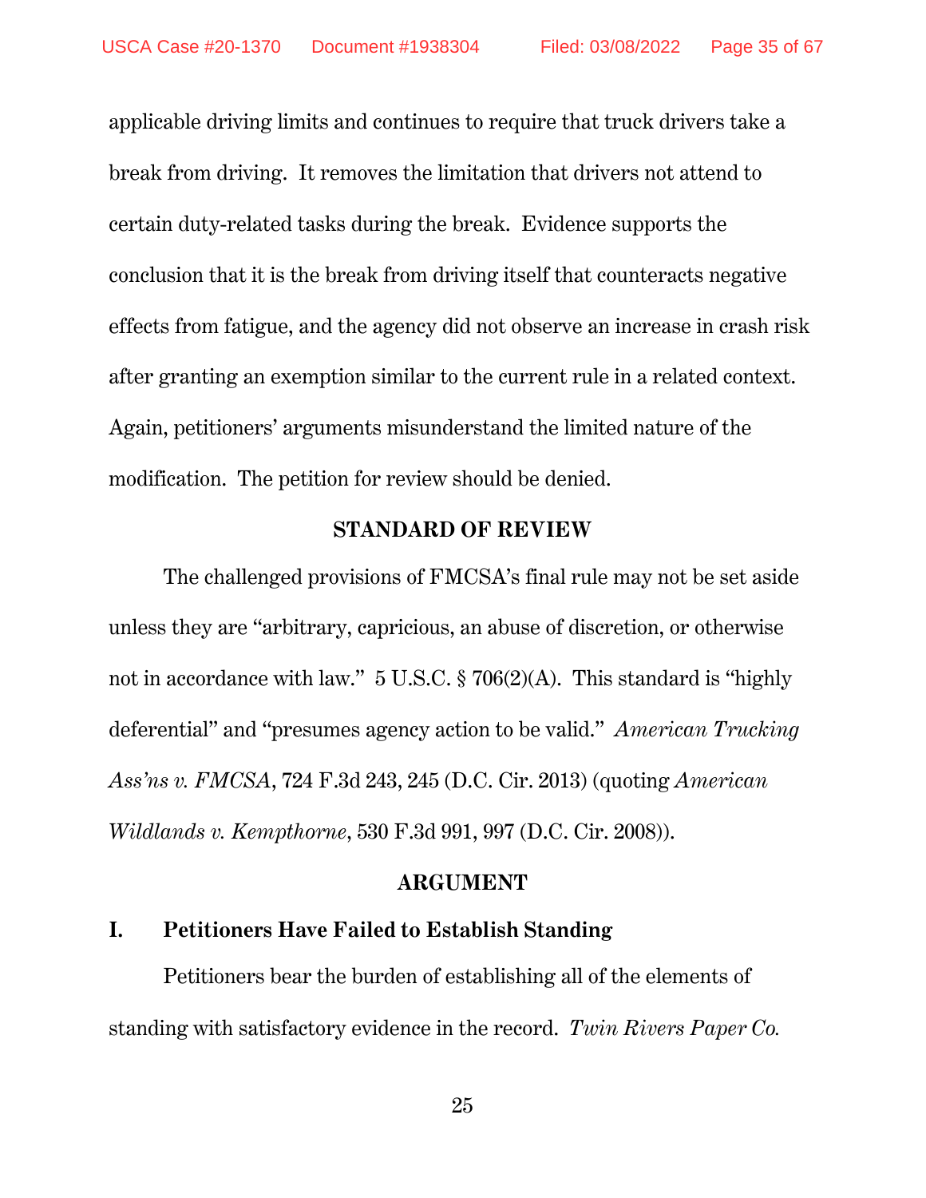applicable driving limits and continues to require that truck drivers take a break from driving. It removes the limitation that drivers not attend to certain duty-related tasks during the break. Evidence supports the conclusion that it is the break from driving itself that counteracts negative effects from fatigue, and the agency did not observe an increase in crash risk after granting an exemption similar to the current rule in a related context. Again, petitioners' arguments misunderstand the limited nature of the modification. The petition for review should be denied.

## STANDARD OF REVIEW

The challenged provisions of FMCSA's final rule may not be set aside unless they are "arbitrary, capricious, an abuse of discretion, or otherwise not in accordance with law." 5 U.S.C. § 706(2)(A). This standard is "highly deferential" and "presumes agency action to be valid." *American Trucking Ass'ns v. FMCSA*, 724 F.3d 243, 245 (D.C. Cir. 2013) (quoting *American Wildlands v. Kempthorne*, 530 F.3d 991, 997 (D.C. Cir. 2008)).

## ARGUMENT

### I. Petitioners Have Failed to Establish Standing

Petitioners bear the burden of establishing all of the elements of standing with satisfactory evidence in the record. *Twin Rivers Paper Co.*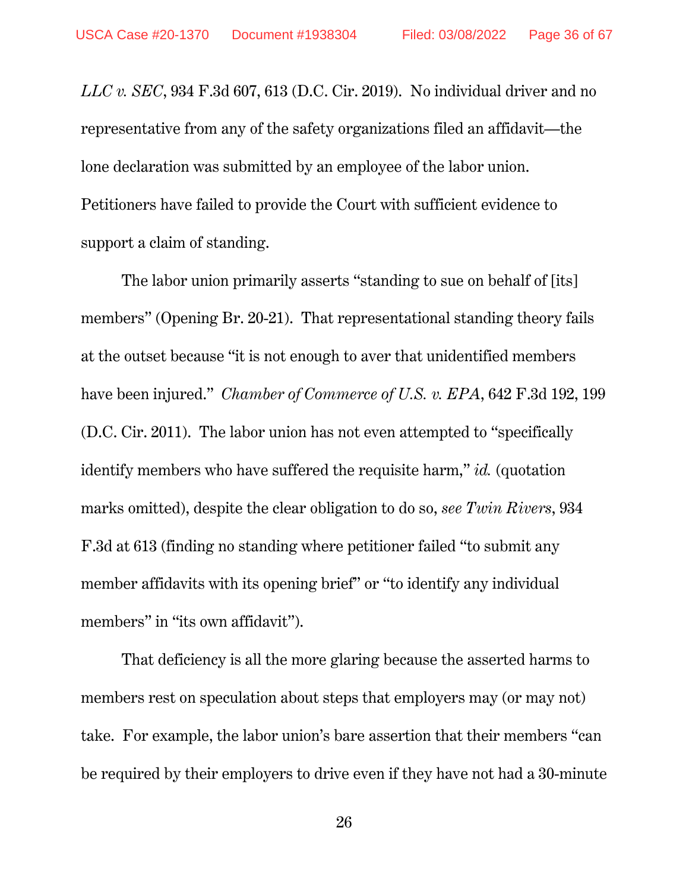*LLC v. SEC*, 934 F.3d 607, 613 (D.C. Cir. 2019). No individual driver and no representative from any of the safety organizations filed an affidavit—the lone declaration was submitted by an employee of the labor union. Petitioners have failed to provide the Court with sufficient evidence to support a claim of standing.

The labor union primarily asserts "standing to sue on behalf of [its] members" (Opening Br. 20-21). That representational standing theory fails at the outset because "it is not enough to aver that unidentified members have been injured." *Chamber of Commerce of U.S. v. EPA*, 642 F.3d 192, 199 (D.C. Cir. 2011). The labor union has not even attempted to "specifically identify members who have suffered the requisite harm," *id.* (quotation marks omitted), despite the clear obligation to do so, *see Twin Rivers*, 934 F.3d at 613 (finding no standing where petitioner failed "to submit any member affidavits with its opening brief" or "to identify any individual members" in "its own affidavit").

That deficiency is all the more glaring because the asserted harms to members rest on speculation about steps that employers may (or may not) take. For example, the labor union's bare assertion that their members "can be required by their employers to drive even if they have not had a 30-minute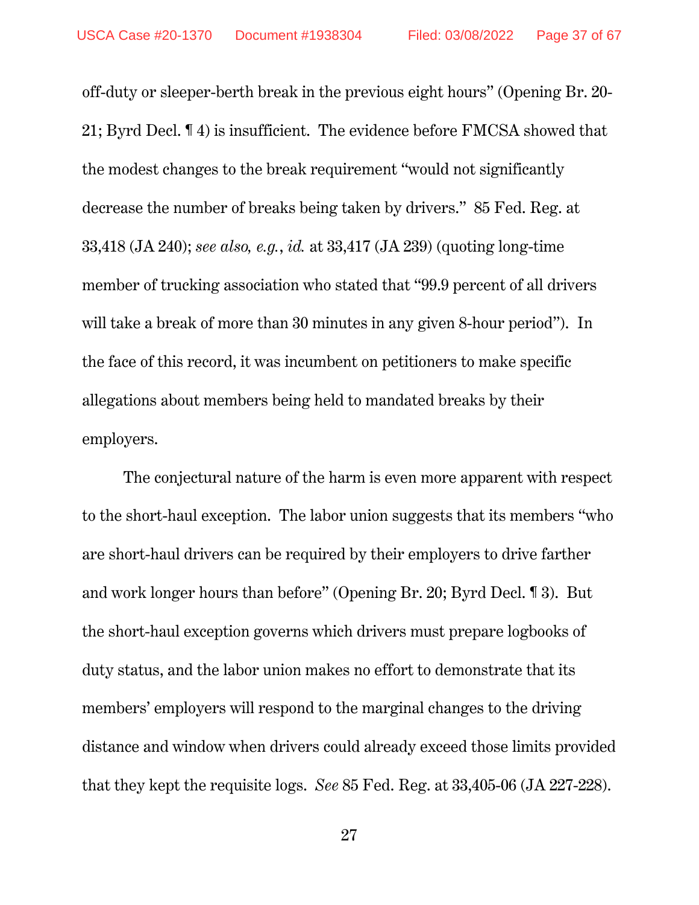off-duty or sleeper-berth break in the previous eight hours" (Opening Br. 20-21; Byrd Decl. ¶ 4) is insufficient. The evidence before FMCSA showed that the modest changes to the break requirement "would not significantly decrease the number of breaks being taken by drivers." 85 Fed. Reg. at 33,418 (JA 240); *see also, e.g.*, *id.* at 33,417 (JA 239) (quoting long-time member of trucking association who stated that "99.9 percent of all drivers will take a break of more than 30 minutes in any given 8-hour period"). In the face of this record, it was incumbent on petitioners to make specific allegations about members being held to mandated breaks by their employers.

The conjectural nature of the harm is even more apparent with respect to the short-haul exception. The labor union suggests that its members "who are short-haul drivers can be required by their employers to drive farther and work longer hours than before" (Opening Br. 20; Byrd Decl. ¶ 3). But the short-haul exception governs which drivers must prepare logbooks of duty status, and the labor union makes no effort to demonstrate that its members' employers will respond to the marginal changes to the driving distance and window when drivers could already exceed those limits provided that they kept the requisite logs. *See* 85 Fed. Reg. at 33,405-06 (JA 227-228).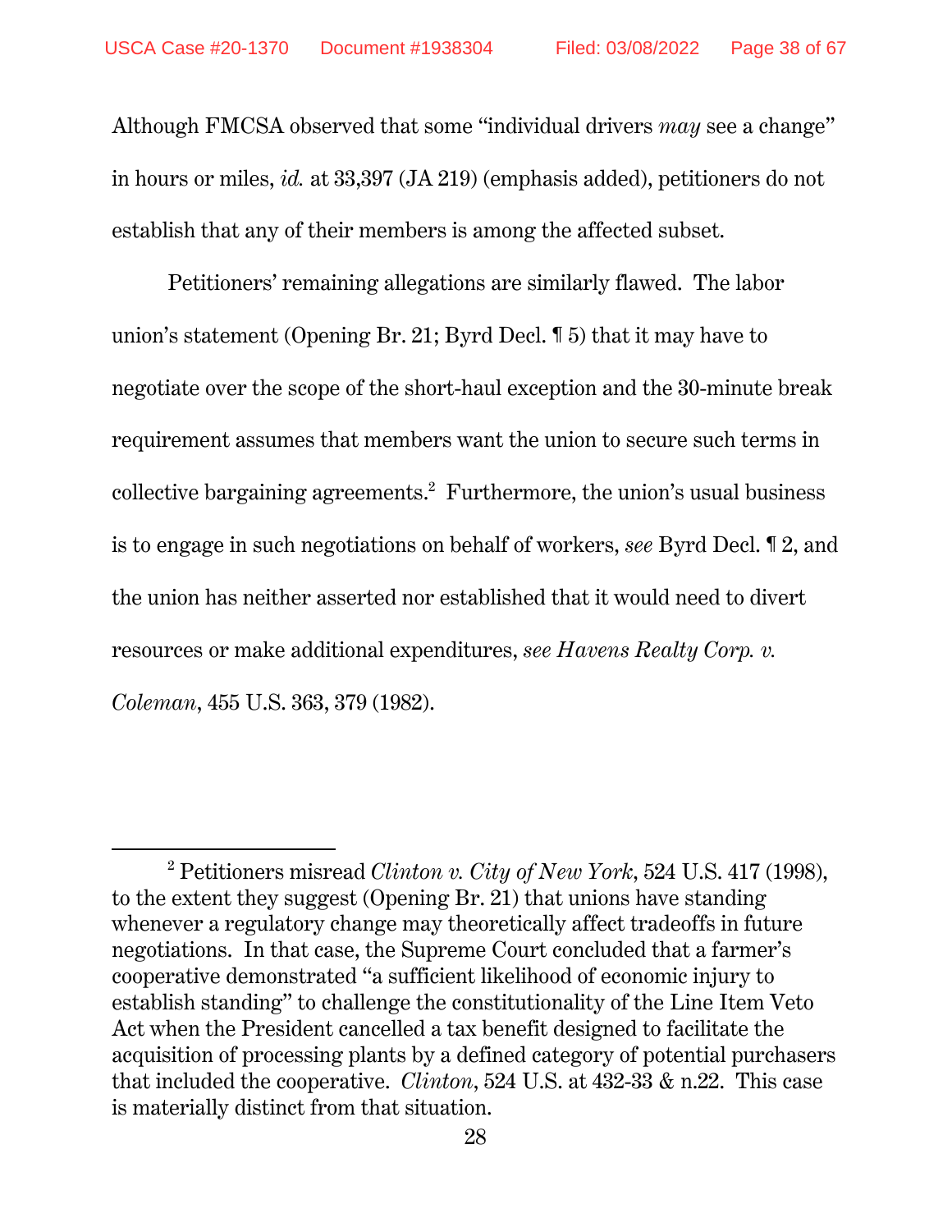Although FMCSA observed that some "individual drivers *may* see a change" in hours or miles, *id.* at 33,397 (JA 219) (emphasis added), petitioners do not establish that any of their members is among the affected subset.

Petitioners' remaining allegations are similarly flawed. The labor union's statement (Opening Br. 21; Byrd Decl. ¶ 5) that it may have to negotiate over the scope of the short-haul exception and the 30-minute break requirement assumes that members want the union to secure such terms in collective bargaining agreements.[2] Furthermore, the union's usual business is to engage in such negotiations on behalf of workers, *see* Byrd Decl. ¶ 2, and the union has neither asserted nor established that it would need to divert resources or make additional expenditures, *see Havens Realty Corp. v. Coleman*, 455 U.S. 363, 379 (1982).

---

[2] Petitioners misread *Clinton v. City of New York*, 524 U.S. 417 (1998), to the extent they suggest (Opening Br. 21) that unions have standing whenever a regulatory change may theoretically affect tradeoffs in future negotiations. In that case, the Supreme Court concluded that a farmer's cooperative demonstrated "a sufficient likelihood of economic injury to establish standing" to challenge the constitutionality of the Line Item Veto Act when the President cancelled a tax benefit designed to facilitate the acquisition of processing plants by a defined category of potential purchasers that included the cooperative. *Clinton*, 524 U.S. at 432-33 & n.22. This case is materially distinct from that situation.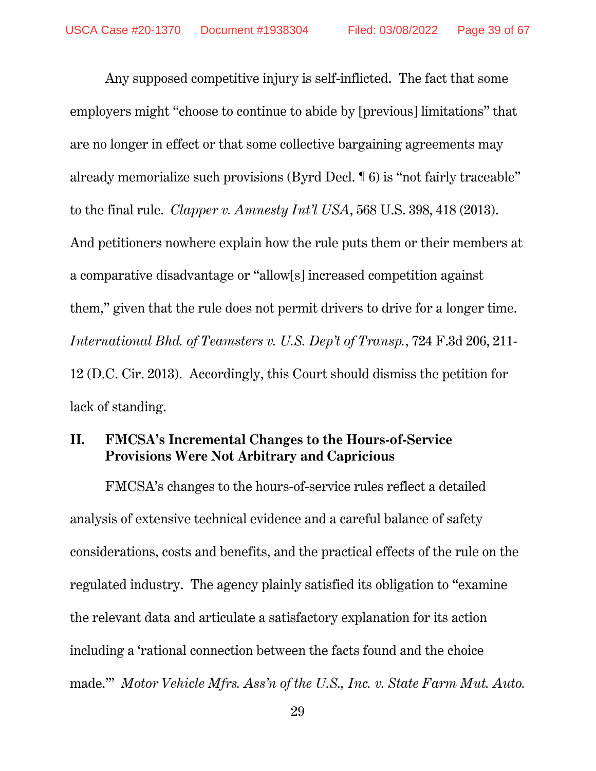Any supposed competitive injury is self-inflicted. The fact that some employers might "choose to continue to abide by [previous] limitations" that are no longer in effect or that some collective bargaining agreements may already memorialize such provisions (Byrd Decl. ¶ 6) is "not fairly traceable" to the final rule. *Clapper v. Amnesty Int'l USA*, 568 U.S. 398, 418 (2013). And petitioners nowhere explain how the rule puts them or their members at a comparative disadvantage or "allow[s] increased competition against them," given that the rule does not permit drivers to drive for a longer time. *International Bhd. of Teamsters v. U.S. Dep't of Transp.*, 724 F.3d 206, 211-12 (D.C. Cir. 2013). Accordingly, this Court should dismiss the petition for lack of standing.

## II. FMCSA's Incremental Changes to the Hours-of-Service Provisions Were Not Arbitrary and Capricious

FMCSA's changes to the hours-of-service rules reflect a detailed analysis of extensive technical evidence and a careful balance of safety considerations, costs and benefits, and the practical effects of the rule on the regulated industry. The agency plainly satisfied its obligation to "examine the relevant data and articulate a satisfactory explanation for its action including a 'rational connection between the facts found and the choice made.'" *Motor Vehicle Mfrs. Ass'n of the U.S., Inc. v. State Farm Mut. Auto.*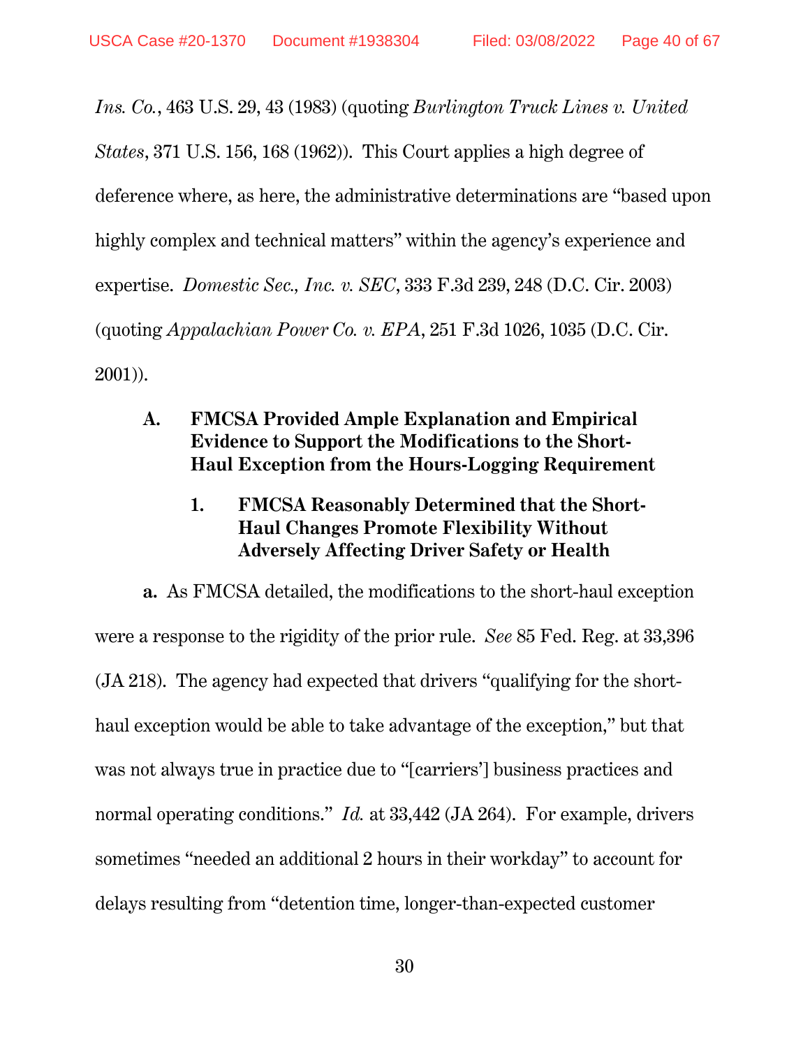*Ins. Co.*, 463 U.S. 29, 43 (1983) (quoting *Burlington Truck Lines v. United States*, 371 U.S. 156, 168 (1962)). This Court applies a high degree of deference where, as here, the administrative determinations are "based upon highly complex and technical matters" within the agency's experience and expertise. *Domestic Sec., Inc. v. SEC*, 333 F.3d 239, 248 (D.C. Cir. 2003) (quoting *Appalachian Power Co. v. EPA*, 251 F.3d 1026, 1035 (D.C. Cir. 2001)).

### A. FMCSA Provided Ample Explanation and Empirical Evidence to Support the Modifications to the Short-Haul Exception from the Hours-Logging Requirement

#### 1. FMCSA Reasonably Determined that the Short-Haul Changes Promote Flexibility Without Adversely Affecting Driver Safety or Health

**a.** As FMCSA detailed, the modifications to the short-haul exception were a response to the rigidity of the prior rule. *See* 85 Fed. Reg. at 33,396 (JA 218). The agency had expected that drivers "qualifying for the short-haul exception would be able to take advantage of the exception," but that was not always true in practice due to "[carriers'] business practices and normal operating conditions." *Id.* at 33,442 (JA 264). For example, drivers sometimes "needed an additional 2 hours in their workday" to account for delays resulting from "detention time, longer-than-expected customer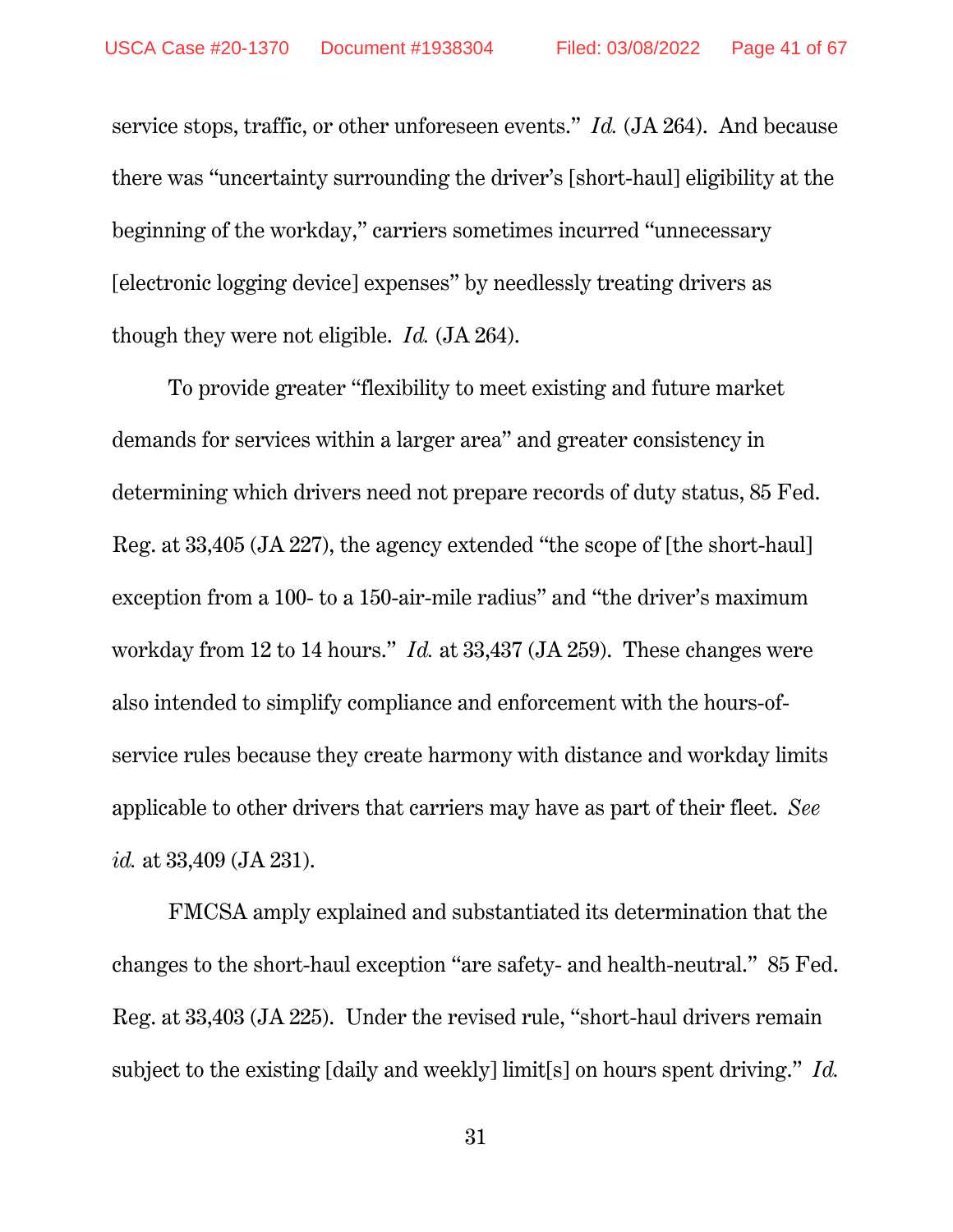service stops, traffic, or other unforeseen events." *Id.* (JA 264). And because there was "uncertainty surrounding the driver's [short-haul] eligibility at the beginning of the workday," carriers sometimes incurred "unnecessary [electronic logging device] expenses" by needlessly treating drivers as though they were not eligible. *Id.* (JA 264).

To provide greater "flexibility to meet existing and future market demands for services within a larger area" and greater consistency in determining which drivers need not prepare records of duty status, 85 Fed. Reg. at 33,405 (JA 227), the agency extended "the scope of [the short-haul] exception from a 100- to a 150-air-mile radius" and "the driver's maximum workday from 12 to 14 hours." *Id.* at 33,437 (JA 259). These changes were also intended to simplify compliance and enforcement with the hours-of-service rules because they create harmony with distance and workday limits applicable to other drivers that carriers may have as part of their fleet. *See id.* at 33,409 (JA 231).

FMCSA amply explained and substantiated its determination that the changes to the short-haul exception "are safety- and health-neutral." 85 Fed. Reg. at 33,403 (JA 225). Under the revised rule, "short-haul drivers remain subject to the existing [daily and weekly] limit[s] on hours spent driving." *Id.*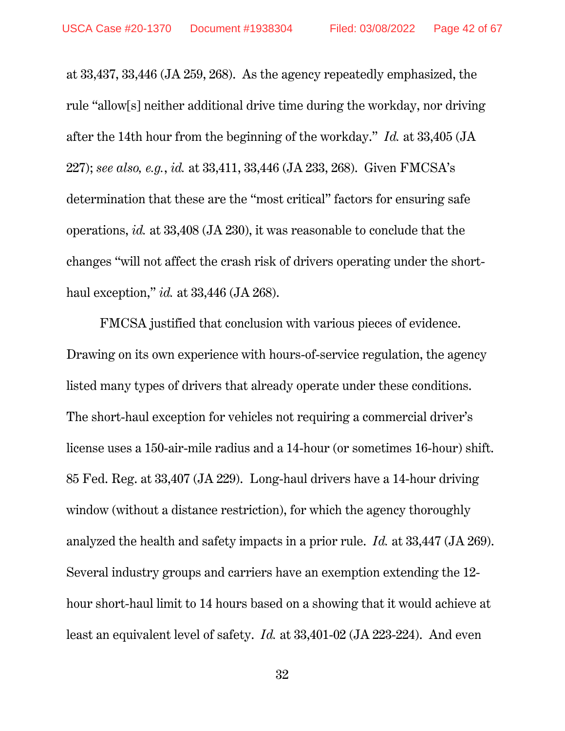at 33,437, 33,446 (JA 259, 268). As the agency repeatedly emphasized, the rule "allow[s] neither additional drive time during the workday, nor driving after the 14th hour from the beginning of the workday." *Id.* at 33,405 (JA 227); *see also, e.g.*, *id.* at 33,411, 33,446 (JA 233, 268). Given FMCSA's determination that these are the "most critical" factors for ensuring safe operations, *id.* at 33,408 (JA 230), it was reasonable to conclude that the changes "will not affect the crash risk of drivers operating under the short-haul exception," *id.* at 33,446 (JA 268).

FMCSA justified that conclusion with various pieces of evidence. Drawing on its own experience with hours-of-service regulation, the agency listed many types of drivers that already operate under these conditions. The short-haul exception for vehicles not requiring a commercial driver's license uses a 150-air-mile radius and a 14-hour (or sometimes 16-hour) shift. 85 Fed. Reg. at 33,407 (JA 229). Long-haul drivers have a 14-hour driving window (without a distance restriction), for which the agency thoroughly analyzed the health and safety impacts in a prior rule. *Id.* at 33,447 (JA 269). Several industry groups and carriers have an exemption extending the 12-hour short-haul limit to 14 hours based on a showing that it would achieve at least an equivalent level of safety. *Id.* at 33,401-02 (JA 223-224). And even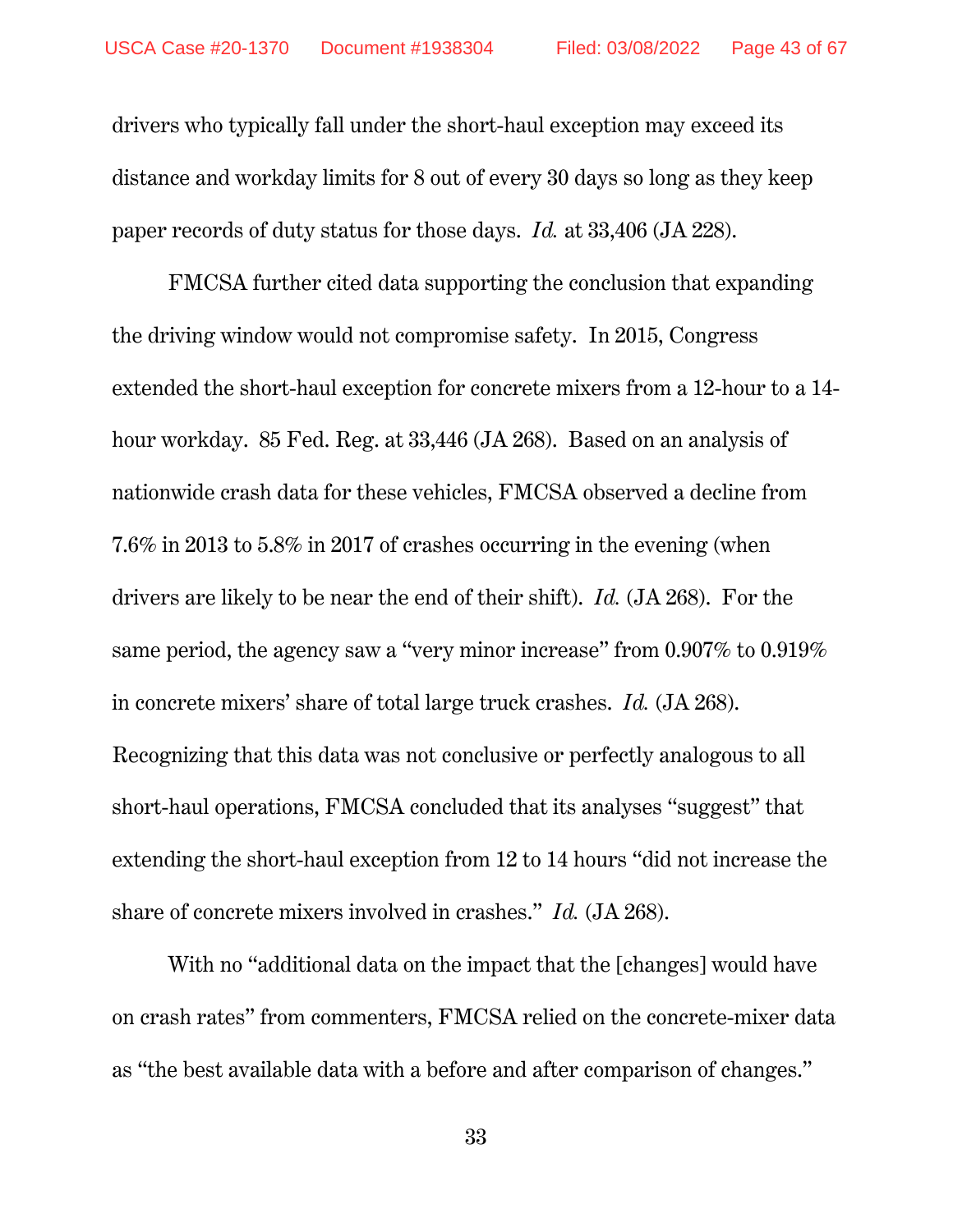drivers who typically fall under the short-haul exception may exceed its distance and workday limits for 8 out of every 30 days so long as they keep paper records of duty status for those days. *Id.* at 33,406 (JA 228).

FMCSA further cited data supporting the conclusion that expanding the driving window would not compromise safety. In 2015, Congress extended the short-haul exception for concrete mixers from a 12-hour to a 14-hour workday. 85 Fed. Reg. at 33,446 (JA 268). Based on an analysis of nationwide crash data for these vehicles, FMCSA observed a decline from 7.6% in 2013 to 5.8% in 2017 of crashes occurring in the evening (when drivers are likely to be near the end of their shift). *Id.* (JA 268). For the same period, the agency saw a "very minor increase" from 0.907% to 0.919% in concrete mixers' share of total large truck crashes. *Id.* (JA 268). Recognizing that this data was not conclusive or perfectly analogous to all short-haul operations, FMCSA concluded that its analyses "suggest" that extending the short-haul exception from 12 to 14 hours "did not increase the share of concrete mixers involved in crashes." *Id.* (JA 268).

With no "additional data on the impact that the [changes] would have on crash rates" from commenters, FMCSA relied on the concrete-mixer data as "the best available data with a before and after comparison of changes."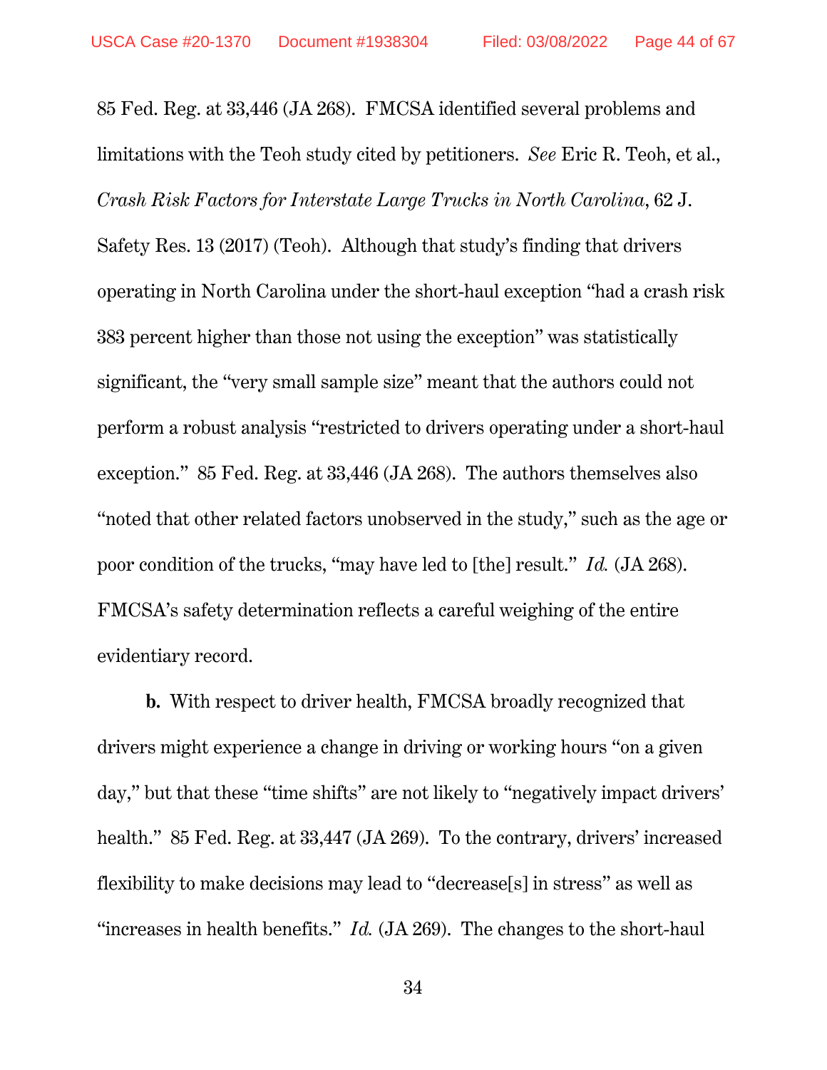85 Fed. Reg. at 33,446 (JA 268). FMCSA identified several problems and limitations with the Teoh study cited by petitioners. *See* Eric R. Teoh, et al., *Crash Risk Factors for Interstate Large Trucks in North Carolina*, 62 J. Safety Res. 13 (2017) (Teoh). Although that study's finding that drivers operating in North Carolina under the short-haul exception "had a crash risk 383 percent higher than those not using the exception" was statistically significant, the "very small sample size" meant that the authors could not perform a robust analysis "restricted to drivers operating under a short-haul exception." 85 Fed. Reg. at 33,446 (JA 268). The authors themselves also "noted that other related factors unobserved in the study," such as the age or poor condition of the trucks, "may have led to [the] result." *Id.* (JA 268). FMCSA's safety determination reflects a careful weighing of the entire evidentiary record.

**b.** With respect to driver health, FMCSA broadly recognized that drivers might experience a change in driving or working hours "on a given day," but that these "time shifts" are not likely to "negatively impact drivers' health." 85 Fed. Reg. at 33,447 (JA 269). To the contrary, drivers' increased flexibility to make decisions may lead to "decrease[s] in stress" as well as "increases in health benefits." *Id.* (JA 269). The changes to the short-haul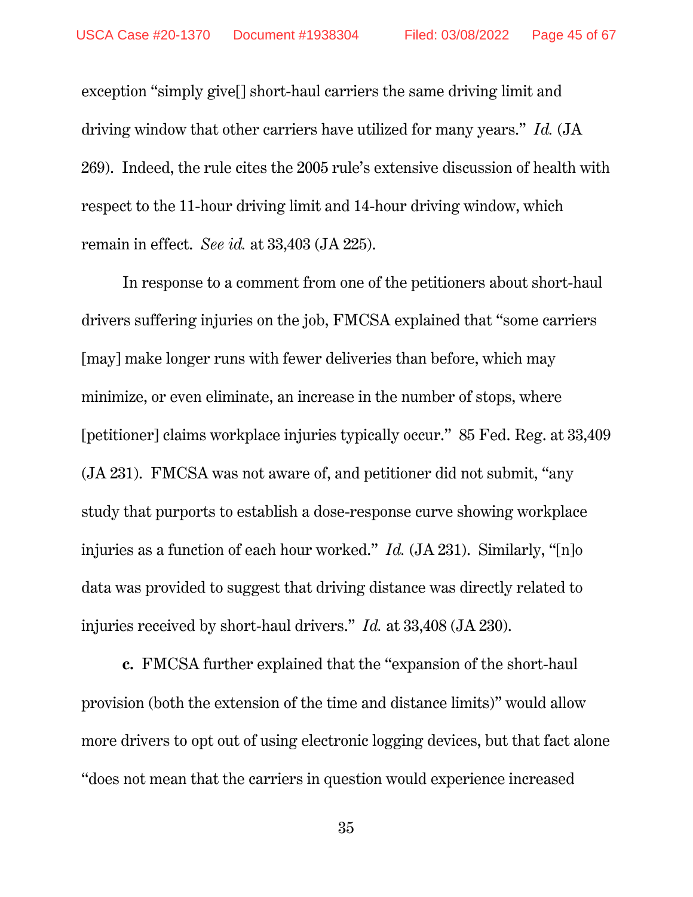exception "simply give[] short-haul carriers the same driving limit and driving window that other carriers have utilized for many years." *Id.* (JA 269). Indeed, the rule cites the 2005 rule's extensive discussion of health with respect to the 11-hour driving limit and 14-hour driving window, which remain in effect. *See id.* at 33,403 (JA 225).

In response to a comment from one of the petitioners about short-haul drivers suffering injuries on the job, FMCSA explained that "some carriers [may] make longer runs with fewer deliveries than before, which may minimize, or even eliminate, an increase in the number of stops, where [petitioner] claims workplace injuries typically occur." 85 Fed. Reg. at 33,409 (JA 231). FMCSA was not aware of, and petitioner did not submit, "any study that purports to establish a dose-response curve showing workplace injuries as a function of each hour worked." *Id.* (JA 231). Similarly, "[n]o data was provided to suggest that driving distance was directly related to injuries received by short-haul drivers." *Id.* at 33,408 (JA 230).

**c.** FMCSA further explained that the "expansion of the short-haul provision (both the extension of the time and distance limits)" would allow more drivers to opt out of using electronic logging devices, but that fact alone "does not mean that the carriers in question would experience increased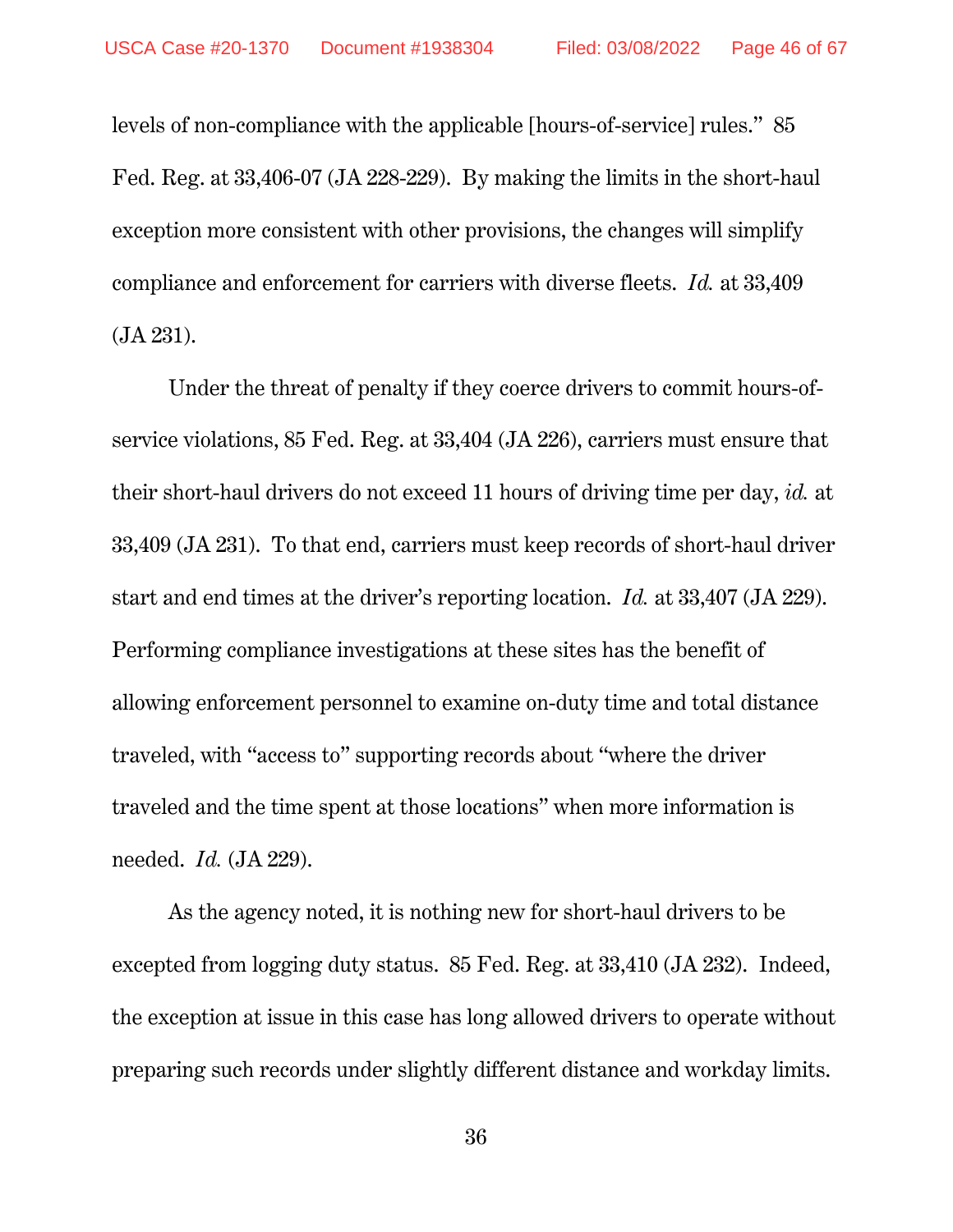levels of non-compliance with the applicable [hours-of-service] rules." 85 Fed. Reg. at 33,406-07 (JA 228-229). By making the limits in the short-haul exception more consistent with other provisions, the changes will simplify compliance and enforcement for carriers with diverse fleets. *Id.* at 33,409 (JA 231).

Under the threat of penalty if they coerce drivers to commit hours-of-service violations, 85 Fed. Reg. at 33,404 (JA 226), carriers must ensure that their short-haul drivers do not exceed 11 hours of driving time per day, *id.* at 33,409 (JA 231). To that end, carriers must keep records of short-haul driver start and end times at the driver's reporting location. *Id.* at 33,407 (JA 229). Performing compliance investigations at these sites has the benefit of allowing enforcement personnel to examine on-duty time and total distance traveled, with "access to" supporting records about "where the driver traveled and the time spent at those locations" when more information is needed. *Id.* (JA 229).

As the agency noted, it is nothing new for short-haul drivers to be excepted from logging duty status. 85 Fed. Reg. at 33,410 (JA 232). Indeed, the exception at issue in this case has long allowed drivers to operate without preparing such records under slightly different distance and workday limits.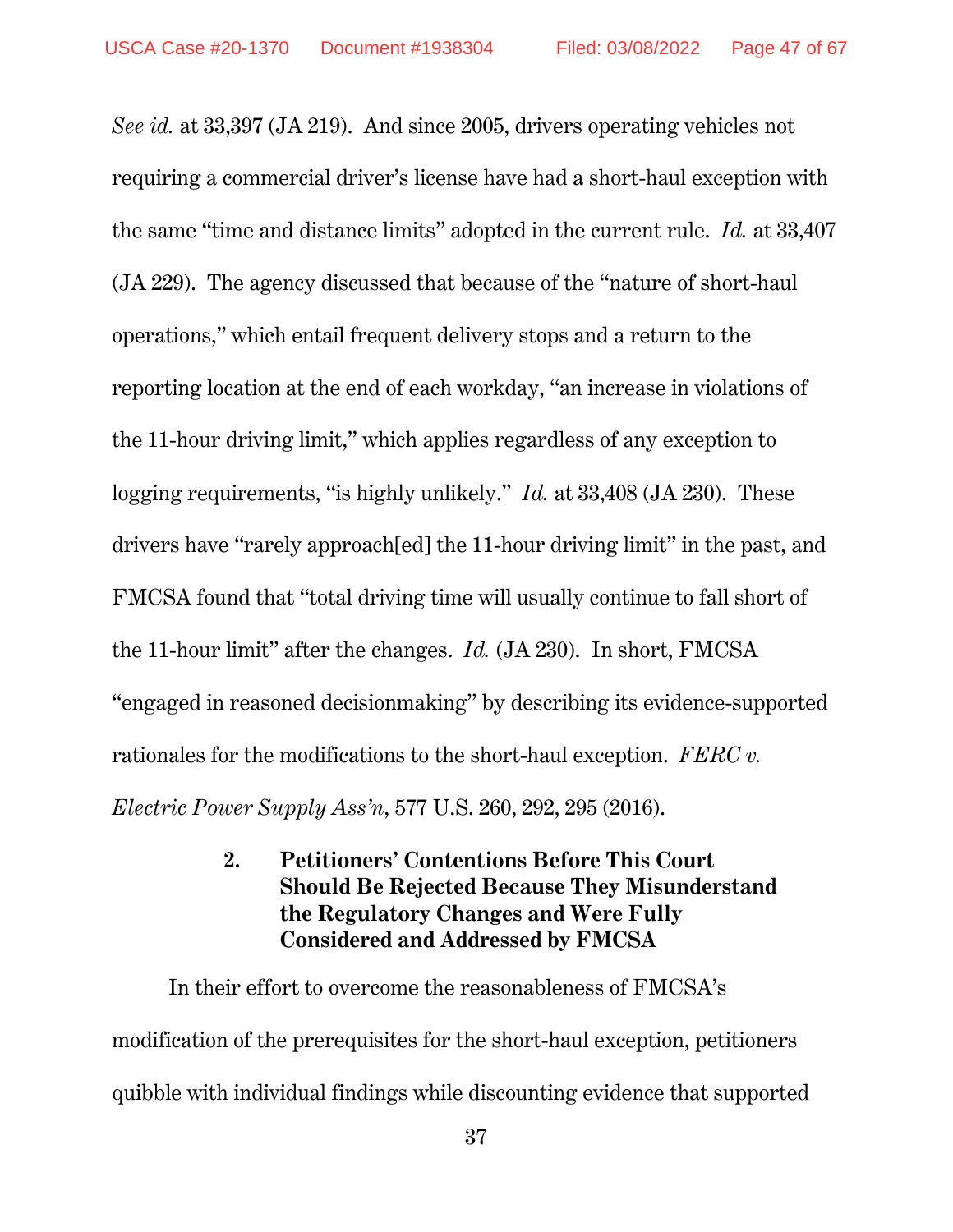*See id.* at 33,397 (JA 219). And since 2005, drivers operating vehicles not requiring a commercial driver's license have had a short-haul exception with the same "time and distance limits" adopted in the current rule. *Id.* at 33,407 (JA 229). The agency discussed that because of the "nature of short-haul operations," which entail frequent delivery stops and a return to the reporting location at the end of each workday, "an increase in violations of the 11-hour driving limit," which applies regardless of any exception to logging requirements, "is highly unlikely." *Id.* at 33,408 (JA 230). These drivers have "rarely approach[ed] the 11-hour driving limit" in the past, and FMCSA found that "total driving time will usually continue to fall short of the 11-hour limit" after the changes. *Id.* (JA 230). In short, FMCSA "engaged in reasoned decisionmaking" by describing its evidence-supported rationales for the modifications to the short-haul exception. *FERC v. Electric Power Supply Ass'n*, 577 U.S. 260, 292, 295 (2016).

#### 2. Petitioners' Contentions Before This Court Should Be Rejected Because They Misunderstand the Regulatory Changes and Were Fully Considered and Addressed by FMCSA

In their effort to overcome the reasonableness of FMCSA's modification of the prerequisites for the short-haul exception, petitioners quibble with individual findings while discounting evidence that supported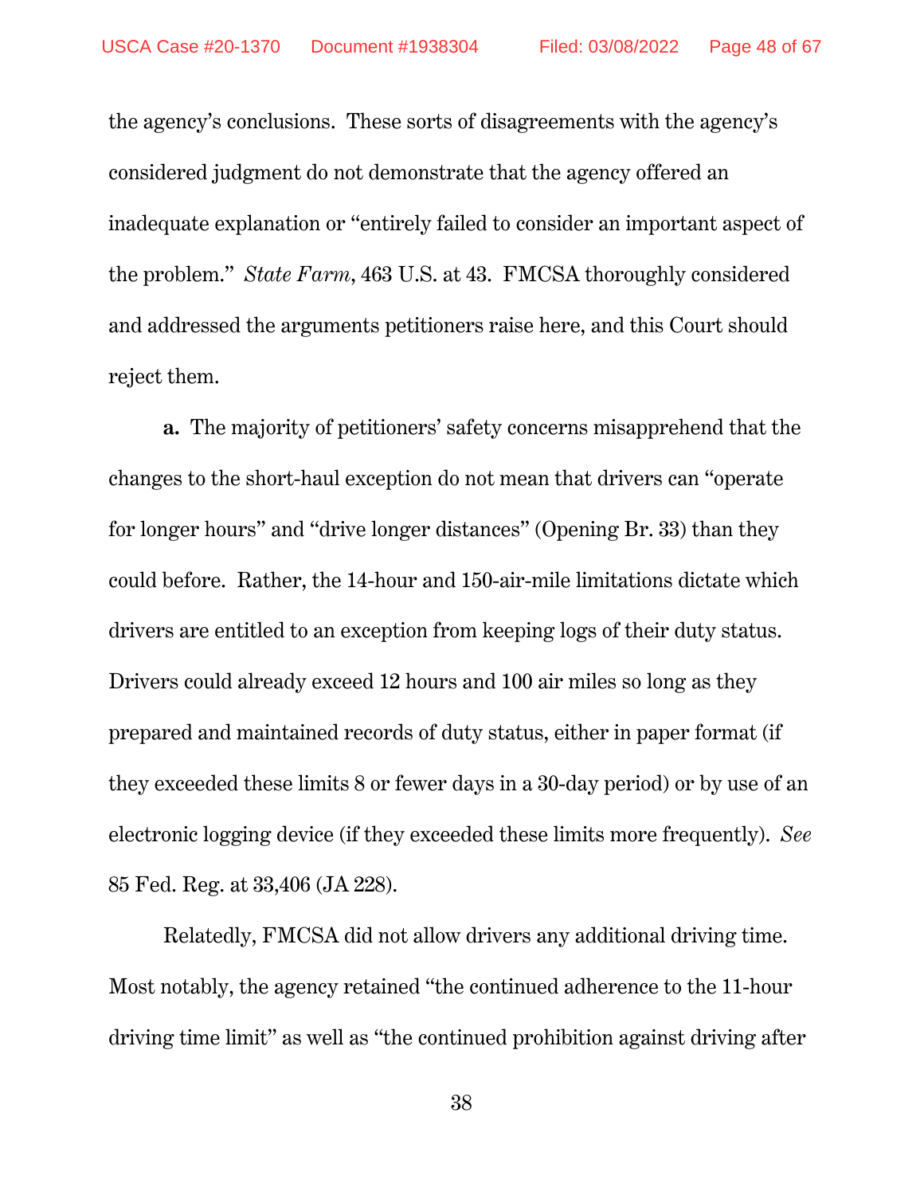the agency's conclusions. These sorts of disagreements with the agency's considered judgment do not demonstrate that the agency offered an inadequate explanation or "entirely failed to consider an important aspect of the problem." *State Farm*, 463 U.S. at 43. FMCSA thoroughly considered and addressed the arguments petitioners raise here, and this Court should reject them.

**a.** The majority of petitioners' safety concerns misapprehend that the changes to the short-haul exception do not mean that drivers can "operate for longer hours" and "drive longer distances" (Opening Br. 33) than they could before. Rather, the 14-hour and 150-air-mile limitations dictate which drivers are entitled to an exception from keeping logs of their duty status. Drivers could already exceed 12 hours and 100 air miles so long as they prepared and maintained records of duty status, either in paper format (if they exceeded these limits 8 or fewer days in a 30-day period) or by use of an electronic logging device (if they exceeded these limits more frequently). *See* 85 Fed. Reg. at 33,406 (JA 228).

Relatedly, FMCSA did not allow drivers any additional driving time. Most notably, the agency retained "the continued adherence to the 11-hour driving time limit" as well as "the continued prohibition against driving after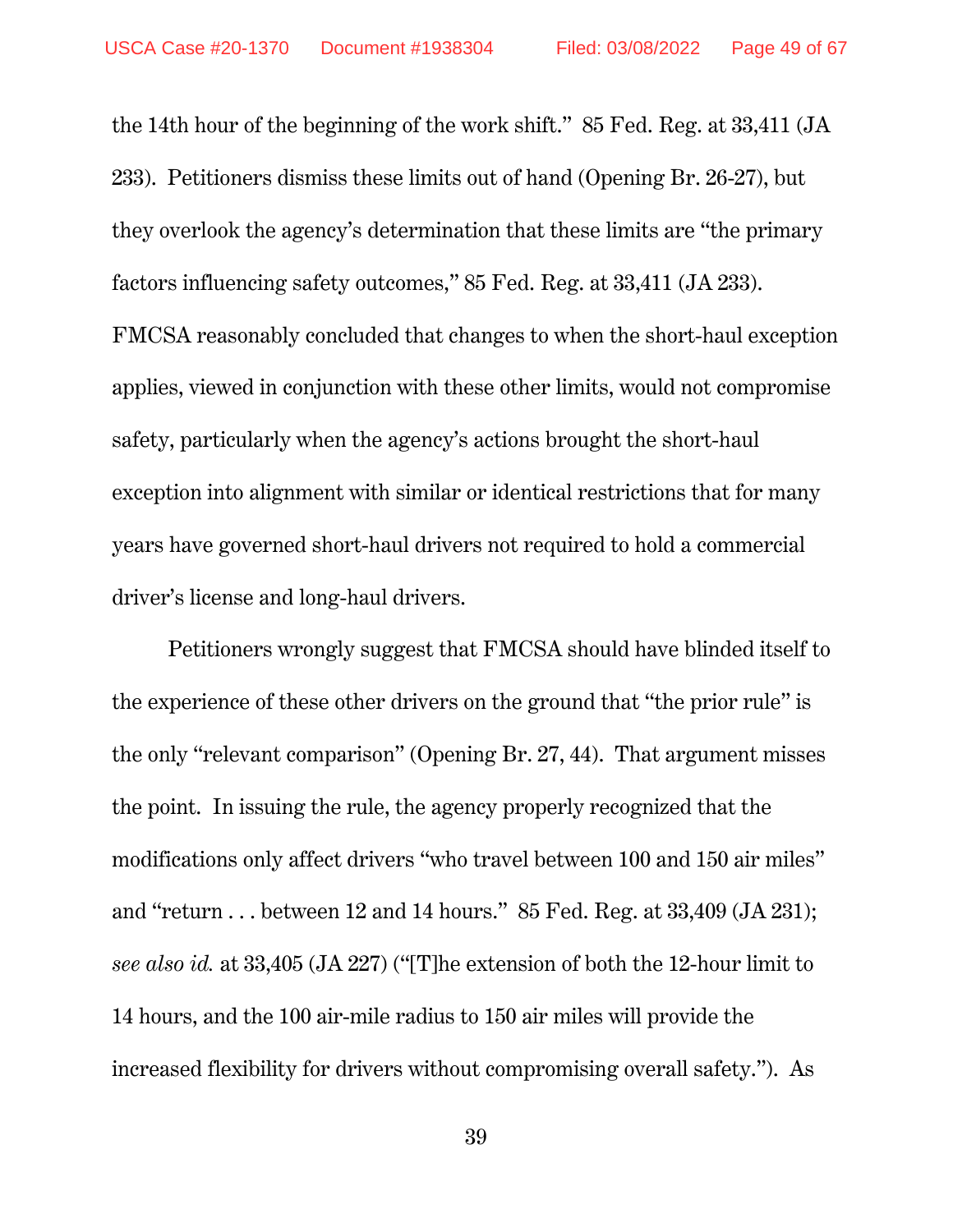the 14th hour of the beginning of the work shift." 85 Fed. Reg. at 33,411 (JA 233). Petitioners dismiss these limits out of hand (Opening Br. 26-27), but they overlook the agency's determination that these limits are "the primary factors influencing safety outcomes," 85 Fed. Reg. at 33,411 (JA 233). FMCSA reasonably concluded that changes to when the short-haul exception applies, viewed in conjunction with these other limits, would not compromise safety, particularly when the agency's actions brought the short-haul exception into alignment with similar or identical restrictions that for many years have governed short-haul drivers not required to hold a commercial driver's license and long-haul drivers.

Petitioners wrongly suggest that FMCSA should have blinded itself to the experience of these other drivers on the ground that "the prior rule" is the only "relevant comparison" (Opening Br. 27, 44). That argument misses the point. In issuing the rule, the agency properly recognized that the modifications only affect drivers "who travel between 100 and 150 air miles" and "return . . . between 12 and 14 hours." 85 Fed. Reg. at 33,409 (JA 231); *see also id.* at 33,405 (JA 227) ("[T]he extension of both the 12-hour limit to 14 hours, and the 100 air-mile radius to 150 air miles will provide the increased flexibility for drivers without compromising overall safety."). As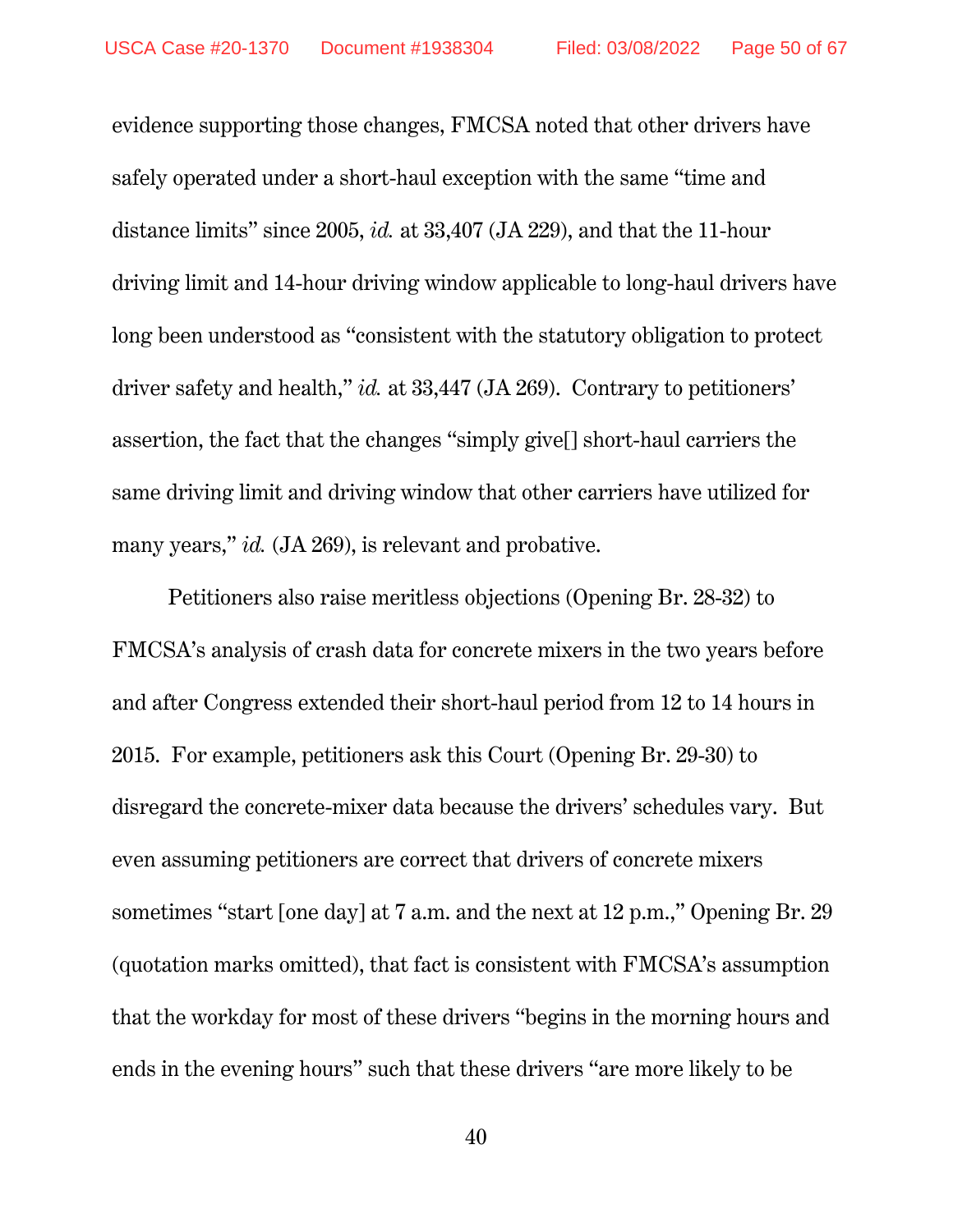evidence supporting those changes, FMCSA noted that other drivers have safely operated under a short-haul exception with the same "time and distance limits" since 2005, *id.* at 33,407 (JA 229), and that the 11-hour driving limit and 14-hour driving window applicable to long-haul drivers have long been understood as "consistent with the statutory obligation to protect driver safety and health," *id.* at 33,447 (JA 269). Contrary to petitioners' assertion, the fact that the changes "simply give[] short-haul carriers the same driving limit and driving window that other carriers have utilized for many years," *id.* (JA 269), is relevant and probative.

Petitioners also raise meritless objections (Opening Br. 28-32) to FMCSA's analysis of crash data for concrete mixers in the two years before and after Congress extended their short-haul period from 12 to 14 hours in 2015. For example, petitioners ask this Court (Opening Br. 29-30) to disregard the concrete-mixer data because the drivers' schedules vary. But even assuming petitioners are correct that drivers of concrete mixers sometimes "start [one day] at 7 a.m. and the next at 12 p.m.," Opening Br. 29 (quotation marks omitted), that fact is consistent with FMCSA's assumption that the workday for most of these drivers "begins in the morning hours and ends in the evening hours" such that these drivers "are more likely to be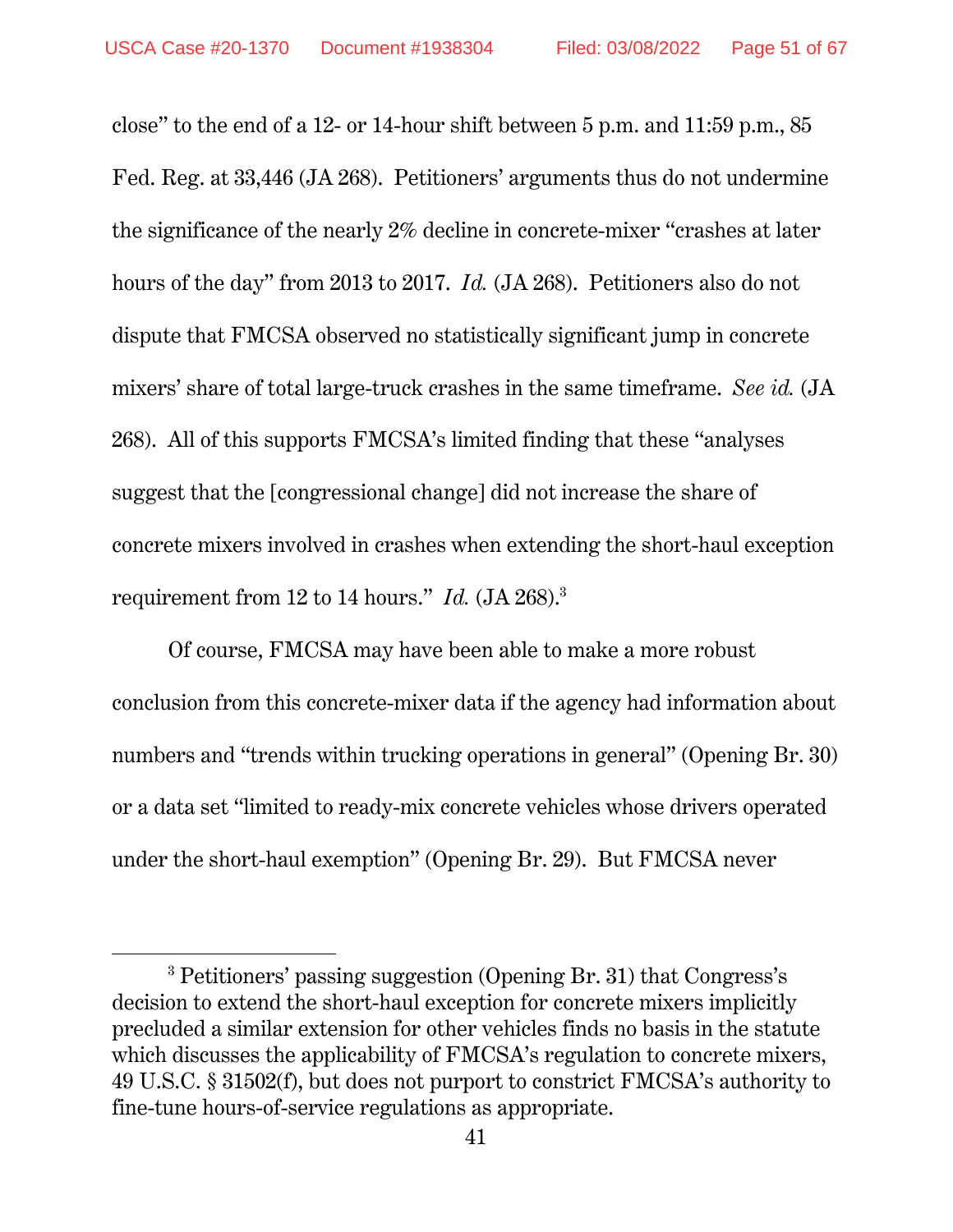close" to the end of a 12- or 14-hour shift between 5 p.m. and 11:59 p.m., 85 Fed. Reg. at 33,446 (JA 268). Petitioners' arguments thus do not undermine the significance of the nearly 2% decline in concrete-mixer "crashes at later hours of the day" from 2013 to 2017. *Id.* (JA 268). Petitioners also do not dispute that FMCSA observed no statistically significant jump in concrete mixers' share of total large-truck crashes in the same timeframe. *See id.* (JA 268). All of this supports FMCSA's limited finding that these "analyses suggest that the [congressional change] did not increase the share of concrete mixers involved in crashes when extending the short-haul exception requirement from 12 to 14 hours." *Id.* (JA 268).[3]

Of course, FMCSA may have been able to make a more robust conclusion from this concrete-mixer data if the agency had information about numbers and "trends within trucking operations in general" (Opening Br. 30) or a data set "limited to ready-mix concrete vehicles whose drivers operated under the short-haul exemption" (Opening Br. 29). But FMCSA never

---

[3] Petitioners' passing suggestion (Opening Br. 31) that Congress's decision to extend the short-haul exception for concrete mixers implicitly precluded a similar extension for other vehicles finds no basis in the statute which discusses the applicability of FMCSA's regulation to concrete mixers, 49 U.S.C. § 31502(f), but does not purport to constrict FMCSA's authority to fine-tune hours-of-service regulations as appropriate.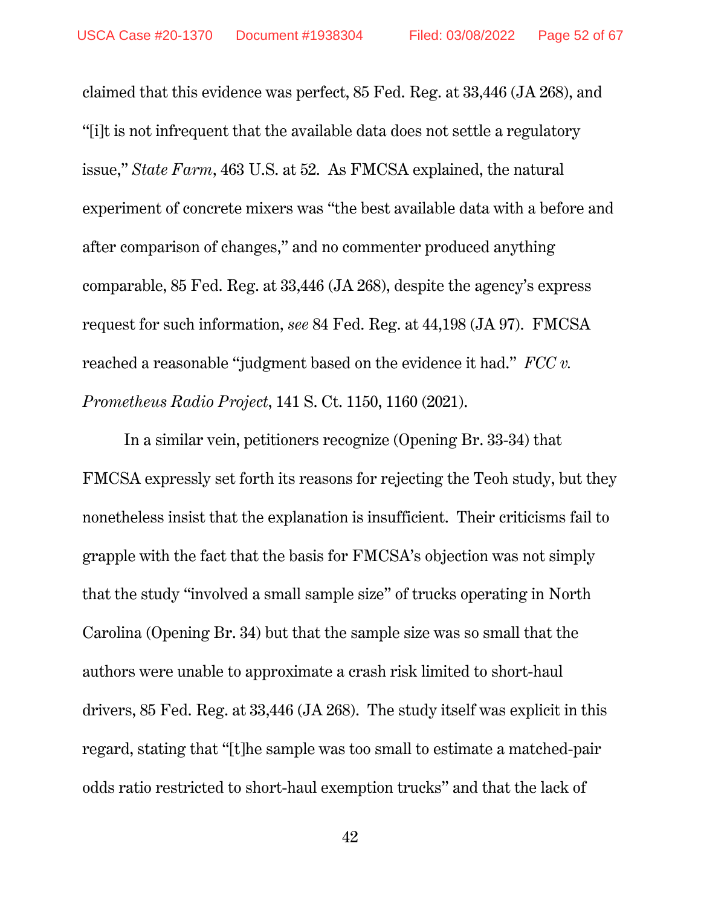claimed that this evidence was perfect, 85 Fed. Reg. at 33,446 (JA 268), and "[i]t is not infrequent that the available data does not settle a regulatory issue," *State Farm*, 463 U.S. at 52. As FMCSA explained, the natural experiment of concrete mixers was "the best available data with a before and after comparison of changes," and no commenter produced anything comparable, 85 Fed. Reg. at 33,446 (JA 268), despite the agency's express request for such information, *see* 84 Fed. Reg. at 44,198 (JA 97). FMCSA reached a reasonable "judgment based on the evidence it had." *FCC v. Prometheus Radio Project*, 141 S. Ct. 1150, 1160 (2021).

In a similar vein, petitioners recognize (Opening Br. 33-34) that FMCSA expressly set forth its reasons for rejecting the Teoh study, but they nonetheless insist that the explanation is insufficient. Their criticisms fail to grapple with the fact that the basis for FMCSA's objection was not simply that the study "involved a small sample size" of trucks operating in North Carolina (Opening Br. 34) but that the sample size was so small that the authors were unable to approximate a crash risk limited to short-haul drivers, 85 Fed. Reg. at 33,446 (JA 268). The study itself was explicit in this regard, stating that "[t]he sample was too small to estimate a matched-pair odds ratio restricted to short-haul exemption trucks" and that the lack of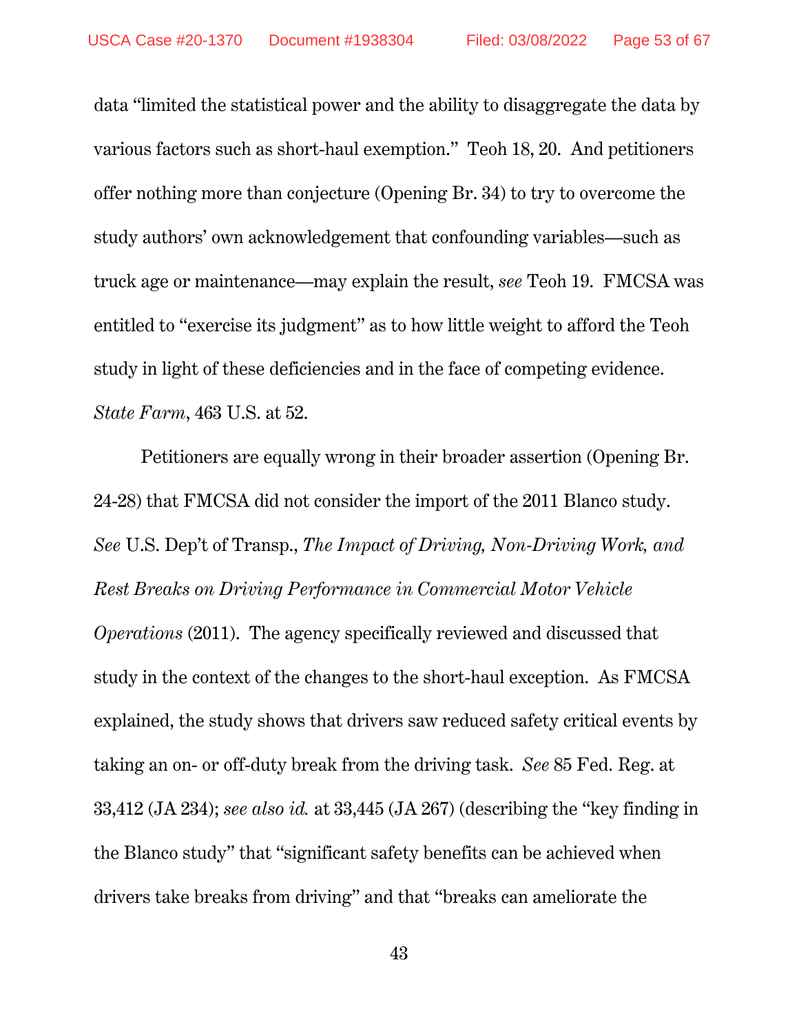data "limited the statistical power and the ability to disaggregate the data by various factors such as short-haul exemption." Teoh 18, 20. And petitioners offer nothing more than conjecture (Opening Br. 34) to try to overcome the study authors' own acknowledgement that confounding variables—such as truck age or maintenance—may explain the result, *see* Teoh 19. FMCSA was entitled to "exercise its judgment" as to how little weight to afford the Teoh study in light of these deficiencies and in the face of competing evidence. *State Farm*, 463 U.S. at 52.

Petitioners are equally wrong in their broader assertion (Opening Br. 24-28) that FMCSA did not consider the import of the 2011 Blanco study. *See* U.S. Dep't of Transp., *The Impact of Driving, Non-Driving Work, and Rest Breaks on Driving Performance in Commercial Motor Vehicle Operations* (2011). The agency specifically reviewed and discussed that study in the context of the changes to the short-haul exception. As FMCSA explained, the study shows that drivers saw reduced safety critical events by taking an on- or off-duty break from the driving task. *See* 85 Fed. Reg. at 33,412 (JA 234); *see also id.* at 33,445 (JA 267) (describing the "key finding in the Blanco study" that "significant safety benefits can be achieved when drivers take breaks from driving" and that "breaks can ameliorate the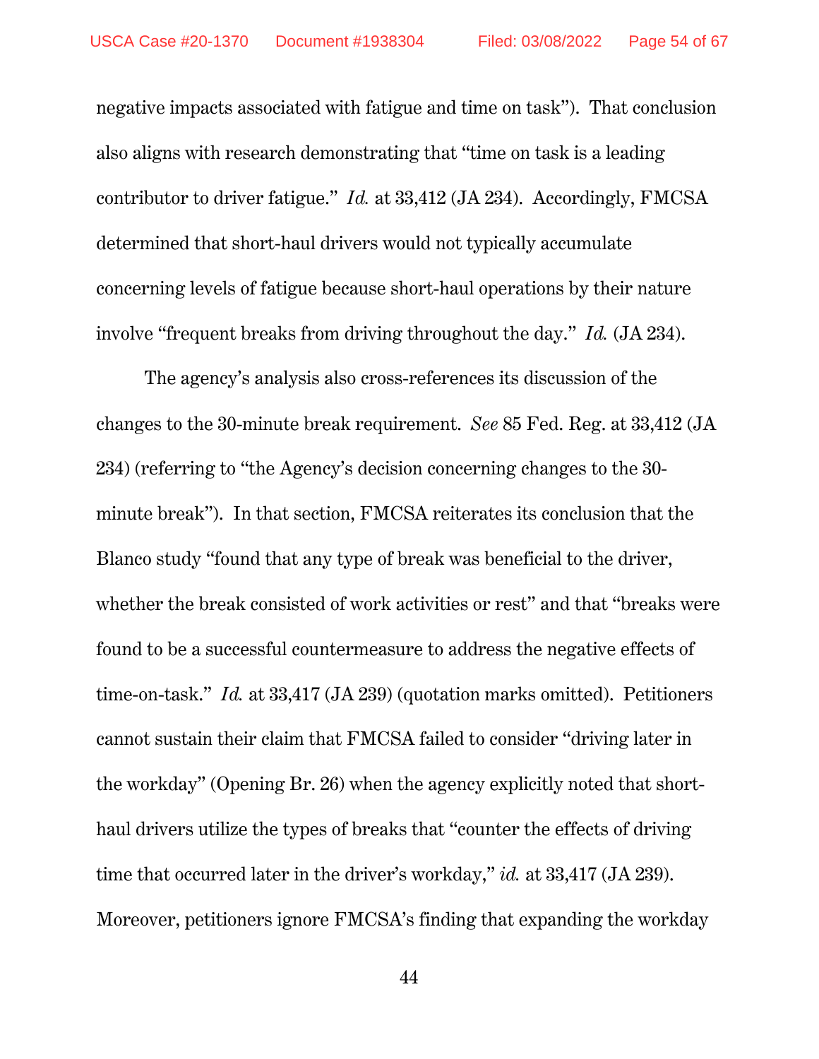negative impacts associated with fatigue and time on task"). That conclusion also aligns with research demonstrating that "time on task is a leading contributor to driver fatigue." *Id.* at 33,412 (JA 234). Accordingly, FMCSA determined that short-haul drivers would not typically accumulate concerning levels of fatigue because short-haul operations by their nature involve "frequent breaks from driving throughout the day." *Id.* (JA 234).

The agency's analysis also cross-references its discussion of the changes to the 30-minute break requirement. *See* 85 Fed. Reg. at 33,412 (JA 234) (referring to "the Agency's decision concerning changes to the 30-minute break"). In that section, FMCSA reiterates its conclusion that the Blanco study "found that any type of break was beneficial to the driver, whether the break consisted of work activities or rest" and that "breaks were found to be a successful countermeasure to address the negative effects of time-on-task." *Id.* at 33,417 (JA 239) (quotation marks omitted). Petitioners cannot sustain their claim that FMCSA failed to consider "driving later in the workday" (Opening Br. 26) when the agency explicitly noted that short-haul drivers utilize the types of breaks that "counter the effects of driving time that occurred later in the driver's workday," *id.* at 33,417 (JA 239). Moreover, petitioners ignore FMCSA's finding that expanding the workday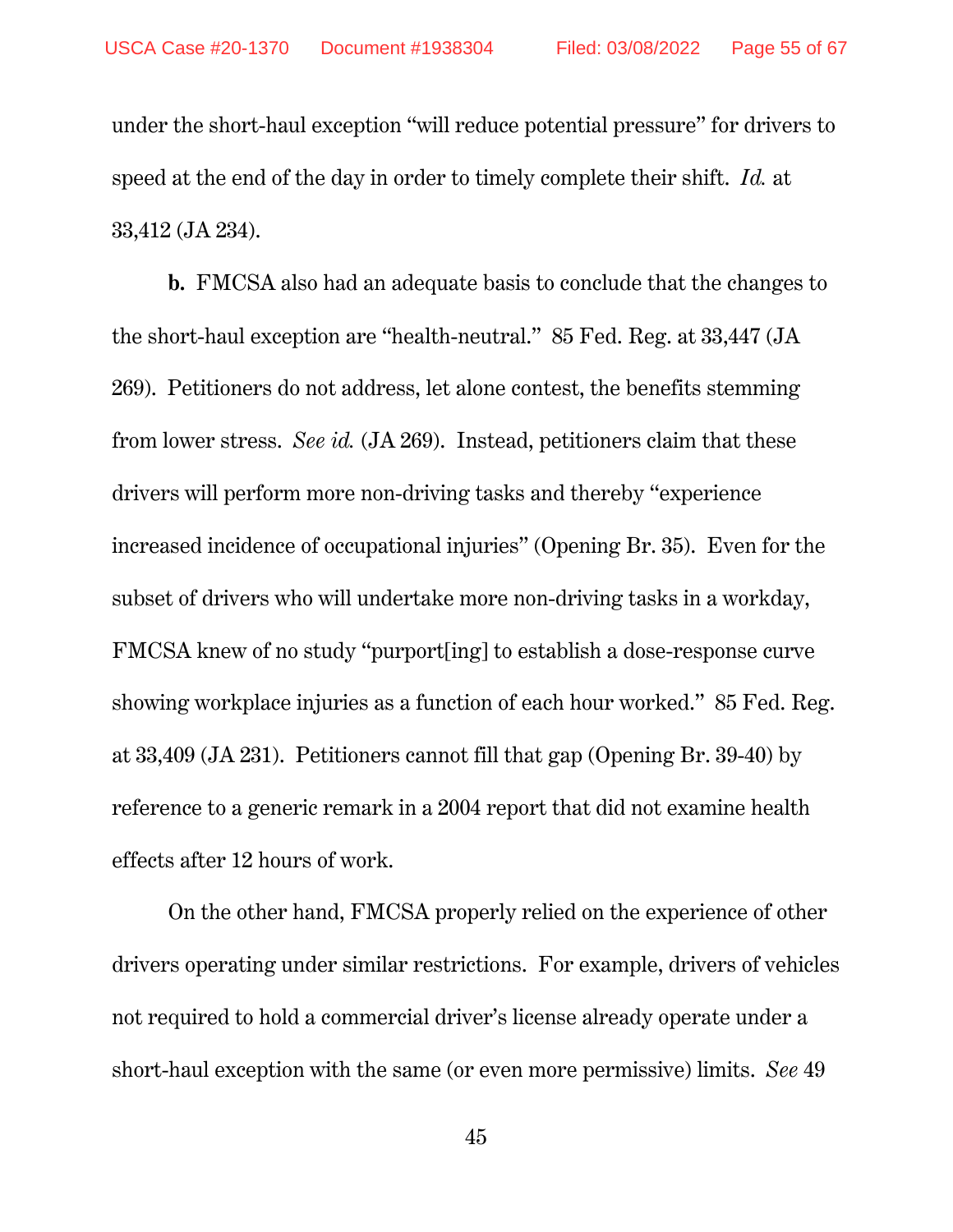under the short-haul exception "will reduce potential pressure" for drivers to speed at the end of the day in order to timely complete their shift. *Id.* at 33,412 (JA 234).

**b.** FMCSA also had an adequate basis to conclude that the changes to the short-haul exception are "health-neutral." 85 Fed. Reg. at 33,447 (JA 269). Petitioners do not address, let alone contest, the benefits stemming from lower stress. *See id.* (JA 269). Instead, petitioners claim that these drivers will perform more non-driving tasks and thereby "experience increased incidence of occupational injuries" (Opening Br. 35). Even for the subset of drivers who will undertake more non-driving tasks in a workday, FMCSA knew of no study "purport[ing] to establish a dose-response curve showing workplace injuries as a function of each hour worked." 85 Fed. Reg. at 33,409 (JA 231). Petitioners cannot fill that gap (Opening Br. 39-40) by reference to a generic remark in a 2004 report that did not examine health effects after 12 hours of work.

On the other hand, FMCSA properly relied on the experience of other drivers operating under similar restrictions. For example, drivers of vehicles not required to hold a commercial driver's license already operate under a short-haul exception with the same (or even more permissive) limits. *See* 49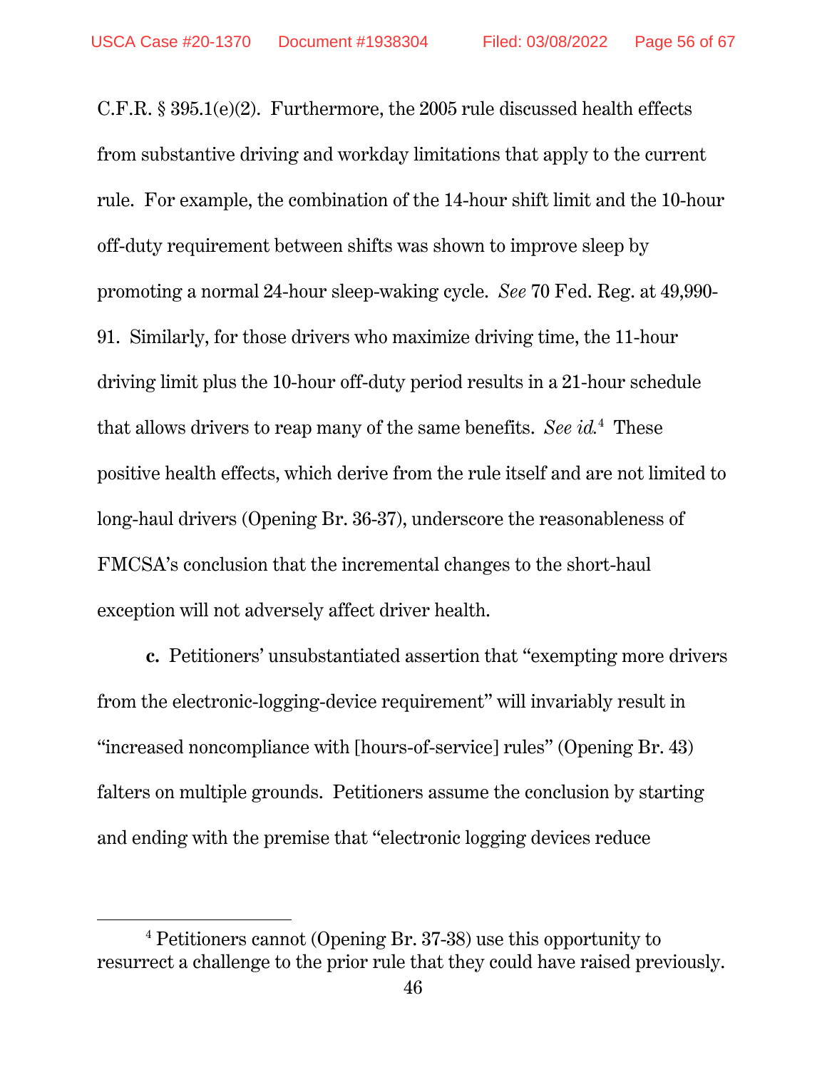C.F.R. § 395.1(e)(2). Furthermore, the 2005 rule discussed health effects from substantive driving and workday limitations that apply to the current rule. For example, the combination of the 14-hour shift limit and the 10-hour off-duty requirement between shifts was shown to improve sleep by promoting a normal 24-hour sleep-waking cycle. *See* 70 Fed. Reg. at 49,990-91. Similarly, for those drivers who maximize driving time, the 11-hour driving limit plus the 10-hour off-duty period results in a 21-hour schedule that allows drivers to reap many of the same benefits. *See id.*[4] These positive health effects, which derive from the rule itself and are not limited to long-haul drivers (Opening Br. 36-37), underscore the reasonableness of FMCSA's conclusion that the incremental changes to the short-haul exception will not adversely affect driver health.

**c.** Petitioners' unsubstantiated assertion that "exempting more drivers from the electronic-logging-device requirement" will invariably result in "increased noncompliance with [hours-of-service] rules" (Opening Br. 43) falters on multiple grounds. Petitioners assume the conclusion by starting and ending with the premise that "electronic logging devices reduce

---

[4] Petitioners cannot (Opening Br. 37-38) use this opportunity to resurrect a challenge to the prior rule that they could have raised previously.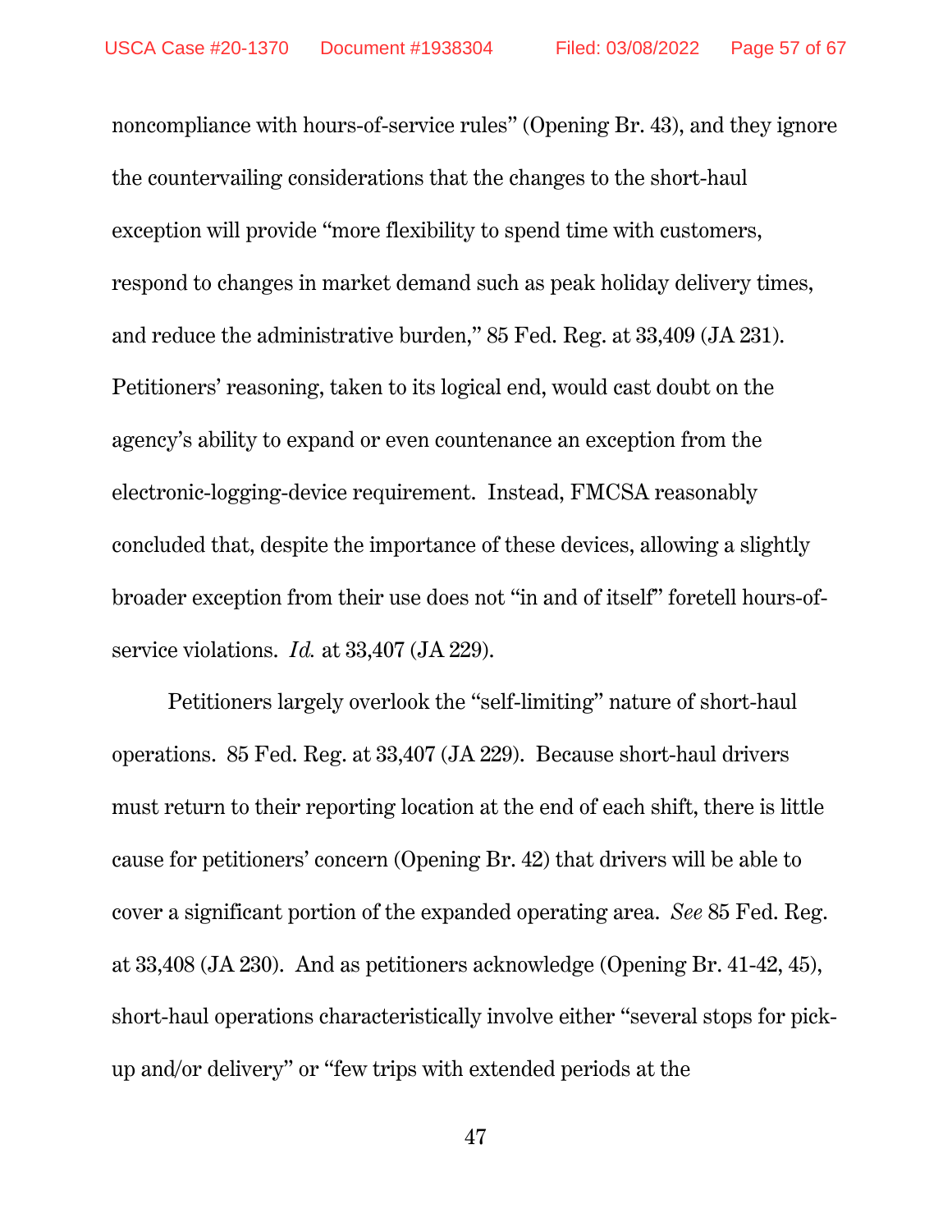noncompliance with hours-of-service rules" (Opening Br. 43), and they ignore the countervailing considerations that the changes to the short-haul exception will provide "more flexibility to spend time with customers, respond to changes in market demand such as peak holiday delivery times, and reduce the administrative burden," 85 Fed. Reg. at 33,409 (JA 231). Petitioners' reasoning, taken to its logical end, would cast doubt on the agency's ability to expand or even countenance an exception from the electronic-logging-device requirement. Instead, FMCSA reasonably concluded that, despite the importance of these devices, allowing a slightly broader exception from their use does not "in and of itself" foretell hours-of-service violations. *Id.* at 33,407 (JA 229).

Petitioners largely overlook the "self-limiting" nature of short-haul operations. 85 Fed. Reg. at 33,407 (JA 229). Because short-haul drivers must return to their reporting location at the end of each shift, there is little cause for petitioners' concern (Opening Br. 42) that drivers will be able to cover a significant portion of the expanded operating area. *See* 85 Fed. Reg. at 33,408 (JA 230). And as petitioners acknowledge (Opening Br. 41-42, 45), short-haul operations characteristically involve either "several stops for pick-up and/or delivery" or "few trips with extended periods at the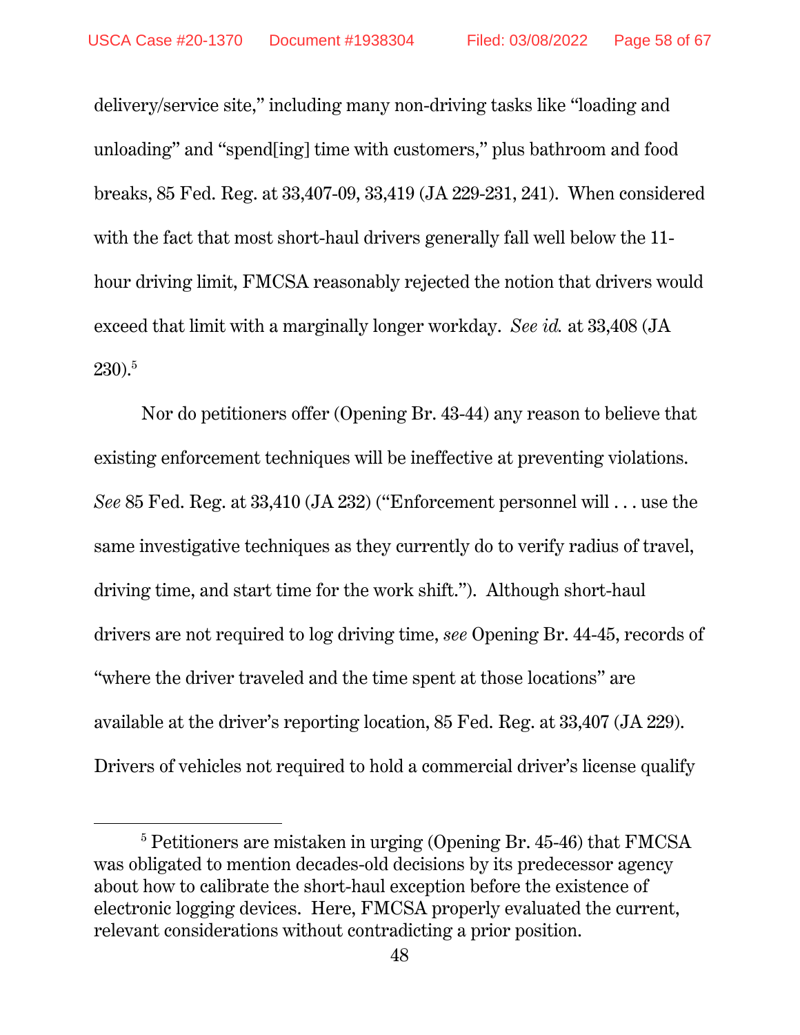delivery/service site," including many non-driving tasks like "loading and unloading" and "spend[ing] time with customers," plus bathroom and food breaks, 85 Fed. Reg. at 33,407-09, 33,419 (JA 229-231, 241). When considered with the fact that most short-haul drivers generally fall well below the 11-hour driving limit, FMCSA reasonably rejected the notion that drivers would exceed that limit with a marginally longer workday. *See id.* at 33,408 (JA 230).[5]

Nor do petitioners offer (Opening Br. 43-44) any reason to believe that existing enforcement techniques will be ineffective at preventing violations. *See* 85 Fed. Reg. at 33,410 (JA 232) ("Enforcement personnel will . . . use the same investigative techniques as they currently do to verify radius of travel, driving time, and start time for the work shift."). Although short-haul drivers are not required to log driving time, *see* Opening Br. 44-45, records of "where the driver traveled and the time spent at those locations" are available at the driver's reporting location, 85 Fed. Reg. at 33,407 (JA 229). Drivers of vehicles not required to hold a commercial driver's license qualify

---

[5] Petitioners are mistaken in urging (Opening Br. 45-46) that FMCSA was obligated to mention decades-old decisions by its predecessor agency about how to calibrate the short-haul exception before the existence of electronic logging devices. Here, FMCSA properly evaluated the current, relevant considerations without contradicting a prior position.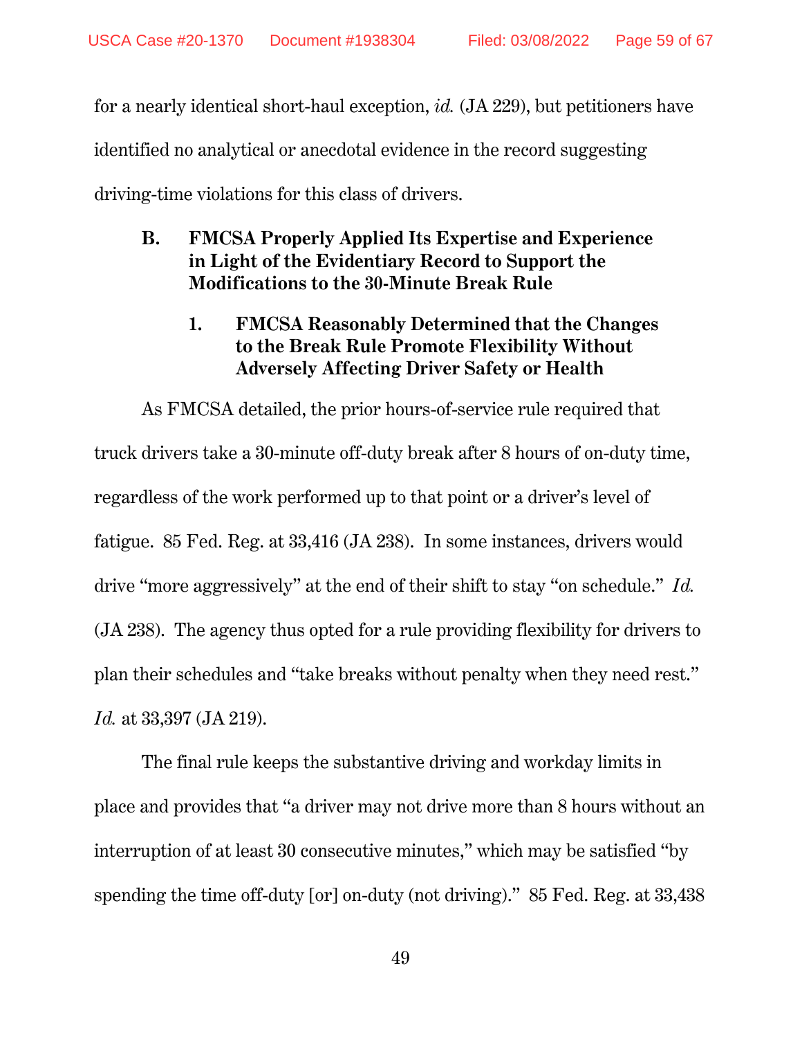for a nearly identical short-haul exception, *id.* (JA 229), but petitioners have identified no analytical or anecdotal evidence in the record suggesting driving-time violations for this class of drivers.

### B. FMCSA Properly Applied Its Expertise and Experience in Light of the Evidentiary Record to Support the Modifications to the 30-Minute Break Rule

#### 1. FMCSA Reasonably Determined that the Changes to the Break Rule Promote Flexibility Without Adversely Affecting Driver Safety or Health

As FMCSA detailed, the prior hours-of-service rule required that truck drivers take a 30-minute off-duty break after 8 hours of on-duty time, regardless of the work performed up to that point or a driver's level of fatigue. 85 Fed. Reg. at 33,416 (JA 238). In some instances, drivers would drive "more aggressively" at the end of their shift to stay "on schedule." *Id.* (JA 238). The agency thus opted for a rule providing flexibility for drivers to plan their schedules and "take breaks without penalty when they need rest." *Id.* at 33,397 (JA 219).

The final rule keeps the substantive driving and workday limits in place and provides that "a driver may not drive more than 8 hours without an interruption of at least 30 consecutive minutes," which may be satisfied "by spending the time off-duty [or] on-duty (not driving)." 85 Fed. Reg. at 33,438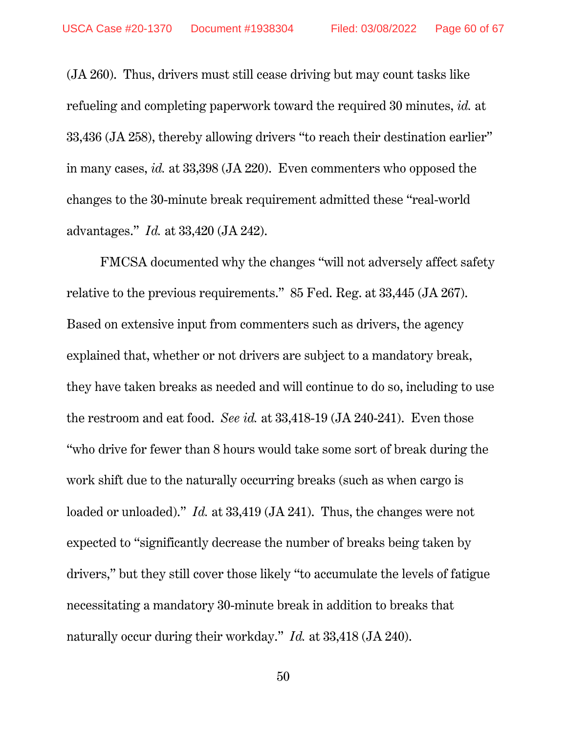(JA 260). Thus, drivers must still cease driving but may count tasks like refueling and completing paperwork toward the required 30 minutes, *id.* at 33,436 (JA 258), thereby allowing drivers "to reach their destination earlier" in many cases, *id.* at 33,398 (JA 220). Even commenters who opposed the changes to the 30-minute break requirement admitted these "real-world advantages." *Id.* at 33,420 (JA 242).

FMCSA documented why the changes "will not adversely affect safety relative to the previous requirements." 85 Fed. Reg. at 33,445 (JA 267). Based on extensive input from commenters such as drivers, the agency explained that, whether or not drivers are subject to a mandatory break, they have taken breaks as needed and will continue to do so, including to use the restroom and eat food. *See id.* at 33,418-19 (JA 240-241). Even those "who drive for fewer than 8 hours would take some sort of break during the work shift due to the naturally occurring breaks (such as when cargo is loaded or unloaded)." *Id.* at 33,419 (JA 241). Thus, the changes were not expected to "significantly decrease the number of breaks being taken by drivers," but they still cover those likely "to accumulate the levels of fatigue necessitating a mandatory 30-minute break in addition to breaks that naturally occur during their workday." *Id.* at 33,418 (JA 240).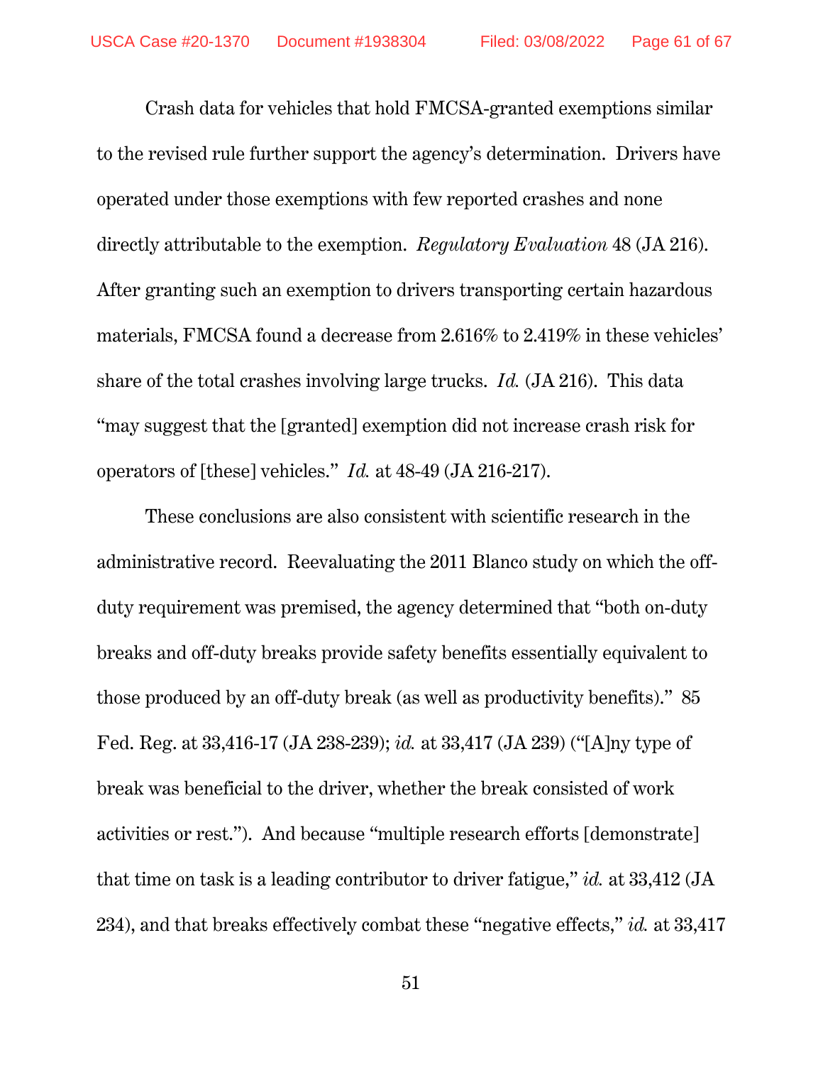Crash data for vehicles that hold FMCSA-granted exemptions similar to the revised rule further support the agency's determination. Drivers have operated under those exemptions with few reported crashes and none directly attributable to the exemption. *Regulatory Evaluation* 48 (JA 216). After granting such an exemption to drivers transporting certain hazardous materials, FMCSA found a decrease from 2.616% to 2.419% in these vehicles' share of the total crashes involving large trucks. *Id.* (JA 216). This data "may suggest that the [granted] exemption did not increase crash risk for operators of [these] vehicles." *Id.* at 48-49 (JA 216-217).

These conclusions are also consistent with scientific research in the administrative record. Reevaluating the 2011 Blanco study on which the off-duty requirement was premised, the agency determined that "both on-duty breaks and off-duty breaks provide safety benefits essentially equivalent to those produced by an off-duty break (as well as productivity benefits)." 85 Fed. Reg. at 33,416-17 (JA 238-239); *id.* at 33,417 (JA 239) ("[A]ny type of break was beneficial to the driver, whether the break consisted of work activities or rest."). And because "multiple research efforts [demonstrate] that time on task is a leading contributor to driver fatigue," *id.* at 33,412 (JA 234), and that breaks effectively combat these "negative effects," *id.* at 33,417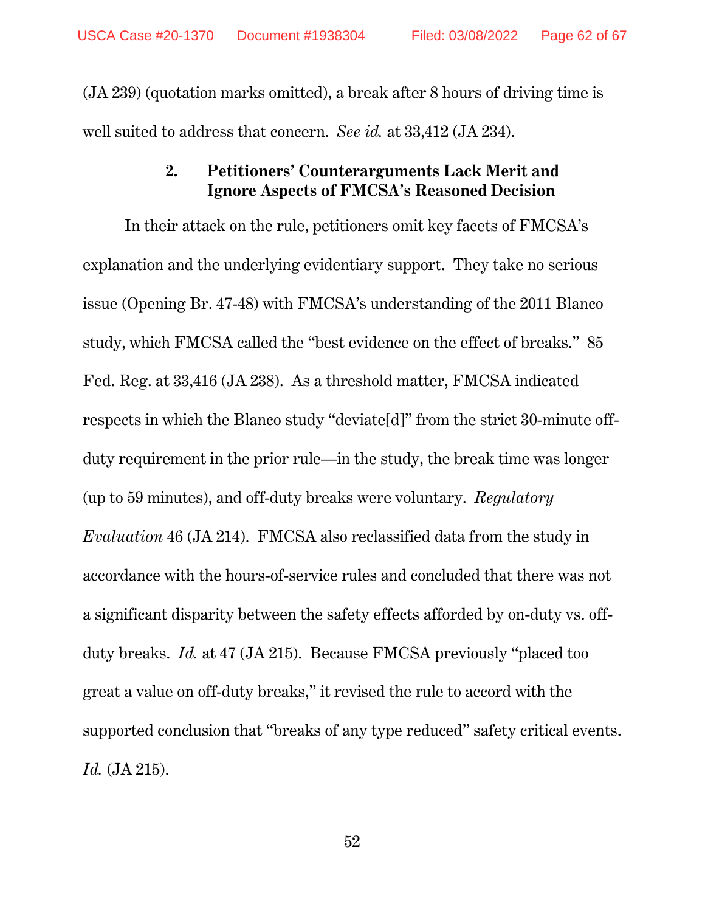(JA 239) (quotation marks omitted), a break after 8 hours of driving time is well suited to address that concern. *See id.* at 33,412 (JA 234).

### 2. Petitioners' Counterarguments Lack Merit and Ignore Aspects of FMCSA's Reasoned Decision

In their attack on the rule, petitioners omit key facets of FMCSA's explanation and the underlying evidentiary support. They take no serious issue (Opening Br. 47-48) with FMCSA's understanding of the 2011 Blanco study, which FMCSA called the "best evidence on the effect of breaks." 85 Fed. Reg. at 33,416 (JA 238). As a threshold matter, FMCSA indicated respects in which the Blanco study "deviate[d]" from the strict 30-minute off-duty requirement in the prior rule—in the study, the break time was longer (up to 59 minutes), and off-duty breaks were voluntary. *Regulatory Evaluation* 46 (JA 214). FMCSA also reclassified data from the study in accordance with the hours-of-service rules and concluded that there was not a significant disparity between the safety effects afforded by on-duty vs. off-duty breaks. *Id.* at 47 (JA 215). Because FMCSA previously "placed too great a value on off-duty breaks," it revised the rule to accord with the supported conclusion that "breaks of any type reduced" safety critical events. *Id.* (JA 215).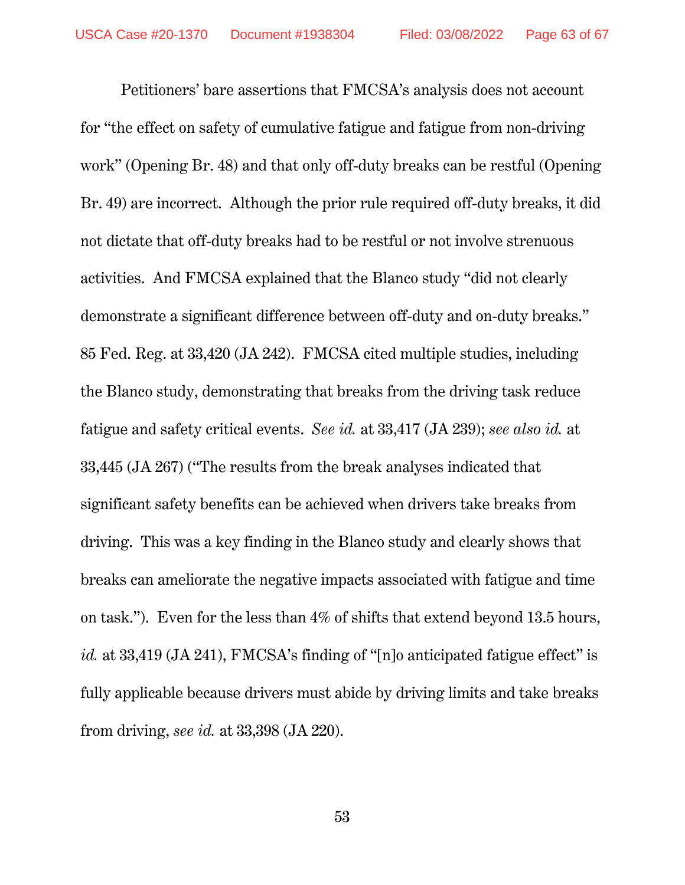Petitioners' bare assertions that FMCSA's analysis does not account for "the effect on safety of cumulative fatigue and fatigue from non-driving work" (Opening Br. 48) and that only off-duty breaks can be restful (Opening Br. 49) are incorrect. Although the prior rule required off-duty breaks, it did not dictate that off-duty breaks had to be restful or not involve strenuous activities. And FMCSA explained that the Blanco study "did not clearly demonstrate a significant difference between off-duty and on-duty breaks." 85 Fed. Reg. at 33,420 (JA 242). FMCSA cited multiple studies, including the Blanco study, demonstrating that breaks from the driving task reduce fatigue and safety critical events. *See id.* at 33,417 (JA 239); *see also id.* at 33,445 (JA 267) ("The results from the break analyses indicated that significant safety benefits can be achieved when drivers take breaks from driving. This was a key finding in the Blanco study and clearly shows that breaks can ameliorate the negative impacts associated with fatigue and time on task."). Even for the less than 4% of shifts that extend beyond 13.5 hours, *id.* at 33,419 (JA 241), FMCSA's finding of "[n]o anticipated fatigue effect" is fully applicable because drivers must abide by driving limits and take breaks from driving, *see id.* at 33,398 (JA 220).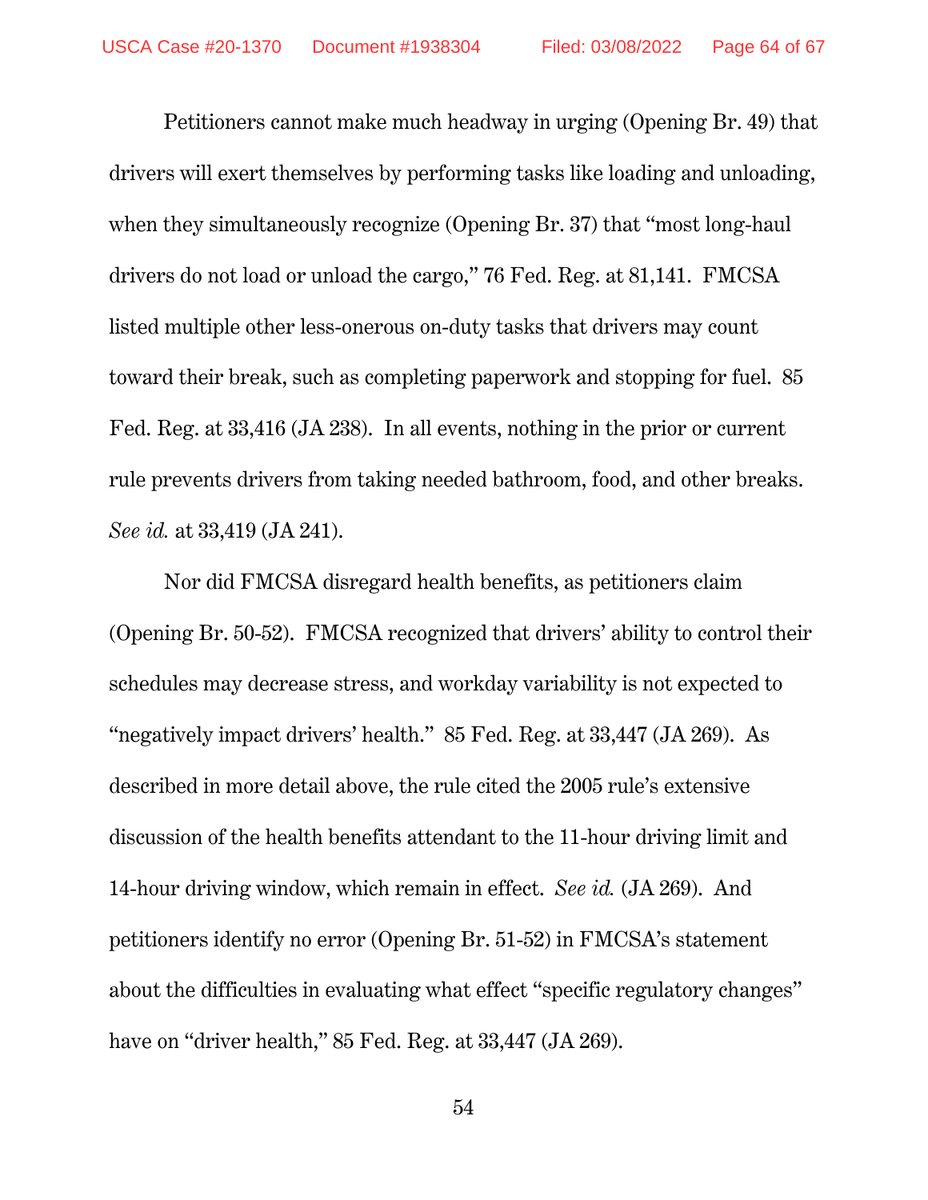Petitioners cannot make much headway in urging (Opening Br. 49) that drivers will exert themselves by performing tasks like loading and unloading, when they simultaneously recognize (Opening Br. 37) that "most long-haul drivers do not load or unload the cargo," 76 Fed. Reg. at 81,141. FMCSA listed multiple other less-onerous on-duty tasks that drivers may count toward their break, such as completing paperwork and stopping for fuel. 85 Fed. Reg. at 33,416 (JA 238). In all events, nothing in the prior or current rule prevents drivers from taking needed bathroom, food, and other breaks. *See id.* at 33,419 (JA 241).

Nor did FMCSA disregard health benefits, as petitioners claim (Opening Br. 50-52). FMCSA recognized that drivers' ability to control their schedules may decrease stress, and workday variability is not expected to "negatively impact drivers' health." 85 Fed. Reg. at 33,447 (JA 269). As described in more detail above, the rule cited the 2005 rule's extensive discussion of the health benefits attendant to the 11-hour driving limit and 14-hour driving window, which remain in effect. *See id.* (JA 269). And petitioners identify no error (Opening Br. 51-52) in FMCSA's statement about the difficulties in evaluating what effect "specific regulatory changes" have on "driver health," 85 Fed. Reg. at 33,447 (JA 269).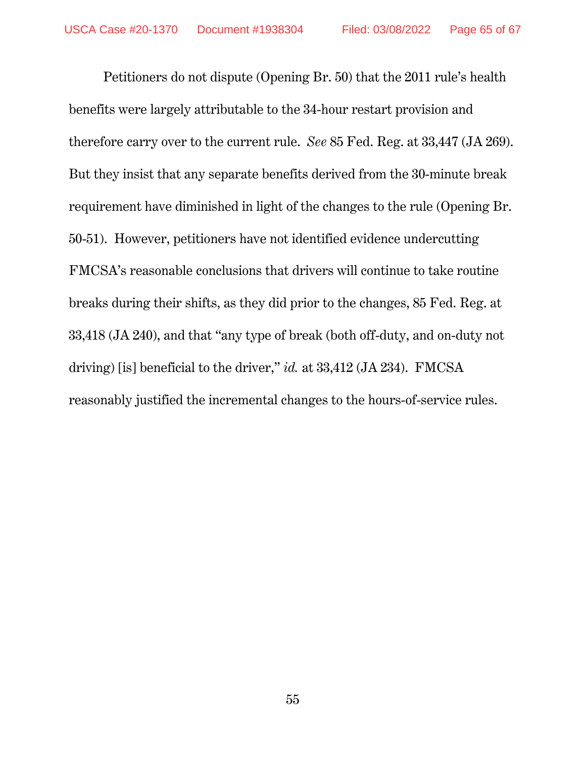Petitioners do not dispute (Opening Br. 50) that the 2011 rule's health benefits were largely attributable to the 34-hour restart provision and therefore carry over to the current rule. *See* 85 Fed. Reg. at 33,447 (JA 269). But they insist that any separate benefits derived from the 30-minute break requirement have diminished in light of the changes to the rule (Opening Br. 50-51). However, petitioners have not identified evidence undercutting FMCSA's reasonable conclusions that drivers will continue to take routine breaks during their shifts, as they did prior to the changes, 85 Fed. Reg. at 33,418 (JA 240), and that "any type of break (both off-duty, and on-duty not driving) [is] beneficial to the driver," *id.* at 33,412 (JA 234). FMCSA reasonably justified the incremental changes to the hours-of-service rules.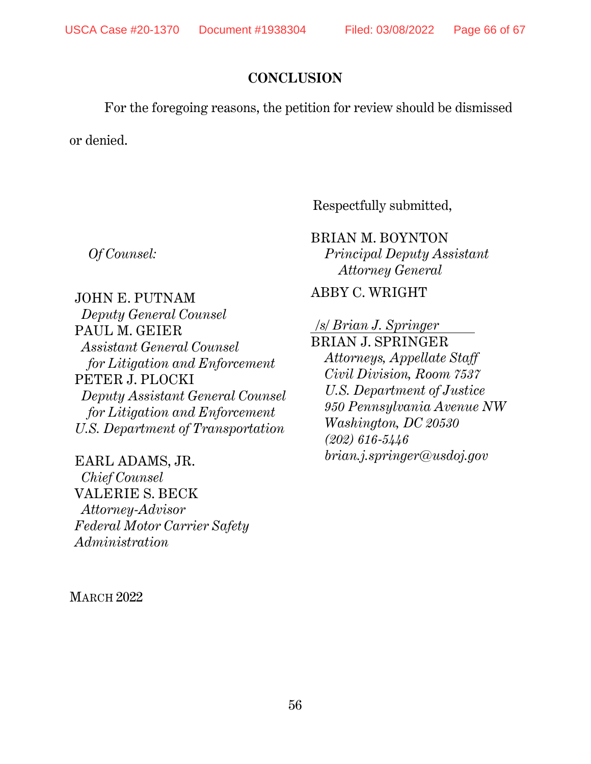## CONCLUSION

For the foregoing reasons, the petition for review should be dismissed or denied.

Respectfully submitted,

BRIAN M. BOYNTON
*Principal Deputy Assistant Attorney General*

ABBY C. WRIGHT

*/s/ Brian J. Springer*
BRIAN J. SPRINGER
*Attorneys, Appellate Staff*
*Civil Division, Room 7537*
*U.S. Department of Justice*
*950 Pennsylvania Avenue NW*
*Washington, DC 20530*
*(202) 616-5446*
*brian.j.springer@usdoj.gov*

*Of Counsel:*

JOHN E. PUTNAM
*Deputy General Counsel*
PAUL M. GEIER
*Assistant General Counsel for Litigation and Enforcement*
PETER J. PLOCKI
*Deputy Assistant General Counsel for Litigation and Enforcement*
*U.S. Department of Transportation*

EARL ADAMS, JR.
*Chief Counsel*
VALERIE S. BECK
*Attorney-Advisor*
*Federal Motor Carrier Safety Administration*

MARCH 2022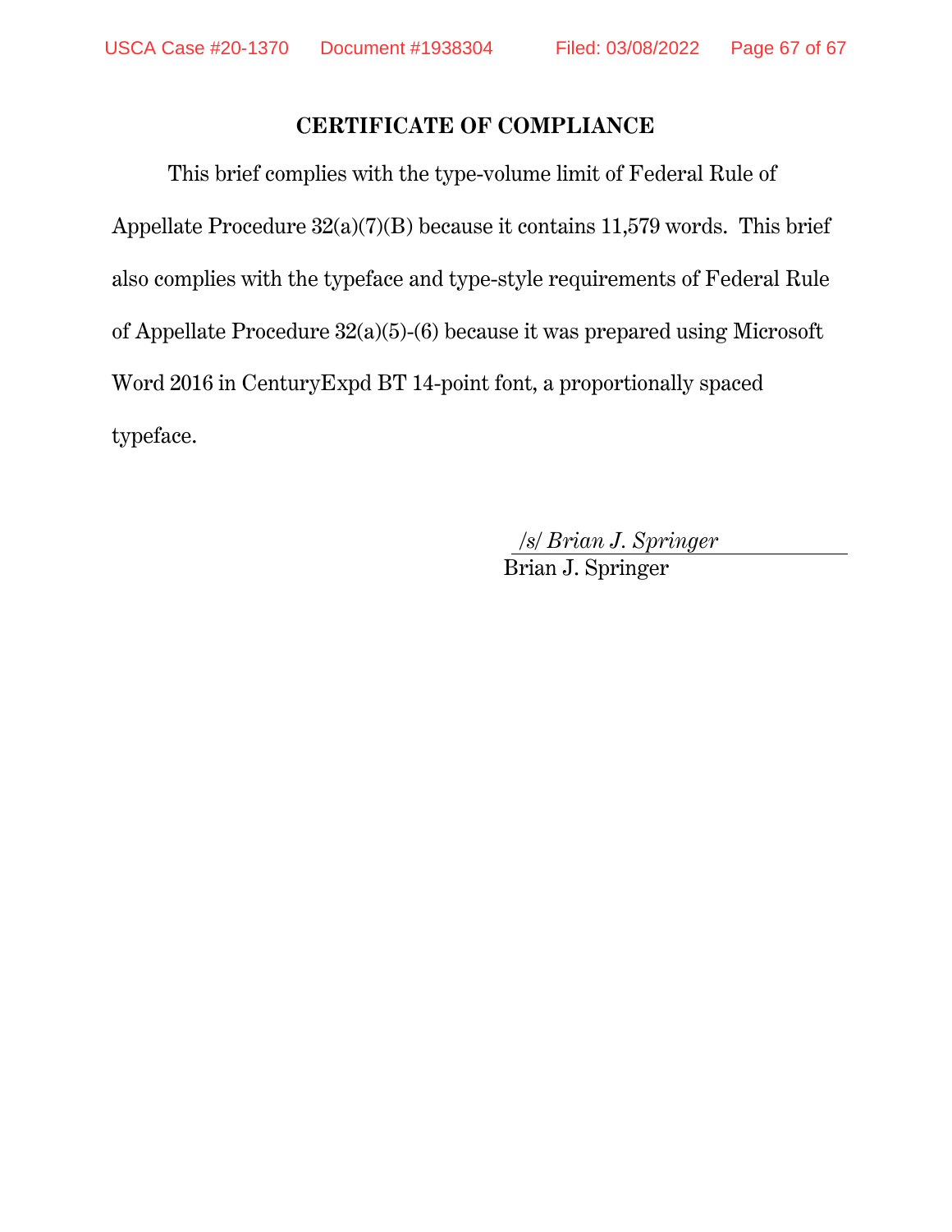## CERTIFICATE OF COMPLIANCE

This brief complies with the type-volume limit of Federal Rule of Appellate Procedure 32(a)(7)(B) because it contains 11,579 words. This brief also complies with the typeface and type-style requirements of Federal Rule of Appellate Procedure 32(a)(5)-(6) because it was prepared using Microsoft Word 2016 in CenturyExpd BT 14-point font, a proportionally spaced typeface.

*/s/ Brian J. Springer*
Brian J. Springer